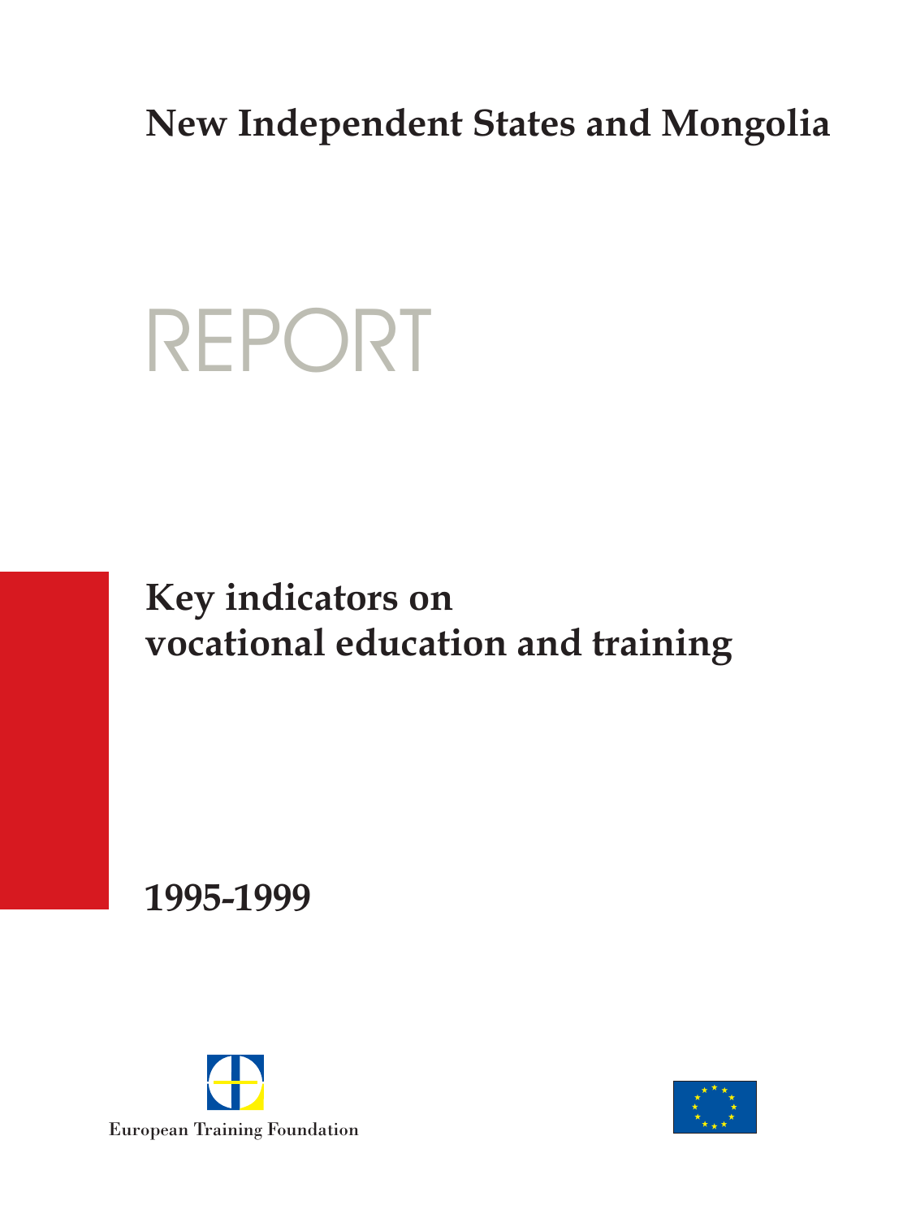# New Independent States and Mongolia

# REPORT

## Key indicators on vocational education and training

## 1995-1999

European Training Foundation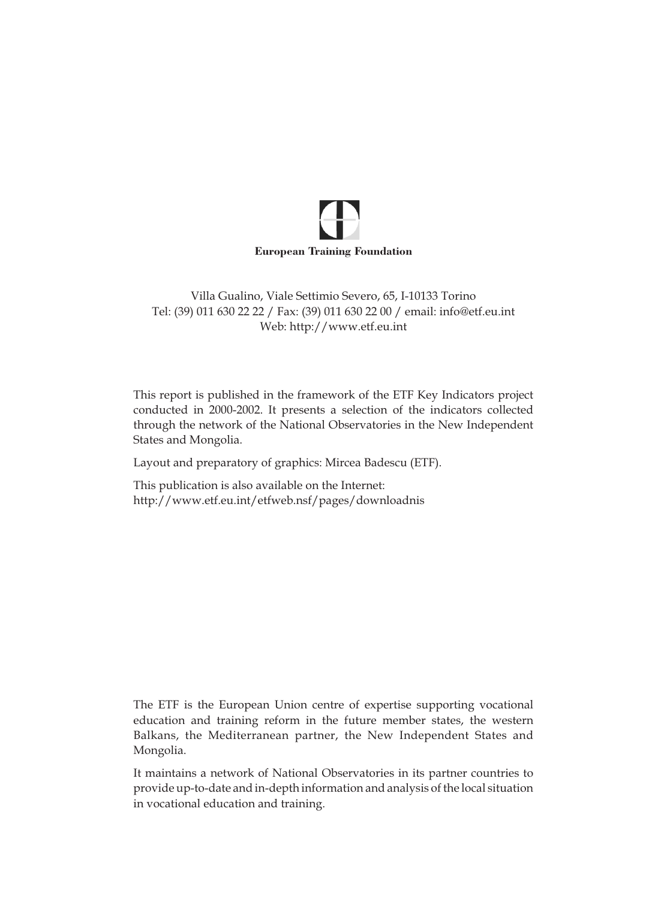**European Training Foundation**

Villa Gualino, Viale Settimio Severo, 65, I-10133 Torino
Tel: (39) 011 630 22 22 / Fax: (39) 011 630 22 00 / email: info@etf.eu.int
Web: http://www.etf.eu.int

This report is published in the framework of the ETF Key Indicators project conducted in 2000-2002. It presents a selection of the indicators collected through the network of the National Observatories in the New Independent States and Mongolia.

Layout and preparatory of graphics: Mircea Badescu (ETF).

This publication is also available on the Internet:
http://www.etf.eu.int/etfweb.nsf/pages/downloadnis

The ETF is the European Union centre of expertise supporting vocational education and training reform in the future member states, the western Balkans, the Mediterranean partner, the New Independent States and Mongolia.

It maintains a network of National Observatories in its partner countries to provide up-to-date and in-depth information and analysis of the local situation in vocational education and training.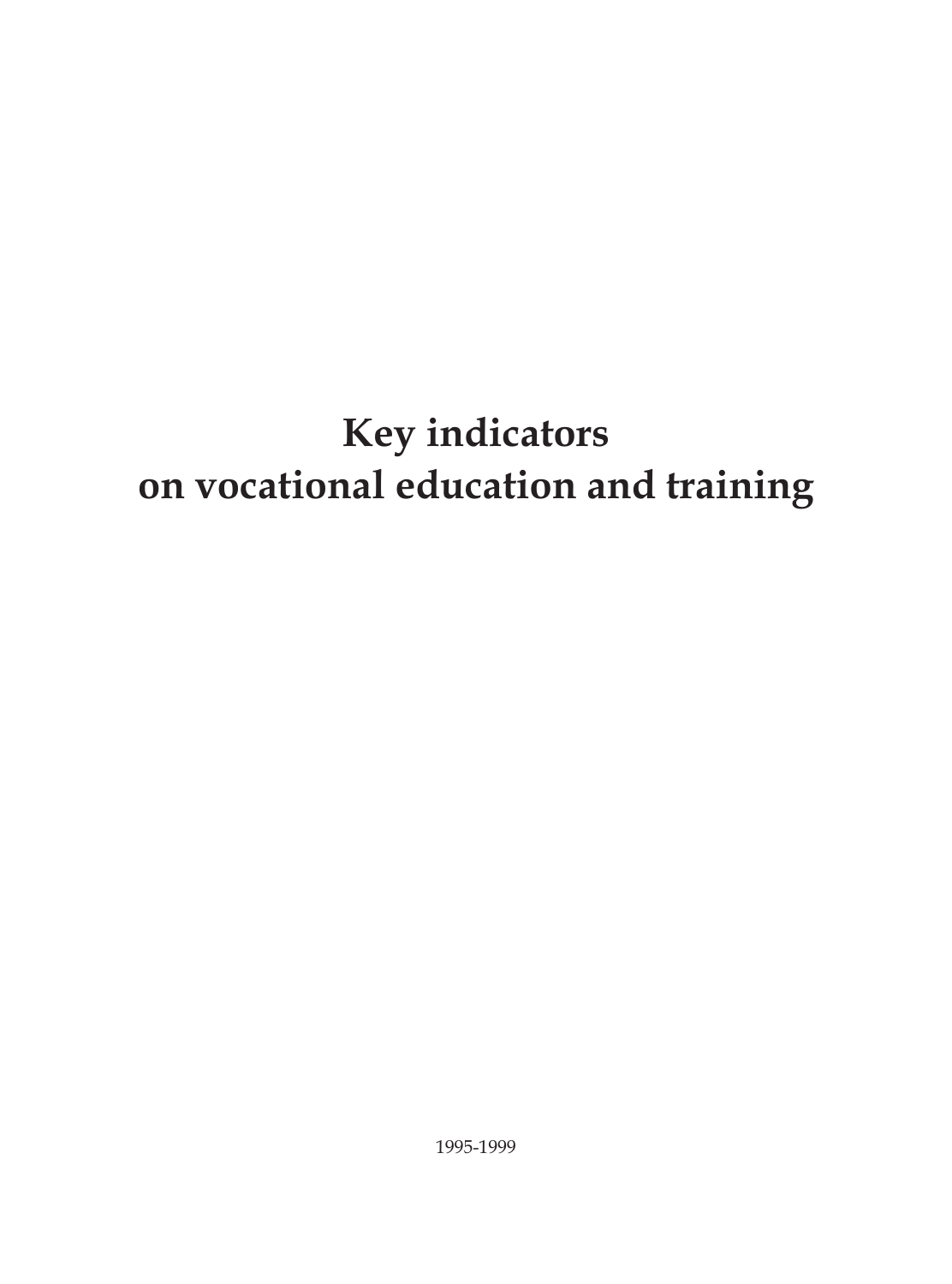# Key indicators on vocational education and training

1995-1999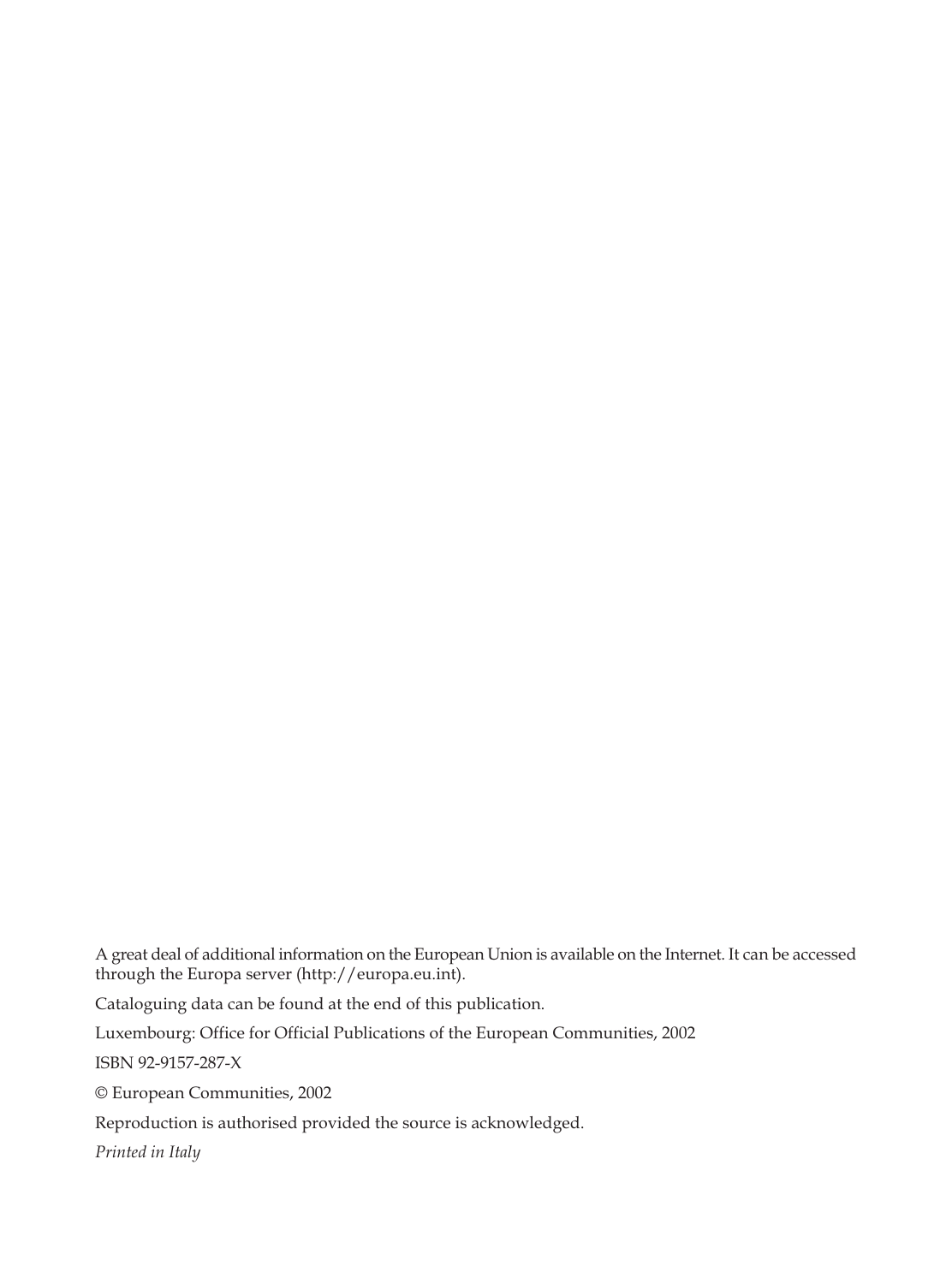A great deal of additional information on the European Union is available on the Internet. It can be accessed through the Europa server (http://europa.eu.int).

Cataloguing data can be found at the end of this publication.

Luxembourg: Office for Official Publications of the European Communities, 2002

ISBN 92-9157-287-X

© European Communities, 2002

Reproduction is authorised provided the source is acknowledged.

*Printed in Italy*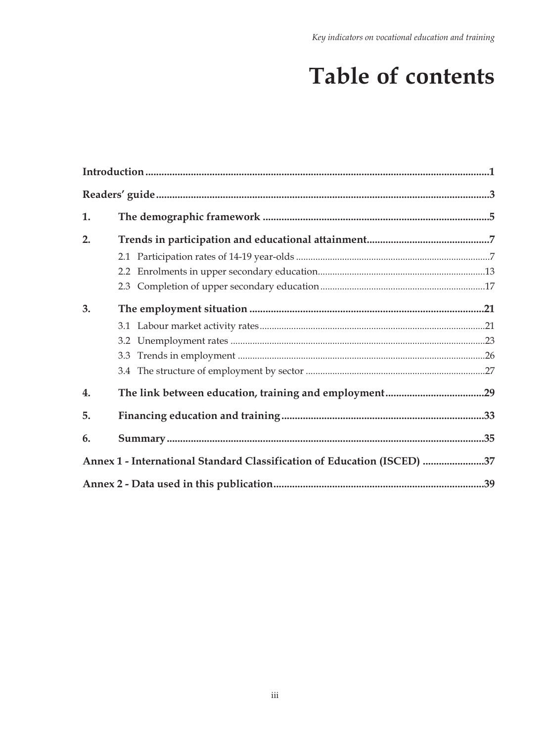# Table of contents

**Introduction** .......... **1**

**Readers' guide** .......... **3**

**1. The demographic framework** .......... **5**

**2. Trends in participation and educational attainment** .......... **7**

- 2.1 Participation rates of 14-19 year-olds .......... 7
- 2.2 Enrolments in upper secondary education .......... 13
- 2.3 Completion of upper secondary education .......... 17

**3. The employment situation** .......... **21**

- 3.1 Labour market activity rates .......... 21
- 3.2 Unemployment rates .......... 23
- 3.3 Trends in employment .......... 26
- 3.4 The structure of employment by sector .......... 27

**4. The link between education, training and employment** .......... **29**

**5. Financing education and training** .......... **33**

**6. Summary** .......... **35**

**Annex 1 - International Standard Classification of Education (ISCED)** .......... **37**

**Annex 2 - Data used in this publication** .......... **39**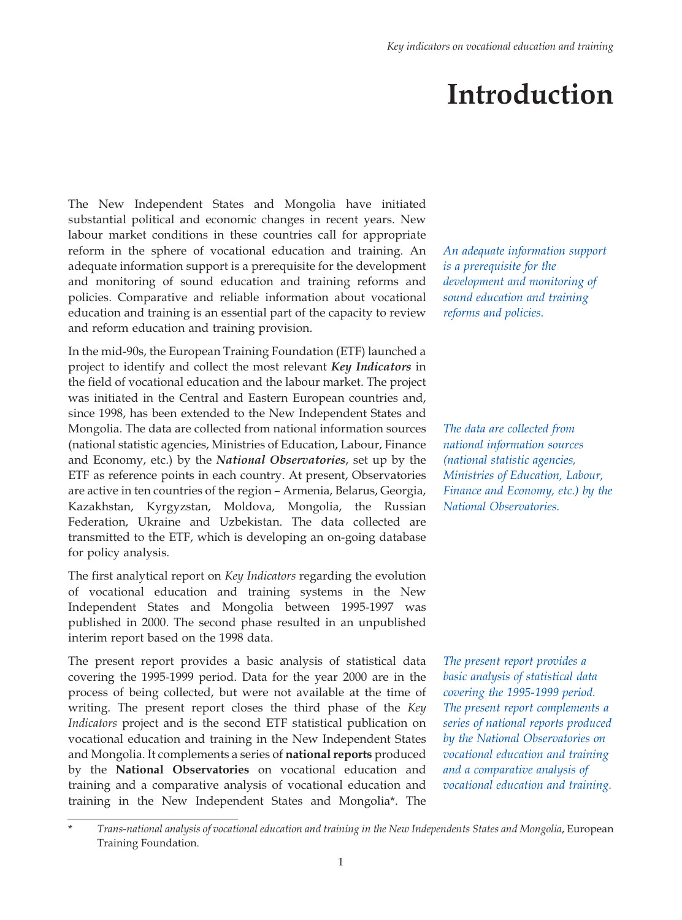// Introduction

The New Independent States and Mongolia have initiated substantial political and economic changes in recent years. New labour market conditions in these countries call for appropriate reform in the sphere of vocational education and training. An adequate information support is a prerequisite for the development and monitoring of sound education and training reforms and policies. Comparative and reliable information about vocational education and training is an essential part of the capacity to review and reform education and training provision.

*An adequate information support is a prerequisite for the development and monitoring of sound education and training reforms and policies.*

In the mid-90s, the European Training Foundation (ETF) launched a project to identify and collect the most relevant ***Key Indicators*** in the field of vocational education and the labour market. The project was initiated in the Central and Eastern European countries and, since 1998, has been extended to the New Independent States and Mongolia. The data are collected from national information sources (national statistic agencies, Ministries of Education, Labour, Finance and Economy, etc.) by the ***National Observatories***, set up by the ETF as reference points in each country. At present, Observatories are active in ten countries of the region – Armenia, Belarus, Georgia, Kazakhstan, Kyrgyzstan, Moldova, Mongolia, the Russian Federation, Ukraine and Uzbekistan. The data collected are transmitted to the ETF, which is developing an on-going database for policy analysis.

*The data are collected from national information sources (national statistic agencies, Ministries of Education, Labour, Finance and Economy, etc.) by the National Observatories.*

The first analytical report on *Key Indicators* regarding the evolution of vocational education and training systems in the New Independent States and Mongolia between 1995-1997 was published in 2000. The second phase resulted in an unpublished interim report based on the 1998 data.

The present report provides a basic analysis of statistical data covering the 1995-1999 period. Data for the year 2000 are in the process of being collected, but were not available at the time of writing. The present report closes the third phase of the *Key Indicators* project and is the second ETF statistical publication on vocational education and training in the New Independent States and Mongolia. It complements a series of **national reports** produced by the **National Observatories** on vocational education and training and a comparative analysis of vocational education and training in the New Independent States and Mongolia*. The

*The present report provides a basic analysis of statistical data covering the 1995-1999 period. The present report complements a series of national reports produced by the National Observatories on vocational education and training and a comparative analysis of vocational education and training.*

---

\* *Trans-national analysis of vocational education and training in the New Independents States and Mongolia*, European Training Foundation.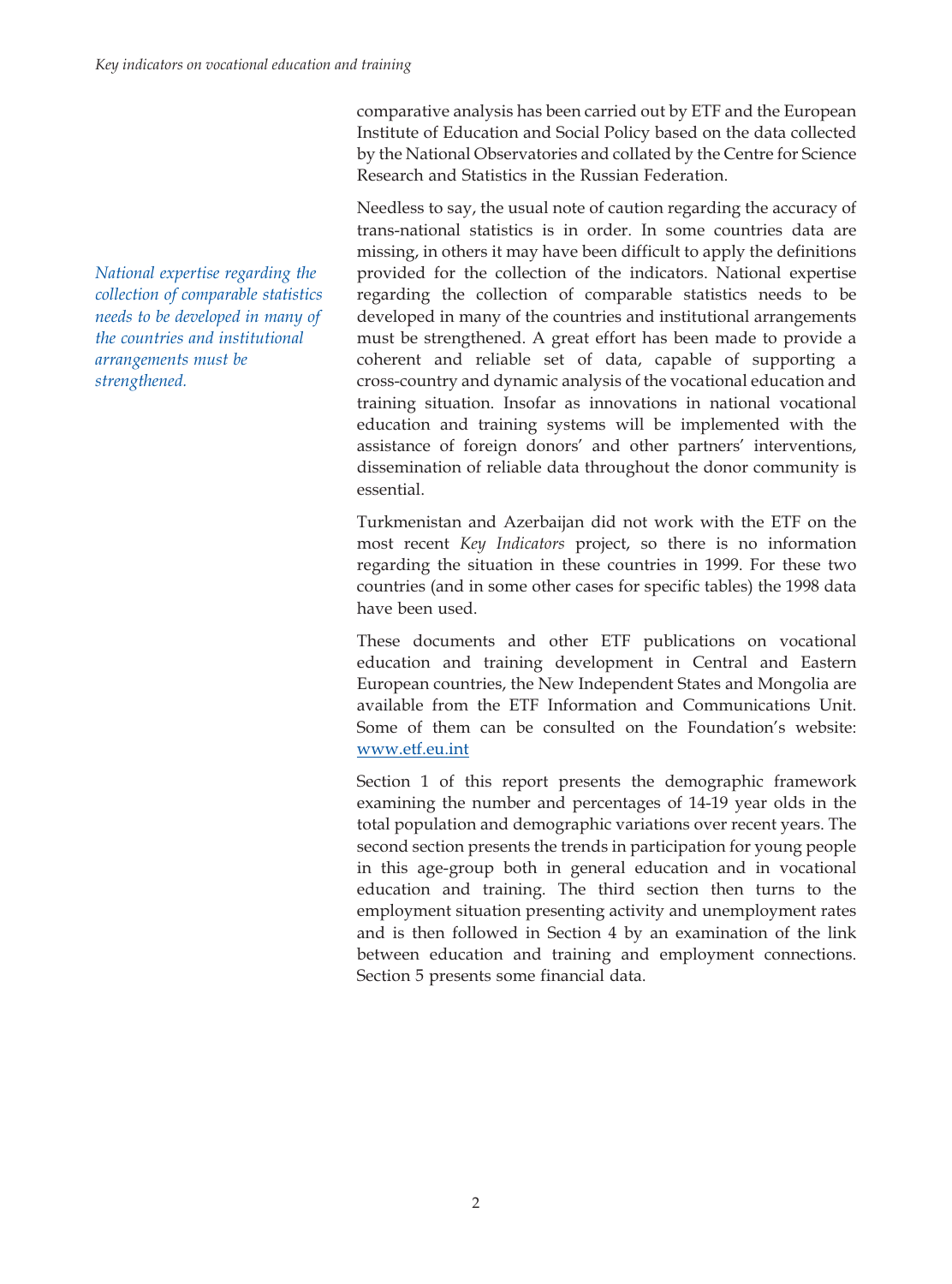comparative analysis has been carried out by ETF and the European Institute of Education and Social Policy based on the data collected by the National Observatories and collated by the Centre for Science Research and Statistics in the Russian Federation.

*National expertise regarding the collection of comparable statistics needs to be developed in many of the countries and institutional arrangements must be strengthened.*

Needless to say, the usual note of caution regarding the accuracy of trans-national statistics is in order. In some countries data are missing, in others it may have been difficult to apply the definitions provided for the collection of the indicators. National expertise regarding the collection of comparable statistics needs to be developed in many of the countries and institutional arrangements must be strengthened. A great effort has been made to provide a coherent and reliable set of data, capable of supporting a cross-country and dynamic analysis of the vocational education and training situation. Insofar as innovations in national vocational education and training systems will be implemented with the assistance of foreign donors' and other partners' interventions, dissemination of reliable data throughout the donor community is essential.

Turkmenistan and Azerbaijan did not work with the ETF on the most recent *Key Indicators* project, so there is no information regarding the situation in these countries in 1999. For these two countries (and in some other cases for specific tables) the 1998 data have been used.

These documents and other ETF publications on vocational education and training development in Central and Eastern European countries, the New Independent States and Mongolia are available from the ETF Information and Communications Unit. Some of them can be consulted on the Foundation's website: www.etf.eu.int

Section 1 of this report presents the demographic framework examining the number and percentages of 14-19 year olds in the total population and demographic variations over recent years. The second section presents the trends in participation for young people in this age-group both in general education and in vocational education and training. The third section then turns to the employment situation presenting activity and unemployment rates and is then followed in Section 4 by an examination of the link between education and training and employment connections. Section 5 presents some financial data.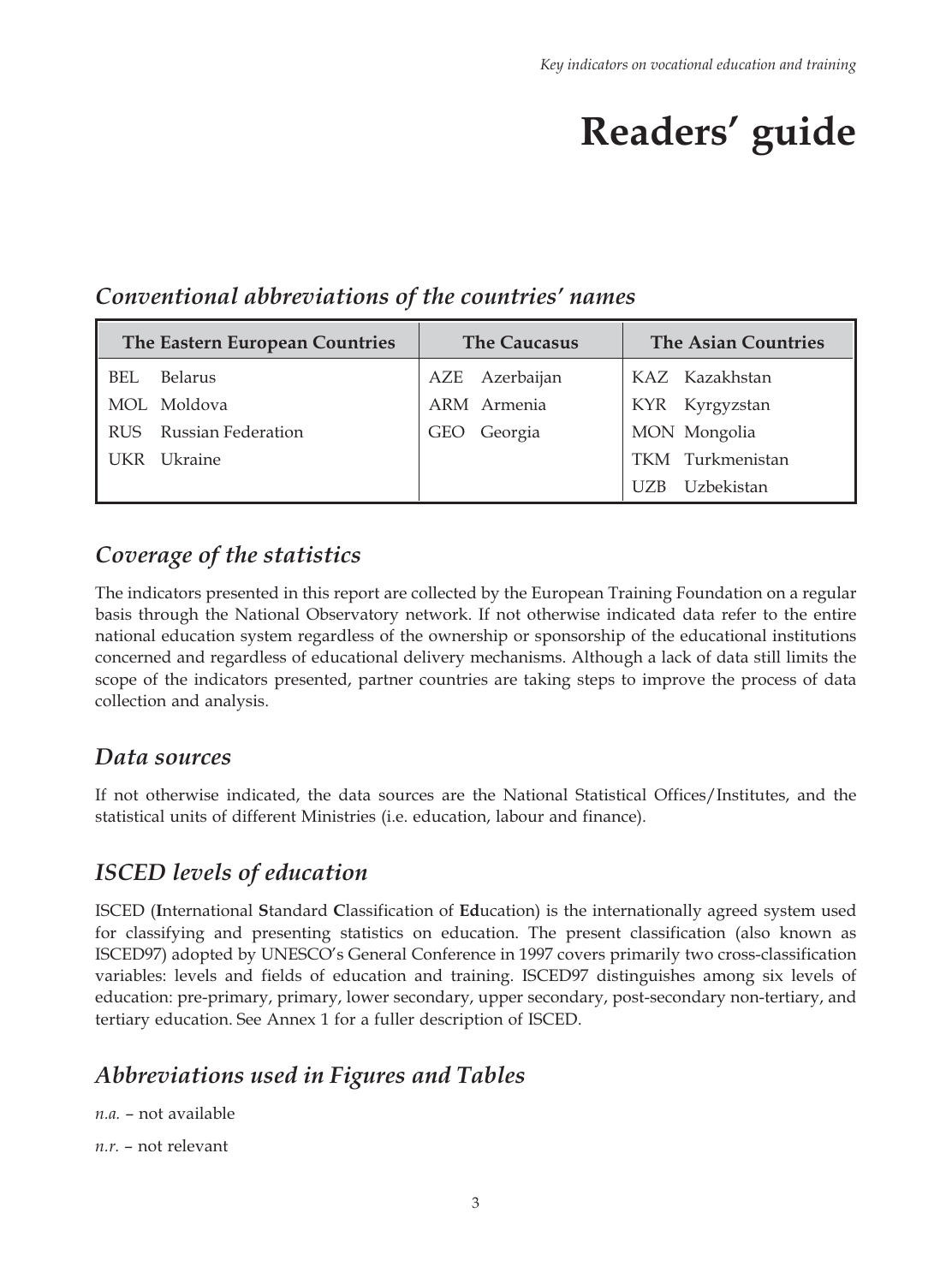# Readers' guide

## *Conventional abbreviations of the countries' names*

| The Eastern European Countries | The Caucasus | The Asian Countries |
|---|---|---|
| BEL Belarus | AZE Azerbaijan | KAZ Kazakhstan |
| MOL Moldova | ARM Armenia | KYR Kyrgyzstan |
| RUS Russian Federation | GEO Georgia | MON Mongolia |
| UKR Ukraine | | TKM Turkmenistan |
| | | UZB Uzbekistan |

## *Coverage of the statistics*

The indicators presented in this report are collected by the European Training Foundation on a regular basis through the National Observatory network. If not otherwise indicated data refer to the entire national education system regardless of the ownership or sponsorship of the educational institutions concerned and regardless of educational delivery mechanisms. Although a lack of data still limits the scope of the indicators presented, partner countries are taking steps to improve the process of data collection and analysis.

## *Data sources*

If not otherwise indicated, the data sources are the National Statistical Offices/Institutes, and the statistical units of different Ministries (i.e. education, labour and finance).

## *ISCED levels of education*

ISCED (**I**nternational **S**tandard **C**lassification of **Ed**ucation) is the internationally agreed system used for classifying and presenting statistics on education. The present classification (also known as ISCED97) adopted by UNESCO's General Conference in 1997 covers primarily two cross-classification variables: levels and fields of education and training. ISCED97 distinguishes among six levels of education: pre-primary, primary, lower secondary, upper secondary, post-secondary non-tertiary, and tertiary education. See Annex 1 for a fuller description of ISCED.

## *Abbreviations used in Figures and Tables*

*n.a.* – not available

*n.r.* – not relevant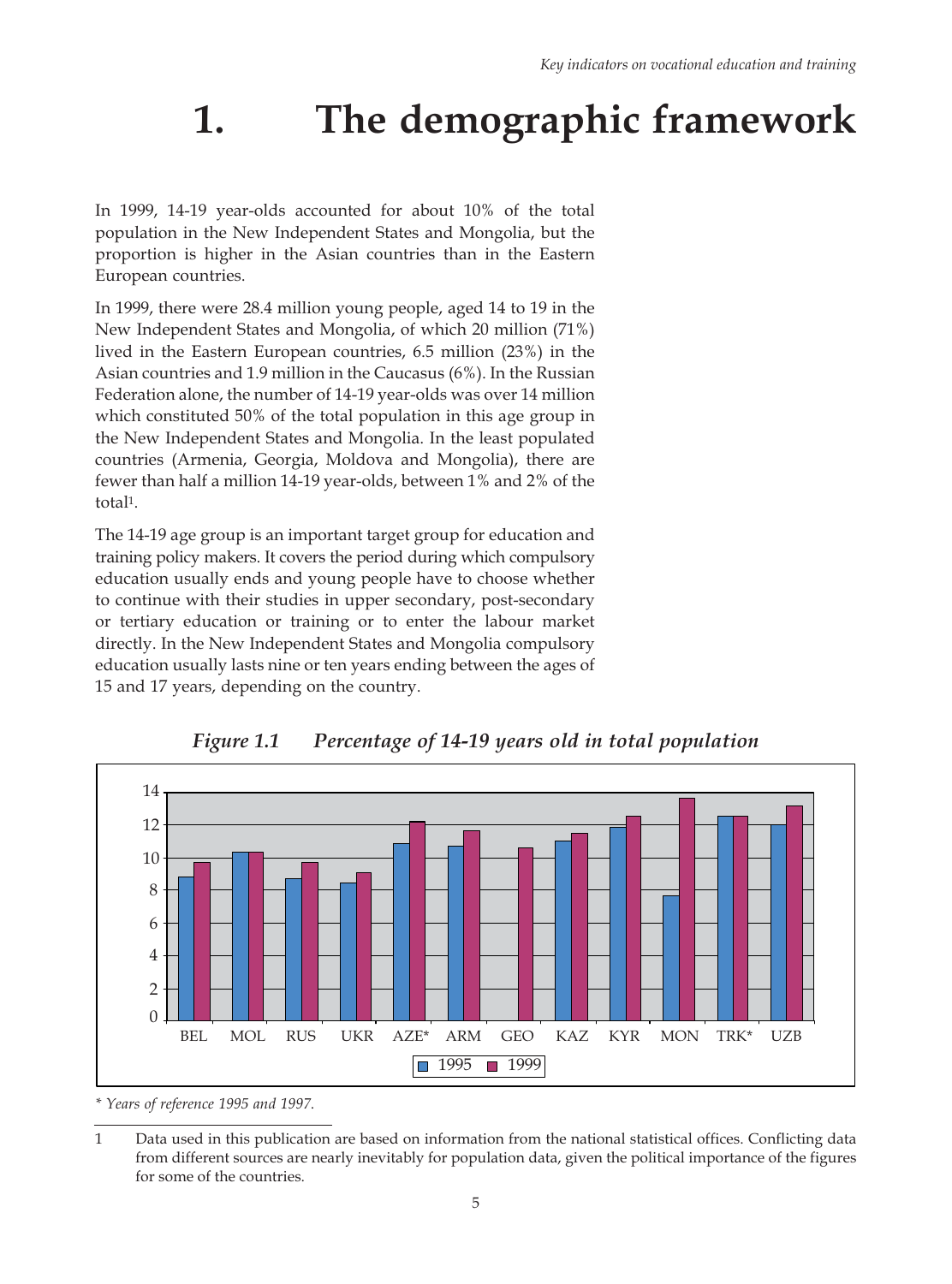# 1. The demographic framework

In 1999, 14-19 year-olds accounted for about 10% of the total population in the New Independent States and Mongolia, but the proportion is higher in the Asian countries than in the Eastern European countries.

In 1999, there were 28.4 million young people, aged 14 to 19 in the New Independent States and Mongolia, of which 20 million (71%) lived in the Eastern European countries, 6.5 million (23%) in the Asian countries and 1.9 million in the Caucasus (6%). In the Russian Federation alone, the number of 14-19 year-olds was over 14 million which constituted 50% of the total population in this age group in the New Independent States and Mongolia. In the least populated countries (Armenia, Georgia, Moldova and Mongolia), there are fewer than half a million 14-19 year-olds, between 1% and 2% of the total[1].

The 14-19 age group is an important target group for education and training policy makers. It covers the period during which compulsory education usually ends and young people have to choose whether to continue with their studies in upper secondary, post-secondary or tertiary education or training or to enter the labour market directly. In the New Independent States and Mongolia compulsory education usually lasts nine or ten years ending between the ages of 15 and 17 years, depending on the country.

*Figure 1.1 Percentage of 14-19 years old in total population*

| Country | 1995 | 1999 |
|---|---|---|
| BEL | 8.8 | 9.7 |
| MOL | 10.3 | 10.3 |
| RUS | 8.7 | 9.7 |
| UKR | 8.4 | 9.1 |
| AZE* | 10.8 | 12.2 |
| ARM | 10.7 | 11.6 |
| GEO | | 10.6 |
| KAZ | 11.0 | 11.5 |
| KYR | 11.8 | 12.5 |
| MON | 7.6 | 13.6 |
| TRK* | 12.5 | 12.5 |
| UZB | 12.0 | 13.1 |

*\* Years of reference 1995 and 1997.*

1 Data used in this publication are based on information from the national statistical offices. Conflicting data from different sources are nearly inevitably for population data, given the political importance of the figures for some of the countries.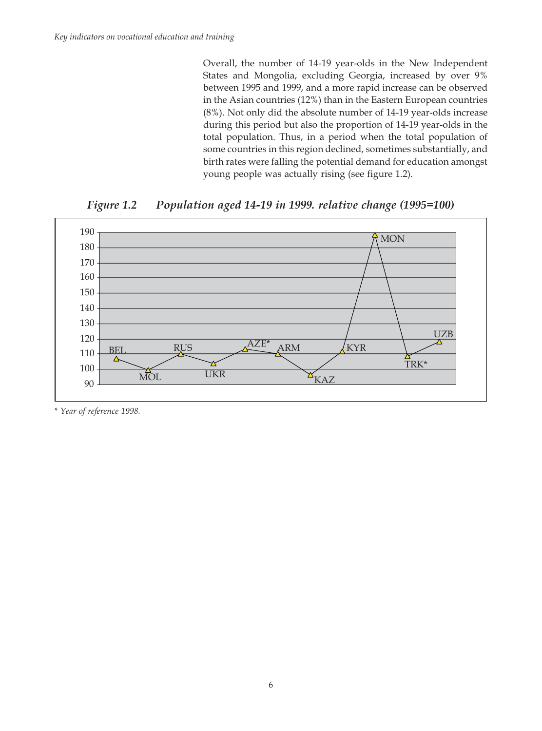Overall, the number of 14-19 year-olds in the New Independent States and Mongolia, excluding Georgia, increased by over 9% between 1995 and 1999, and a more rapid increase can be observed in the Asian countries (12%) than in the Eastern European countries (8%). Not only did the absolute number of 14-19 year-olds increase during this period but also the proportion of 14-19 year-olds in the total population. Thus, in a period when the total population of some countries in this region declined, sometimes substantially, and birth rates were falling the potential demand for education amongst young people was actually rising (see figure 1.2).

***Figure 1.2 Population aged 14-19 in 1999. relative change (1995=100)***

*\* Year of reference 1998.*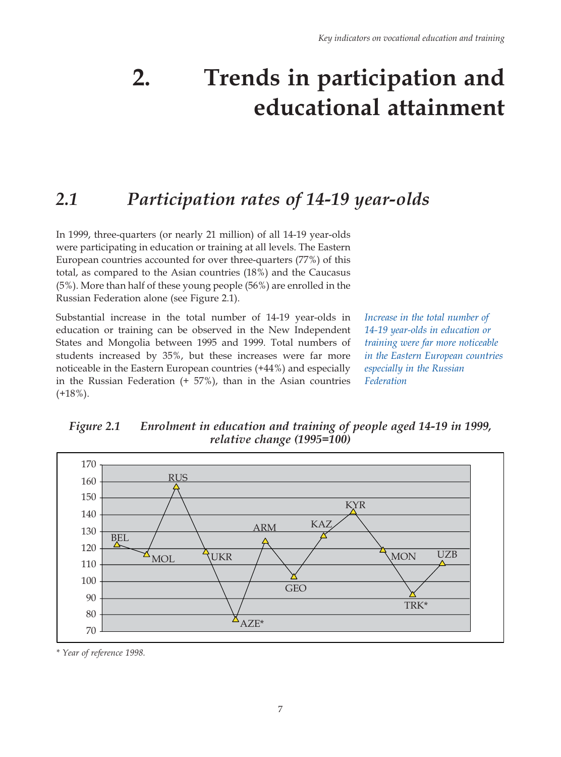# 2. Trends in participation and educational attainment

## 2.1 Participation rates of 14-19 year-olds

In 1999, three-quarters (or nearly 21 million) of all 14-19 year-olds were participating in education or training at all levels. The Eastern European countries accounted for over three-quarters (77%) of this total, as compared to the Asian countries (18%) and the Caucasus (5%). More than half of these young people (56%) are enrolled in the Russian Federation alone (see Figure 2.1).

*Increase in the total number of 14-19 year-olds in education or training were far more noticeable in the Eastern European countries especially in the Russian Federation*

Substantial increase in the total number of 14-19 year-olds in education or training can be observed in the New Independent States and Mongolia between 1995 and 1999. Total numbers of students increased by 35%, but these increases were far more noticeable in the Eastern European countries (+44%) and especially in the Russian Federation (+ 57%), than in the Asian countries (+18%).

***Figure 2.1 Enrolment in education and training of people aged 14-19 in 1999, relative change (1995=100)***

| Country | Index (1995=100) |
|---|---|
| BEL | ~122 |
| MOL | ~116 |
| RUS | ~157 |
| UKR | ~118 |
| AZE* | ~77 |
| ARM | ~124 |
| GEO | ~103 |
| KAZ | ~127 |
| KYR | ~142 |
| MON | ~119 |
| TRK* | ~92 |
| UZB | ~111 |

*\* Year of reference 1998.*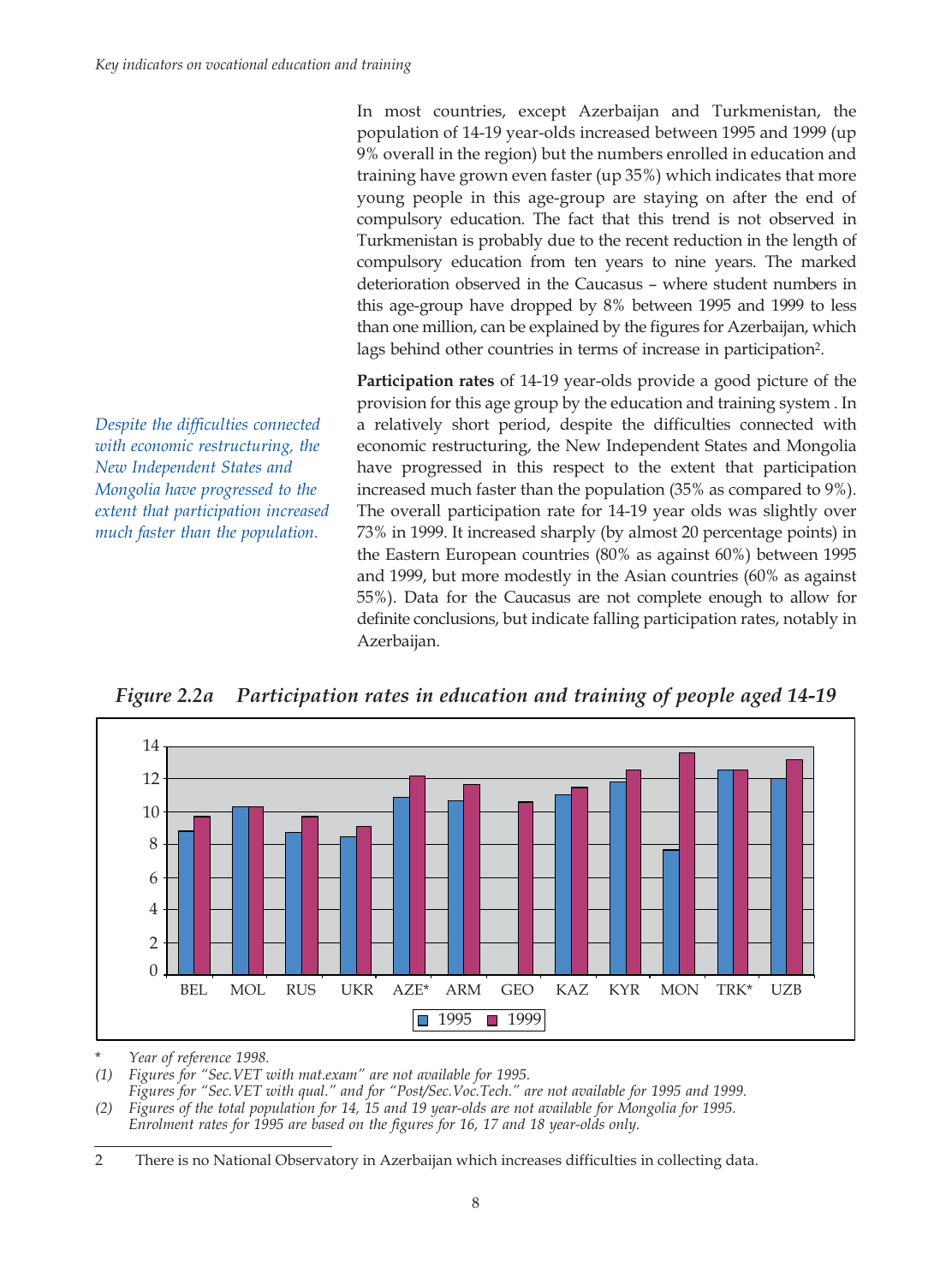In most countries, except Azerbaijan and Turkmenistan, the population of 14-19 year-olds increased between 1995 and 1999 (up 9% overall in the region) but the numbers enrolled in education and training have grown even faster (up 35%) which indicates that more young people in this age-group are staying on after the end of compulsory education. The fact that this trend is not observed in Turkmenistan is probably due to the recent reduction in the length of compulsory education from ten years to nine years. The marked deterioration observed in the Caucasus – where student numbers in this age-group have dropped by 8% between 1995 and 1999 to less than one million, can be explained by the figures for Azerbaijan, which lags behind other countries in terms of increase in participation[2].

*Despite the difficulties connected with economic restructuring, the New Independent States and Mongolia have progressed to the extent that participation increased much faster than the population.*

**Participation rates** of 14-19 year-olds provide a good picture of the provision for this age group by the education and training system . In a relatively short period, despite the difficulties connected with economic restructuring, the New Independent States and Mongolia have progressed in this respect to the extent that participation increased much faster than the population (35% as compared to 9%). The overall participation rate for 14-19 year olds was slightly over 73% in 1999. It increased sharply (by almost 20 percentage points) in the Eastern European countries (80% as against 60%) between 1995 and 1999, but more modestly in the Asian countries (60% as against 55%). Data for the Caucasus are not complete enough to allow for definite conclusions, but indicate falling participation rates, notably in Azerbaijan.

*Figure 2.2a Participation rates in education and training of people aged 14-19*

\* *Year of reference 1998.*

*(1) Figures for "Sec.VET with mat.exam" are not available for 1995.*
*Figures for "Sec.VET with qual." and for "Post/Sec.Voc.Tech." are not available for 1995 and 1999.*

*(2) Figures of the total population for 14, 15 and 19 year-olds are not available for Mongolia for 1995.*
*Enrolment rates for 1995 are based on the figures for 16, 17 and 18 year-olds only.*

2 There is no National Observatory in Azerbaijan which increases difficulties in collecting data.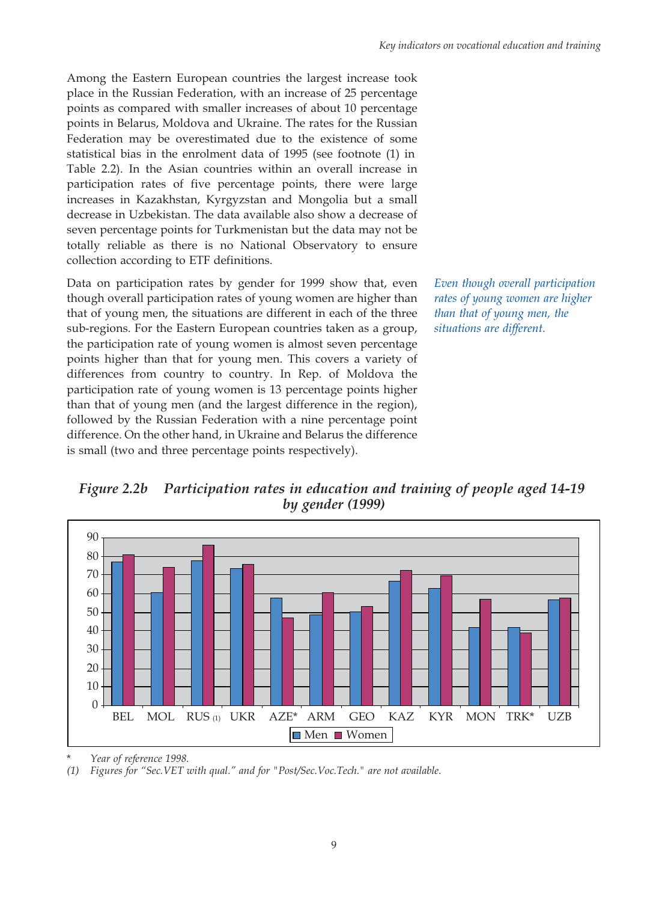Among the Eastern European countries the largest increase took place in the Russian Federation, with an increase of 25 percentage points as compared with smaller increases of about 10 percentage points in Belarus, Moldova and Ukraine. The rates for the Russian Federation may be overestimated due to the existence of some statistical bias in the enrolment data of 1995 (see footnote (1) in Table 2.2). In the Asian countries within an overall increase in participation rates of five percentage points, there were large increases in Kazakhstan, Kyrgyzstan and Mongolia but a small decrease in Uzbekistan. The data available also show a decrease of seven percentage points for Turkmenistan but the data may not be totally reliable as there is no National Observatory to ensure collection according to ETF definitions.

*Even though overall participation rates of young women are higher than that of young men, the situations are different.*

Data on participation rates by gender for 1999 show that, even though overall participation rates of young women are higher than that of young men, the situations are different in each of the three sub-regions. For the Eastern European countries taken as a group, the participation rate of young women is almost seven percentage points higher than that for young men. This covers a variety of differences from country to country. In Rep. of Moldova the participation rate of young women is 13 percentage points higher than that of young men (and the largest difference in the region), followed by the Russian Federation with a nine percentage point difference. On the other hand, in Ukraine and Belarus the difference is small (two and three percentage points respectively).

***Figure 2.2b Participation rates in education and training of people aged 14-19 by gender (1999)***

*Bar chart: Men and Women participation rates for BEL, MOL, RUS (1), UKR, AZE*, ARM, GEO, KAZ, KYR, MON, TRK*, UZB; y-axis 0–90.*

\* *Year of reference 1998.*

*(1) Figures for "Sec.VET with qual." and for "Post/Sec.Voc.Tech." are not available.*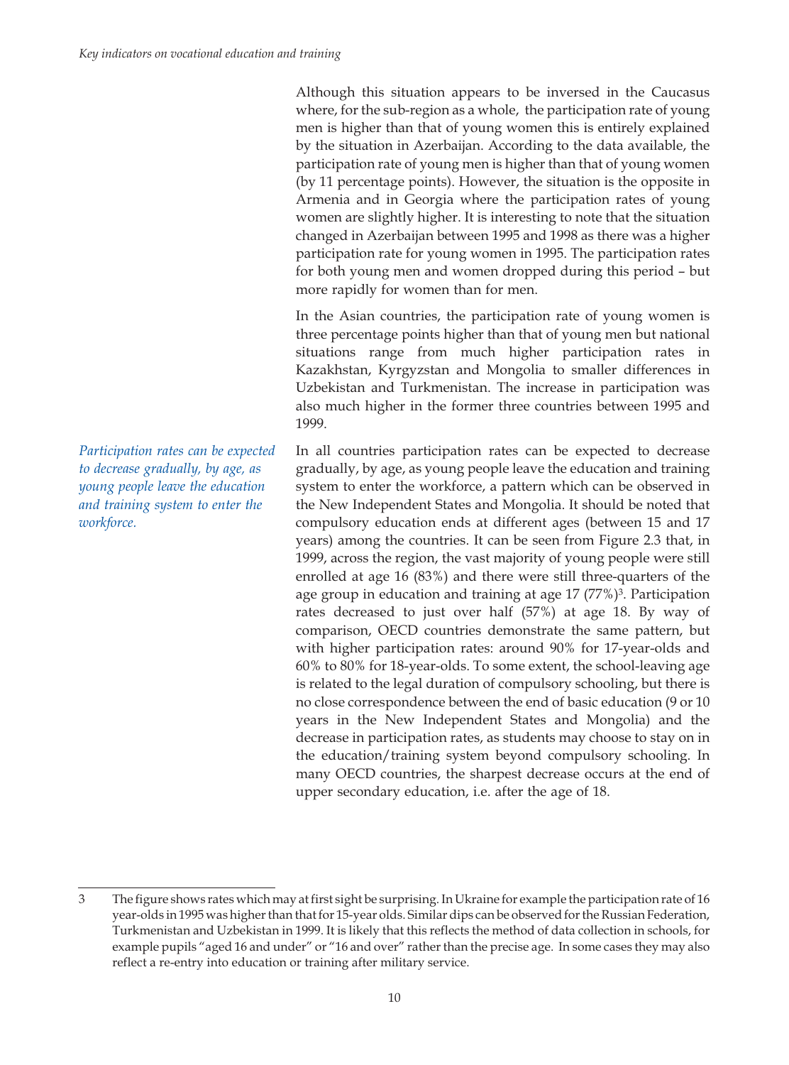Although this situation appears to be inversed in the Caucasus where, for the sub-region as a whole, the participation rate of young men is higher than that of young women this is entirely explained by the situation in Azerbaijan. According to the data available, the participation rate of young men is higher than that of young women (by 11 percentage points). However, the situation is the opposite in Armenia and in Georgia where the participation rates of young women are slightly higher. It is interesting to note that the situation changed in Azerbaijan between 1995 and 1998 as there was a higher participation rate for young women in 1995. The participation rates for both young men and women dropped during this period – but more rapidly for women than for men.

In the Asian countries, the participation rate of young women is three percentage points higher than that of young men but national situations range from much higher participation rates in Kazakhstan, Kyrgyzstan and Mongolia to smaller differences in Uzbekistan and Turkmenistan. The increase in participation was also much higher in the former three countries between 1995 and 1999.

*Participation rates can be expected to decrease gradually, by age, as young people leave the education and training system to enter the workforce.*

In all countries participation rates can be expected to decrease gradually, by age, as young people leave the education and training system to enter the workforce, a pattern which can be observed in the New Independent States and Mongolia. It should be noted that compulsory education ends at different ages (between 15 and 17 years) among the countries. It can be seen from Figure 2.3 that, in 1999, across the region, the vast majority of young people were still enrolled at age 16 (83%) and there were still three-quarters of the age group in education and training at age 17 (77%)[3]. Participation rates decreased to just over half (57%) at age 18. By way of comparison, OECD countries demonstrate the same pattern, but with higher participation rates: around 90% for 17-year-olds and 60% to 80% for 18-year-olds. To some extent, the school-leaving age is related to the legal duration of compulsory schooling, but there is no close correspondence between the end of basic education (9 or 10 years in the New Independent States and Mongolia) and the decrease in participation rates, as students may choose to stay on in the education/training system beyond compulsory schooling. In many OECD countries, the sharpest decrease occurs at the end of upper secondary education, i.e. after the age of 18.

---

3 The figure shows rates which may at first sight be surprising. In Ukraine for example the participation rate of 16 year-olds in 1995 was higher than that for 15-year olds. Similar dips can be observed for the Russian Federation, Turkmenistan and Uzbekistan in 1999. It is likely that this reflects the method of data collection in schools, for example pupils "aged 16 and under" or "16 and over" rather than the precise age. In some cases they may also reflect a re-entry into education or training after military service.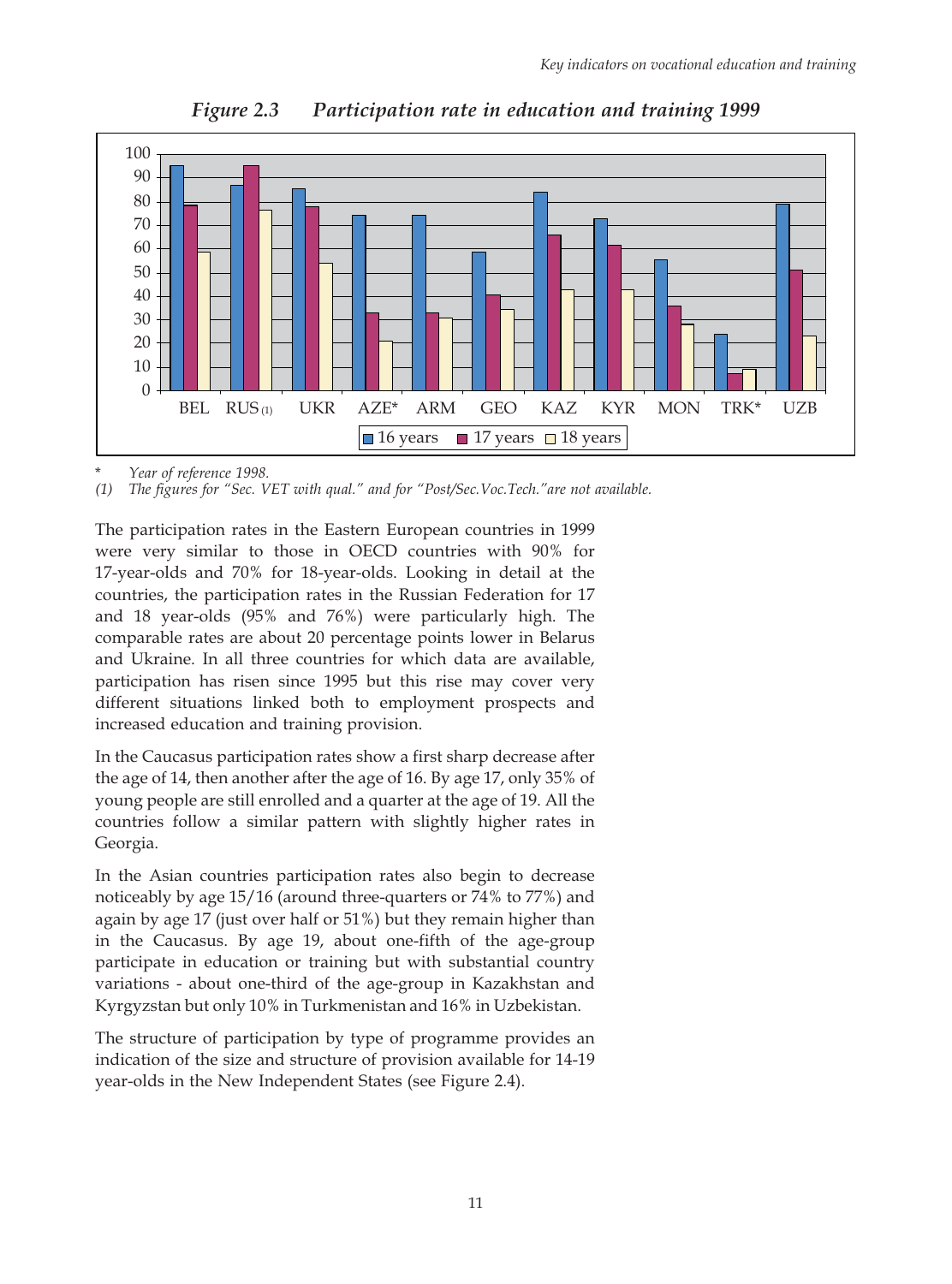*Figure 2.3 Participation rate in education and training 1999*

\* *Year of reference 1998.*

*(1) The figures for "Sec. VET with qual." and for "Post/Sec.Voc.Tech."are not available.*

The participation rates in the Eastern European countries in 1999 were very similar to those in OECD countries with 90% for 17-year-olds and 70% for 18-year-olds. Looking in detail at the countries, the participation rates in the Russian Federation for 17 and 18 year-olds (95% and 76%) were particularly high. The comparable rates are about 20 percentage points lower in Belarus and Ukraine. In all three countries for which data are available, participation has risen since 1995 but this rise may cover very different situations linked both to employment prospects and increased education and training provision.

In the Caucasus participation rates show a first sharp decrease after the age of 14, then another after the age of 16. By age 17, only 35% of young people are still enrolled and a quarter at the age of 19. All the countries follow a similar pattern with slightly higher rates in Georgia.

In the Asian countries participation rates also begin to decrease noticeably by age 15/16 (around three-quarters or 74% to 77%) and again by age 17 (just over half or 51%) but they remain higher than in the Caucasus. By age 19, about one-fifth of the age-group participate in education or training but with substantial country variations - about one-third of the age-group in Kazakhstan and Kyrgyzstan but only 10% in Turkmenistan and 16% in Uzbekistan.

The structure of participation by type of programme provides an indication of the size and structure of provision available for 14-19 year-olds in the New Independent States (see Figure 2.4).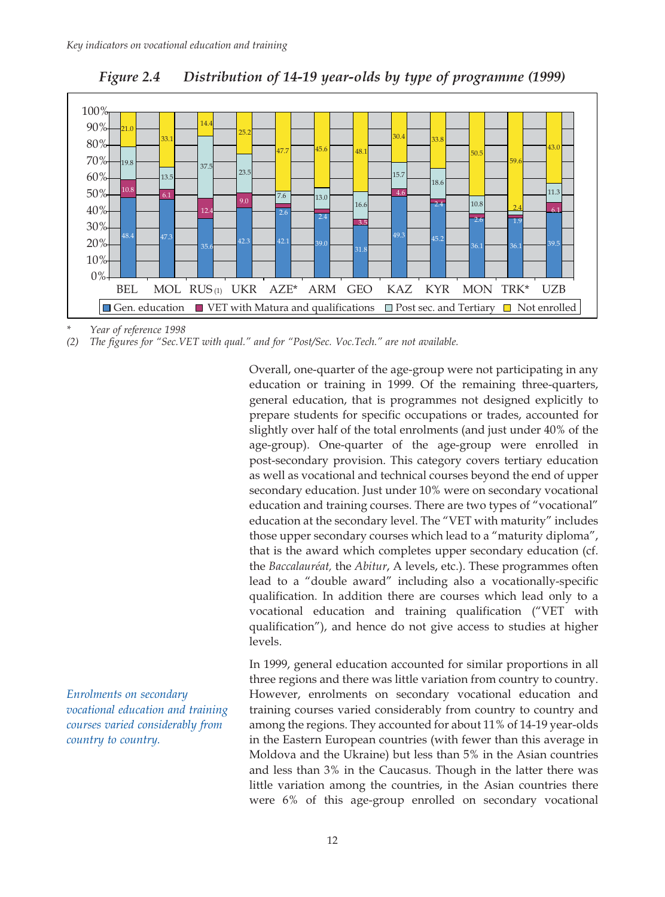*Figure 2.4    Distribution of 14-19 year-olds by type of programme (1999)*

| | BEL | MOL | RUS (1) | UKR | AZE* | ARM | GEO | KAZ | KYR | MON | TRK* | UZB |
|---|---|---|---|---|---|---|---|---|---|---|---|---|
| Gen. education | 48.4 | 47.3 | 35.6 | 42.3 | 42.1 | 39.0 | 31.8 | 49.3 | 45.2 | 36.1 | 36.1 | 39.5 |
| VET with Matura and qualifications | 10.8 | 6.1 | 12.4 | 9.0 | 2.6 | 2.4 | 3.5 | 4.6 | 2.4 | 2.6 | 1.9 | 6.1 |
| Post sec. and Tertiary | 19.8 | 13.5 | 37.5 | 23.5 | 7.6 | 13.0 | 16.6 | 15.7 | 18.6 | 10.8 | 2.4 | 11.3 |
| Not enrolled | 21.0 | 33.1 | 14.4 | 25.2 | 47.7 | 45.6 | 48.1 | 30.4 | 33.8 | 50.5 | 59.6 | 43.0 |

\* Year of reference 1998

(2) The figures for "Sec.VET with qual." and for "Post/Sec. Voc.Tech." are not available.

Overall, one-quarter of the age-group were not participating in any education or training in 1999. Of the remaining three-quarters, general education, that is programmes not designed explicitly to prepare students for specific occupations or trades, accounted for slightly over half of the total enrolments (and just under 40% of the age-group). One-quarter of the age-group were enrolled in post-secondary provision. This category covers tertiary education as well as vocational and technical courses beyond the end of upper secondary education. Just under 10% were on secondary vocational education and training courses. There are two types of "vocational" education at the secondary level. The "VET with maturity" includes those upper secondary courses which lead to a "maturity diploma", that is the award which completes upper secondary education (cf. the *Baccalauréat,* the *Abitur*, A levels, etc.). These programmes often lead to a "double award" including also a vocationally-specific qualification. In addition there are courses which lead only to a vocational education and training qualification ("VET with qualification"), and hence do not give access to studies at higher levels.

*Enrolments on secondary vocational education and training courses varied considerably from country to country.*

In 1999, general education accounted for similar proportions in all three regions and there was little variation from country to country. However, enrolments on secondary vocational education and training courses varied considerably from country to country and among the regions. They accounted for about 11% of 14-19 year-olds in the Eastern European countries (with fewer than this average in Moldova and the Ukraine) but less than 5% in the Asian countries and less than 3% in the Caucasus. Though in the latter there was little variation among the countries, in the Asian countries there were 6% of this age-group enrolled on secondary vocational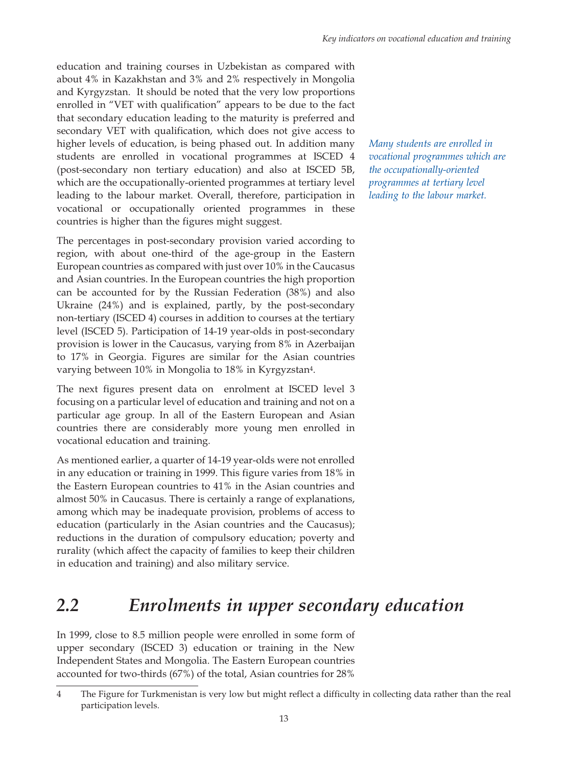education and training courses in Uzbekistan as compared with about 4% in Kazakhstan and 3% and 2% respectively in Mongolia and Kyrgyzstan. It should be noted that the very low proportions enrolled in "VET with qualification" appears to be due to the fact that secondary education leading to the maturity is preferred and secondary VET with qualification, which does not give access to higher levels of education, is being phased out. In addition many students are enrolled in vocational programmes at ISCED 4 (post-secondary non tertiary education) and also at ISCED 5B, which are the occupationally-oriented programmes at tertiary level leading to the labour market. Overall, therefore, participation in vocational or occupationally oriented programmes in these countries is higher than the figures might suggest.

*Many students are enrolled in vocational programmes which are the occupationally-oriented programmes at tertiary level leading to the labour market.*

The percentages in post-secondary provision varied according to region, with about one-third of the age-group in the Eastern European countries as compared with just over 10% in the Caucasus and Asian countries. In the European countries the high proportion can be accounted for by the Russian Federation (38%) and also Ukraine (24%) and is explained, partly, by the post-secondary non-tertiary (ISCED 4) courses in addition to courses at the tertiary level (ISCED 5). Participation of 14-19 year-olds in post-secondary provision is lower in the Caucasus, varying from 8% in Azerbaijan to 17% in Georgia. Figures are similar for the Asian countries varying between 10% in Mongolia to 18% in Kyrgyzstan[4].

The next figures present data on enrolment at ISCED level 3 focusing on a particular level of education and training and not on a particular age group. In all of the Eastern European and Asian countries there are considerably more young men enrolled in vocational education and training.

As mentioned earlier, a quarter of 14-19 year-olds were not enrolled in any education or training in 1999. This figure varies from 18% in the Eastern European countries to 41% in the Asian countries and almost 50% in Caucasus. There is certainly a range of explanations, among which may be inadequate provision, problems of access to education (particularly in the Asian countries and the Caucasus); reductions in the duration of compulsory education; poverty and rurality (which affect the capacity of families to keep their children in education and training) and also military service.

## *2.2 Enrolments in upper secondary education*

In 1999, close to 8.5 million people were enrolled in some form of upper secondary (ISCED 3) education or training in the New Independent States and Mongolia. The Eastern European countries accounted for two-thirds (67%) of the total, Asian countries for 28%

4 The Figure for Turkmenistan is very low but might reflect a difficulty in collecting data rather than the real participation levels.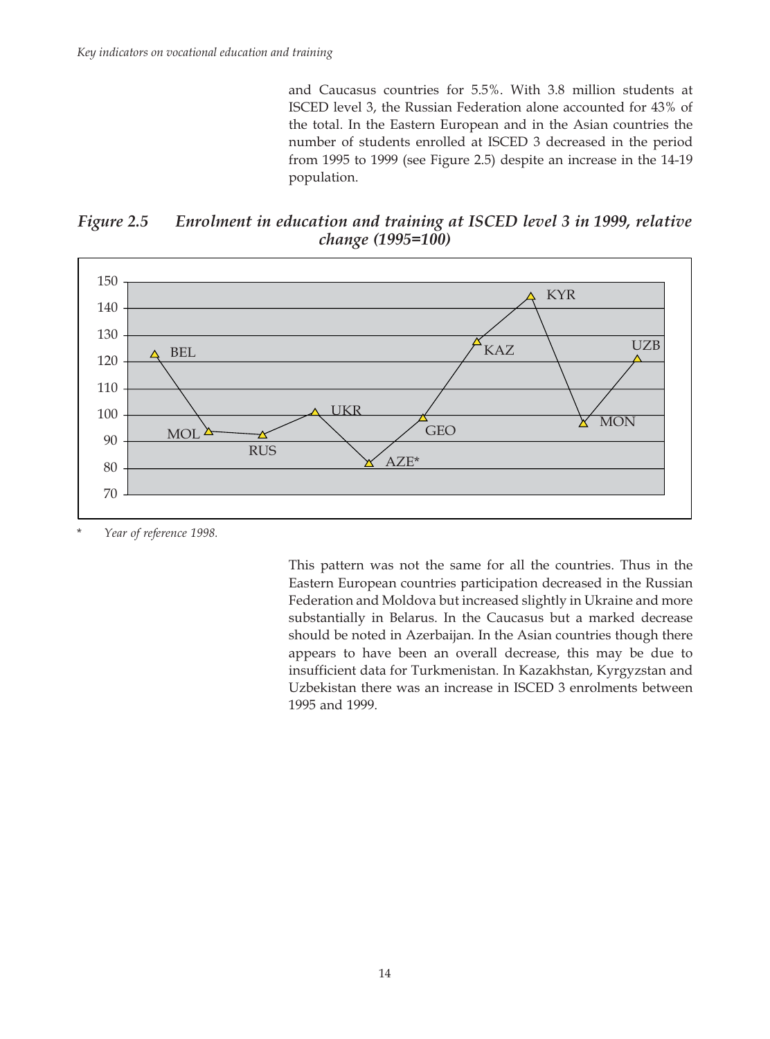and Caucasus countries for 5.5%. With 3.8 million students at ISCED level 3, the Russian Federation alone accounted for 43% of the total. In the Eastern European and in the Asian countries the number of students enrolled at ISCED 3 decreased in the period from 1995 to 1999 (see Figure 2.5) despite an increase in the 14-19 population.

***Figure 2.5 Enrolment in education and training at ISCED level 3 in 1999, relative change (1995=100)***

\* *Year of reference 1998.*

This pattern was not the same for all the countries. Thus in the Eastern European countries participation decreased in the Russian Federation and Moldova but increased slightly in Ukraine and more substantially in Belarus. In the Caucasus but a marked decrease should be noted in Azerbaijan. In the Asian countries though there appears to have been an overall decrease, this may be due to insufficient data for Turkmenistan. In Kazakhstan, Kyrgyzstan and Uzbekistan there was an increase in ISCED 3 enrolments between 1995 and 1999.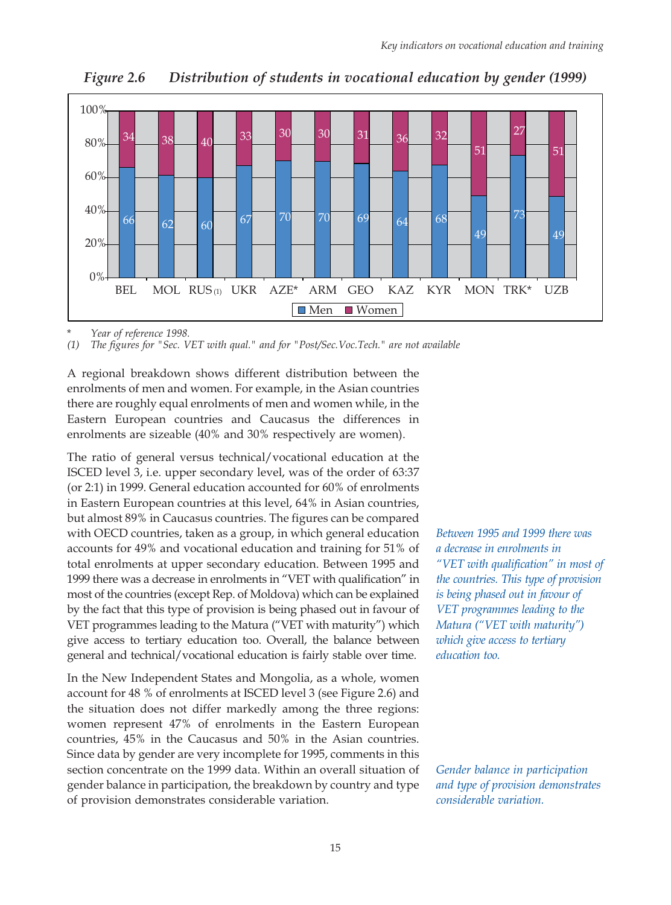*Figure 2.6 Distribution of students in vocational education by gender (1999)*

| | BEL | MOL | RUS (1) | UKR | AZE* | ARM | GEO | KAZ | KYR | MON | TRK* | UZB |
|---|---|---|---|---|---|---|---|---|---|---|---|---|
| Men | 66 | 62 | 60 | 67 | 70 | 70 | 69 | 64 | 68 | 49 | 73 | 49 |
| Women | 34 | 38 | 40 | 33 | 30 | 30 | 31 | 36 | 32 | 51 | 27 | 51 |

\* *Year of reference 1998.*

(1) *The figures for "Sec. VET with qual." and for "Post/Sec.Voc.Tech." are not available*

A regional breakdown shows different distribution between the enrolments of men and women. For example, in the Asian countries there are roughly equal enrolments of men and women while, in the Eastern European countries and Caucasus the differences in enrolments are sizeable (40% and 30% respectively are women).

The ratio of general versus technical/vocational education at the ISCED level 3, i.e. upper secondary level, was of the order of 63:37 (or 2:1) in 1999. General education accounted for 60% of enrolments in Eastern European countries at this level, 64% in Asian countries, but almost 89% in Caucasus countries. The figures can be compared with OECD countries, taken as a group, in which general education accounts for 49% and vocational education and training for 51% of total enrolments at upper secondary education. Between 1995 and 1999 there was a decrease in enrolments in "VET with qualification" in most of the countries (except Rep. of Moldova) which can be explained by the fact that this type of provision is being phased out in favour of VET programmes leading to the Matura ("VET with maturity") which give access to tertiary education too. Overall, the balance between general and technical/vocational education is fairly stable over time.

*Between 1995 and 1999 there was a decrease in enrolments in "VET with qualification" in most of the countries. This type of provision is being phased out in favour of VET programmes leading to the Matura ("VET with maturity") which give access to tertiary education too.*

In the New Independent States and Mongolia, as a whole, women account for 48 % of enrolments at ISCED level 3 (see Figure 2.6) and the situation does not differ markedly among the three regions: women represent 47% of enrolments in the Eastern European countries, 45% in the Caucasus and 50% in the Asian countries. Since data by gender are very incomplete for 1995, comments in this section concentrate on the 1999 data. Within an overall situation of gender balance in participation, the breakdown by country and type of provision demonstrates considerable variation.

*Gender balance in participation and type of provision demonstrates considerable variation.*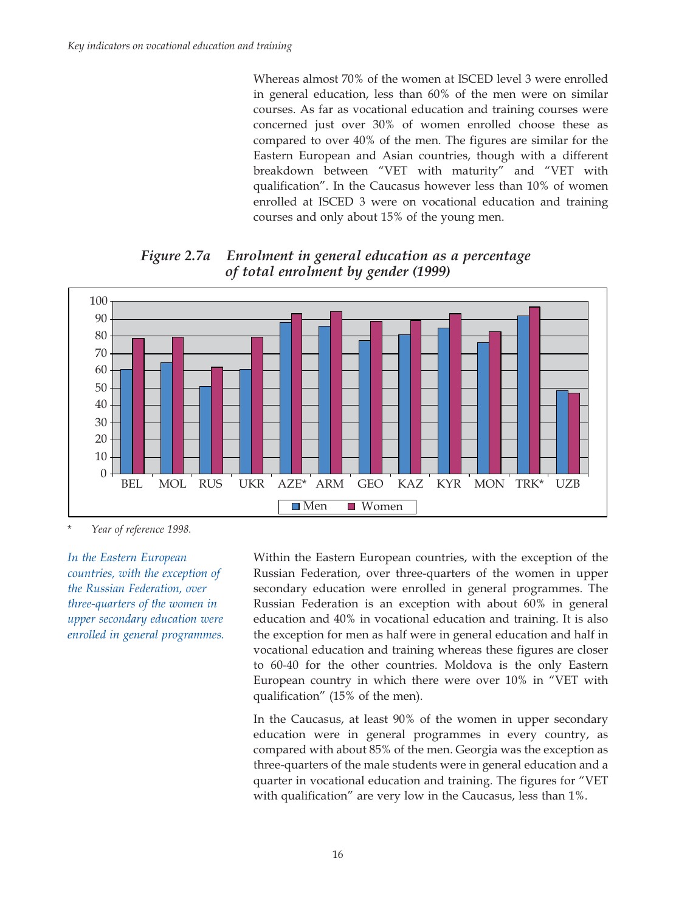Whereas almost 70% of the women at ISCED level 3 were enrolled in general education, less than 60% of the men were on similar courses. As far as vocational education and training courses were concerned just over 30% of women enrolled choose these as compared to over 40% of the men. The figures are similar for the Eastern European and Asian countries, though with a different breakdown between "VET with maturity" and "VET with qualification". In the Caucasus however less than 10% of women enrolled at ISCED 3 were on vocational education and training courses and only about 15% of the young men.

***Figure 2.7a Enrolment in general education as a percentage of total enrolment by gender (1999)***

\* *Year of reference 1998.*

*In the Eastern European countries, with the exception of the Russian Federation, over three-quarters of the women in upper secondary education were enrolled in general programmes.*

Within the Eastern European countries, with the exception of the Russian Federation, over three-quarters of the women in upper secondary education were enrolled in general programmes. The Russian Federation is an exception with about 60% in general education and 40% in vocational education and training. It is also the exception for men as half were in general education and half in vocational education and training whereas these figures are closer to 60-40 for the other countries. Moldova is the only Eastern European country in which there were over 10% in "VET with qualification" (15% of the men).

In the Caucasus, at least 90% of the women in upper secondary education were in general programmes in every country, as compared with about 85% of the men. Georgia was the exception as three-quarters of the male students were in general education and a quarter in vocational education and training. The figures for "VET with qualification" are very low in the Caucasus, less than 1%.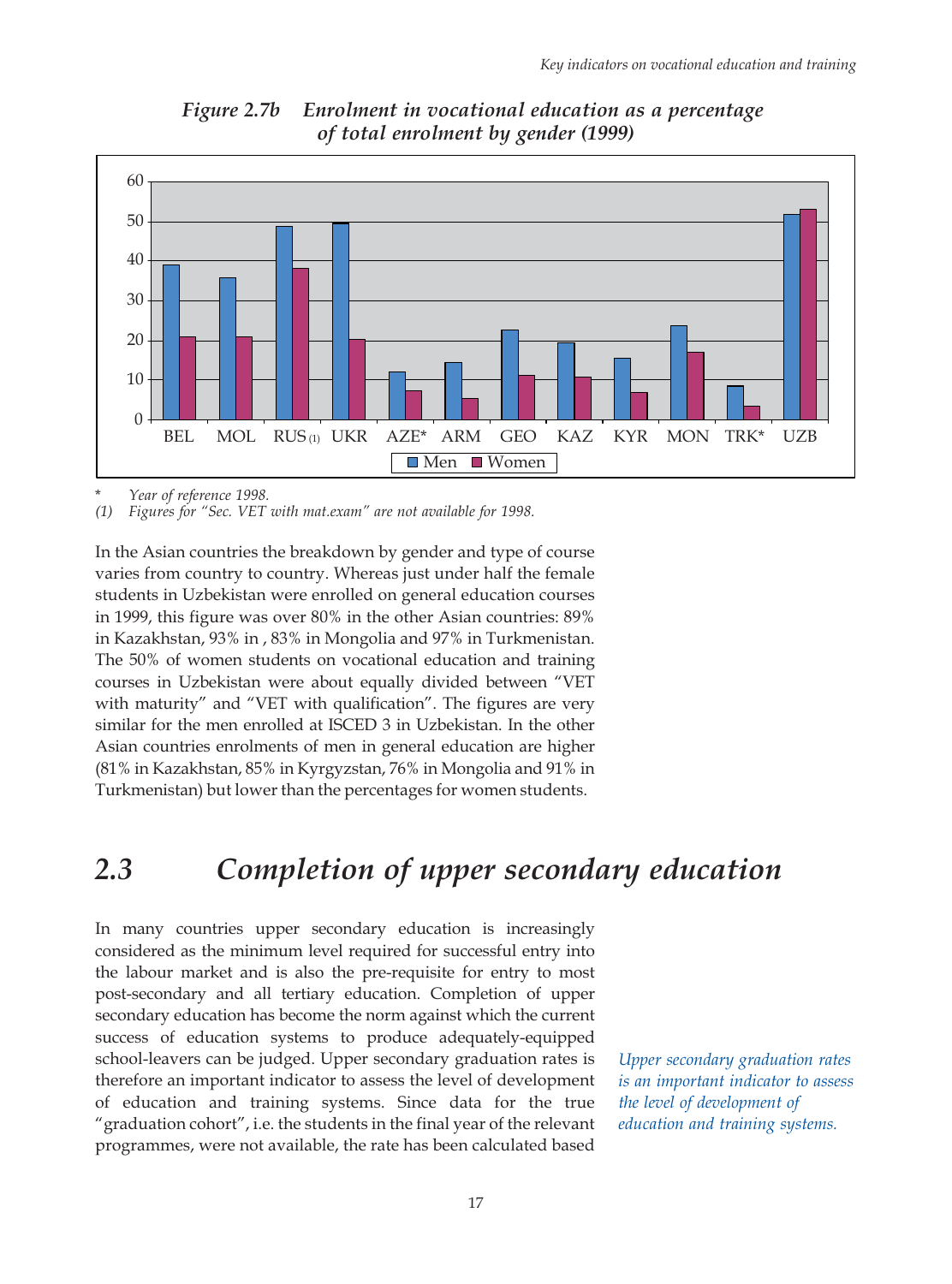*Figure 2.7b Enrolment in vocational education as a percentage of total enrolment by gender (1999)*

\* Year of reference 1998.

(1) Figures for "Sec. VET with mat.exam" are not available for 1998.

In the Asian countries the breakdown by gender and type of course varies from country to country. Whereas just under half the female students in Uzbekistan were enrolled on general education courses in 1999, this figure was over 80% in the other Asian countries: 89% in Kazakhstan, 93% in , 83% in Mongolia and 97% in Turkmenistan. The 50% of women students on vocational education and training courses in Uzbekistan were about equally divided between "VET with maturity" and "VET with qualification". The figures are very similar for the men enrolled at ISCED 3 in Uzbekistan. In the other Asian countries enrolments of men in general education are higher (81% in Kazakhstan, 85% in Kyrgyzstan, 76% in Mongolia and 91% in Turkmenistan) but lower than the percentages for women students.

## 2.3 *Completion of upper secondary education*

In many countries upper secondary education is increasingly considered as the minimum level required for successful entry into the labour market and is also the pre-requisite for entry to most post-secondary and all tertiary education. Completion of upper secondary education has become the norm against which the current success of education systems to produce adequately-equipped school-leavers can be judged. Upper secondary graduation rates is therefore an important indicator to assess the level of development of education and training systems. Since data for the true "graduation cohort", i.e. the students in the final year of the relevant programmes, were not available, the rate has been calculated based

*Upper secondary graduation rates is an important indicator to assess the level of development of education and training systems.*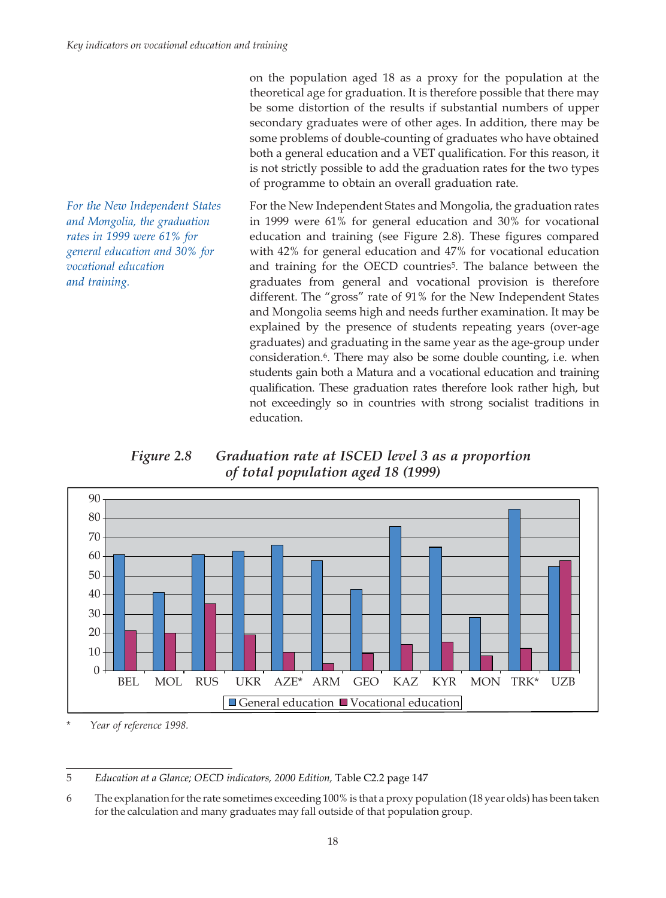on the population aged 18 as a proxy for the population at the theoretical age for graduation. It is therefore possible that there may be some distortion of the results if substantial numbers of upper secondary graduates were of other ages. In addition, there may be some problems of double-counting of graduates who have obtained both a general education and a VET qualification. For this reason, it is not strictly possible to add the graduation rates for the two types of programme to obtain an overall graduation rate.

*For the New Independent States and Mongolia, the graduation rates in 1999 were 61% for general education and 30% for vocational education and training.*

For the New Independent States and Mongolia, the graduation rates in 1999 were 61% for general education and 30% for vocational education and training (see Figure 2.8). These figures compared with 42% for general education and 47% for vocational education and training for the OECD countries[5]. The balance between the graduates from general and vocational provision is therefore different. The "gross" rate of 91% for the New Independent States and Mongolia seems high and needs further examination. It may be explained by the presence of students repeating years (over-age graduates) and graduating in the same year as the age-group under consideration.[6]. There may also be some double counting, i.e. when students gain both a Matura and a vocational education and training qualification. These graduation rates therefore look rather high, but not exceedingly so in countries with strong socialist traditions in education.

***Figure 2.8 Graduation rate at ISCED level 3 as a proportion of total population aged 18 (1999)***

| | BEL | MOL | RUS | UKR | AZE* | ARM | GEO | KAZ | KYR | MON | TRK* | UZB |
|---|---|---|---|---|---|---|---|---|---|---|---|---|
| General education | 61 | 41 | 61 | 63 | 66 | 58 | 43 | 76 | 65 | 28 | 85 | 55 |
| Vocational education | 21 | 20 | 35 | 19 | 10 | 4 | 9 | 14 | 15 | 8 | 12 | 58 |

\* *Year of reference 1998.*

---

5 *Education at a Glance; OECD indicators, 2000 Edition,* Table C2.2 page 147

6 The explanation for the rate sometimes exceeding 100% is that a proxy population (18 year olds) has been taken for the calculation and many graduates may fall outside of that population group.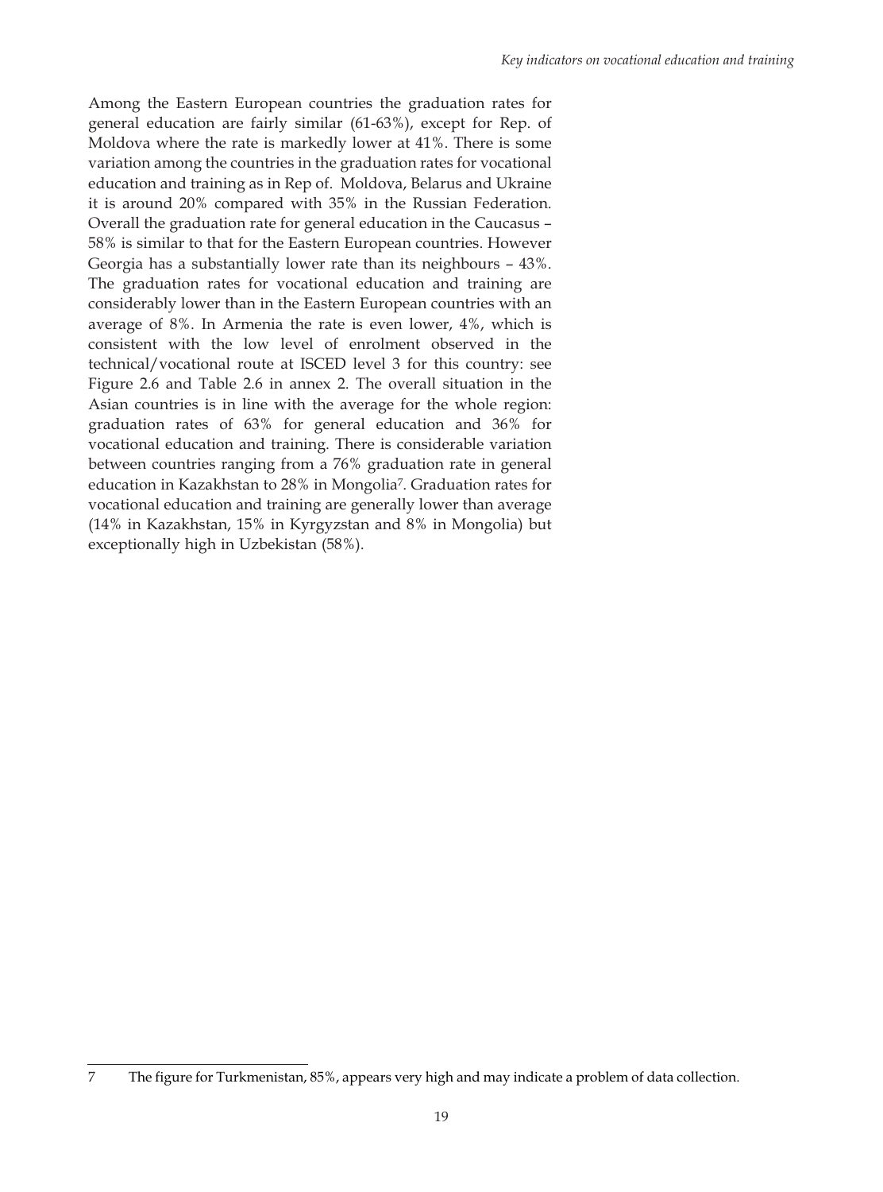Among the Eastern European countries the graduation rates for general education are fairly similar (61-63%), except for Rep. of Moldova where the rate is markedly lower at 41%. There is some variation among the countries in the graduation rates for vocational education and training as in Rep of. Moldova, Belarus and Ukraine it is around 20% compared with 35% in the Russian Federation. Overall the graduation rate for general education in the Caucasus – 58% is similar to that for the Eastern European countries. However Georgia has a substantially lower rate than its neighbours – 43%. The graduation rates for vocational education and training are considerably lower than in the Eastern European countries with an average of 8%. In Armenia the rate is even lower, 4%, which is consistent with the low level of enrolment observed in the technical/vocational route at ISCED level 3 for this country: see Figure 2.6 and Table 2.6 in annex 2. The overall situation in the Asian countries is in line with the average for the whole region: graduation rates of 63% for general education and 36% for vocational education and training. There is considerable variation between countries ranging from a 76% graduation rate in general education in Kazakhstan to 28% in Mongolia[7]. Graduation rates for vocational education and training are generally lower than average (14% in Kazakhstan, 15% in Kyrgyzstan and 8% in Mongolia) but exceptionally high in Uzbekistan (58%).

---

7 The figure for Turkmenistan, 85%, appears very high and may indicate a problem of data collection.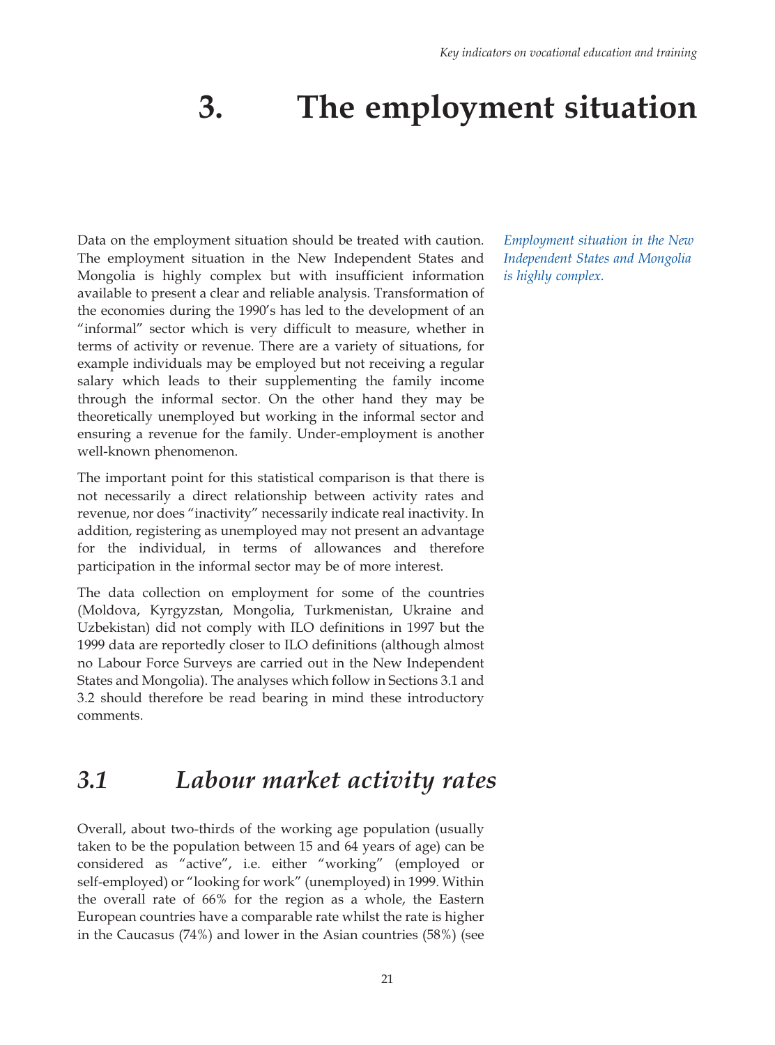# 3. The employment situation

Data on the employment situation should be treated with caution. The employment situation in the New Independent States and Mongolia is highly complex but with insufficient information available to present a clear and reliable analysis. Transformation of the economies during the 1990's has led to the development of an "informal" sector which is very difficult to measure, whether in terms of activity or revenue. There are a variety of situations, for example individuals may be employed but not receiving a regular salary which leads to their supplementing the family income through the informal sector. On the other hand they may be theoretically unemployed but working in the informal sector and ensuring a revenue for the family. Under-employment is another well-known phenomenon.

*Employment situation in the New Independent States and Mongolia is highly complex.*

The important point for this statistical comparison is that there is not necessarily a direct relationship between activity rates and revenue, nor does "inactivity" necessarily indicate real inactivity. In addition, registering as unemployed may not present an advantage for the individual, in terms of allowances and therefore participation in the informal sector may be of more interest.

The data collection on employment for some of the countries (Moldova, Kyrgyzstan, Mongolia, Turkmenistan, Ukraine and Uzbekistan) did not comply with ILO definitions in 1997 but the 1999 data are reportedly closer to ILO definitions (although almost no Labour Force Surveys are carried out in the New Independent States and Mongolia). The analyses which follow in Sections 3.1 and 3.2 should therefore be read bearing in mind these introductory comments.

## *3.1 Labour market activity rates*

Overall, about two-thirds of the working age population (usually taken to be the population between 15 and 64 years of age) can be considered as "active", i.e. either "working" (employed or self-employed) or "looking for work" (unemployed) in 1999. Within the overall rate of 66% for the region as a whole, the Eastern European countries have a comparable rate whilst the rate is higher in the Caucasus (74%) and lower in the Asian countries (58%) (see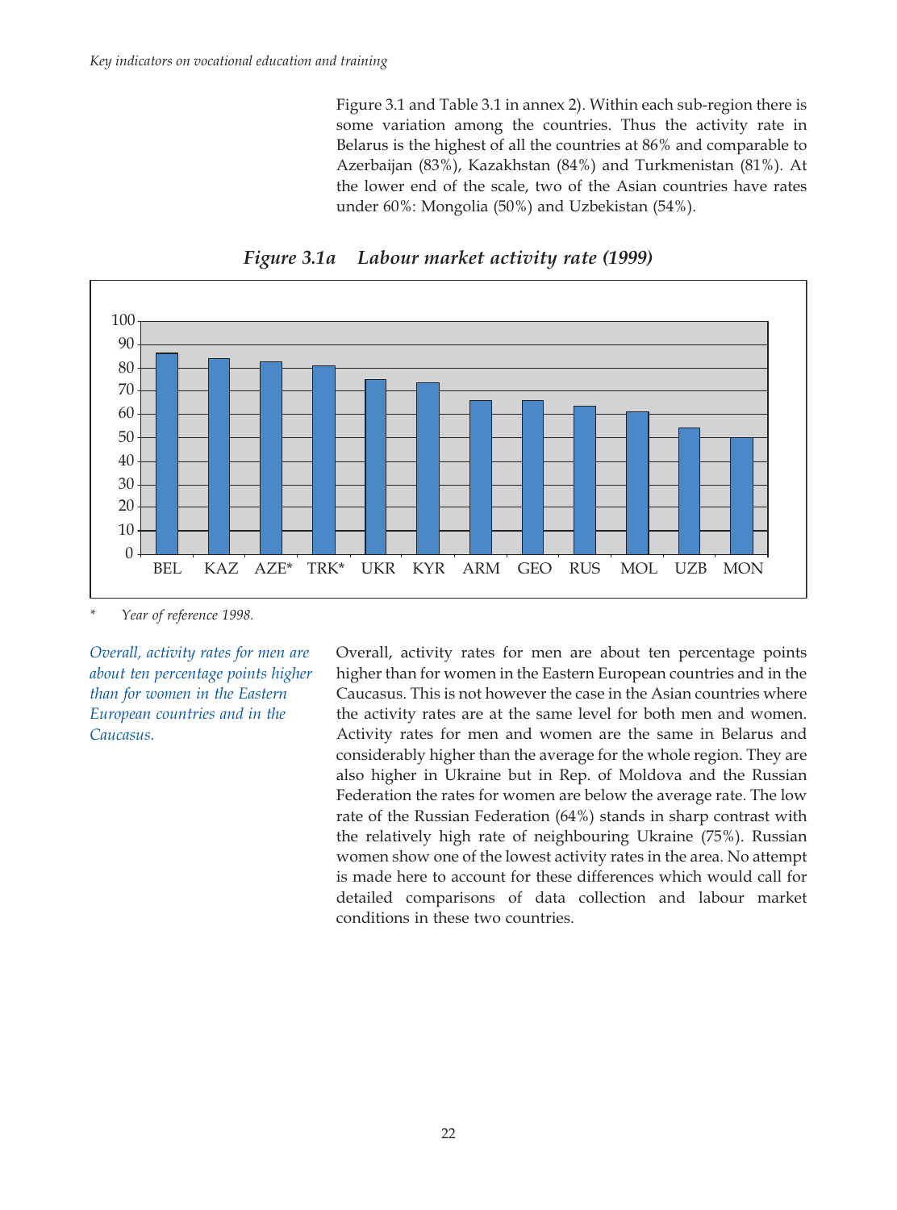Figure 3.1 and Table 3.1 in annex 2). Within each sub-region there is some variation among the countries. Thus the activity rate in Belarus is the highest of all the countries at 86% and comparable to Azerbaijan (83%), Kazakhstan (84%) and Turkmenistan (81%). At the lower end of the scale, two of the Asian countries have rates under 60%: Mongolia (50%) and Uzbekistan (54%).

***Figure 3.1a Labour market activity rate (1999)***

\* *Year of reference 1998.*

*Overall, activity rates for men are about ten percentage points higher than for women in the Eastern European countries and in the Caucasus.*

Overall, activity rates for men are about ten percentage points higher than for women in the Eastern European countries and in the Caucasus. This is not however the case in the Asian countries where the activity rates are at the same level for both men and women. Activity rates for men and women are the same in Belarus and considerably higher than the average for the whole region. They are also higher in Ukraine but in Rep. of Moldova and the Russian Federation the rates for women are below the average rate. The low rate of the Russian Federation (64%) stands in sharp contrast with the relatively high rate of neighbouring Ukraine (75%). Russian women show one of the lowest activity rates in the area. No attempt is made here to account for these differences which would call for detailed comparisons of data collection and labour market conditions in these two countries.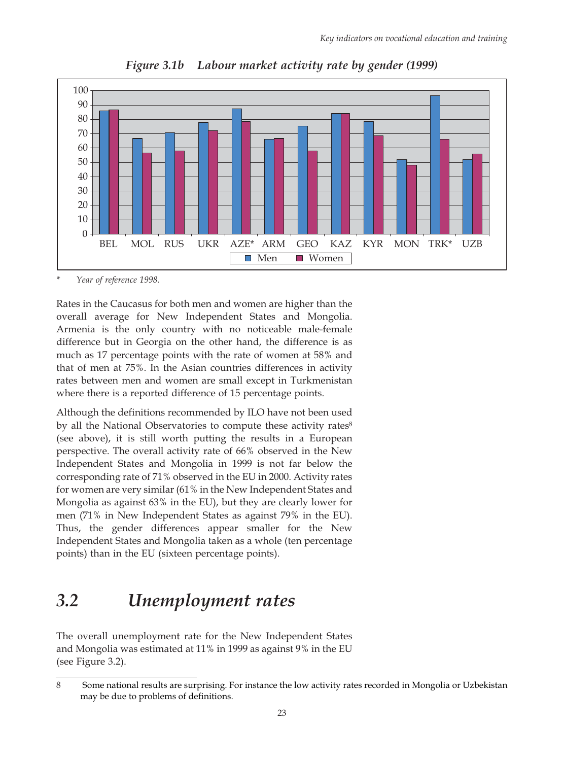*Figure 3.1b Labour market activity rate by gender (1999)*

\* *Year of reference 1998.*

Rates in the Caucasus for both men and women are higher than the overall average for New Independent States and Mongolia. Armenia is the only country with no noticeable male-female difference but in Georgia on the other hand, the difference is as much as 17 percentage points with the rate of women at 58% and that of men at 75%. In the Asian countries differences in activity rates between men and women are small except in Turkmenistan where there is a reported difference of 15 percentage points.

Although the definitions recommended by ILO have not been used by all the National Observatories to compute these activity rates[8] (see above), it is still worth putting the results in a European perspective. The overall activity rate of 66% observed in the New Independent States and Mongolia in 1999 is not far below the corresponding rate of 71% observed in the EU in 2000. Activity rates for women are very similar (61% in the New Independent States and Mongolia as against 63% in the EU), but they are clearly lower for men (71% in New Independent States as against 79% in the EU). Thus, the gender differences appear smaller for the New Independent States and Mongolia taken as a whole (ten percentage points) than in the EU (sixteen percentage points).

## 3.2 Unemployment rates

The overall unemployment rate for the New Independent States and Mongolia was estimated at 11% in 1999 as against 9% in the EU (see Figure 3.2).

---

8 Some national results are surprising. For instance the low activity rates recorded in Mongolia or Uzbekistan may be due to problems of definitions.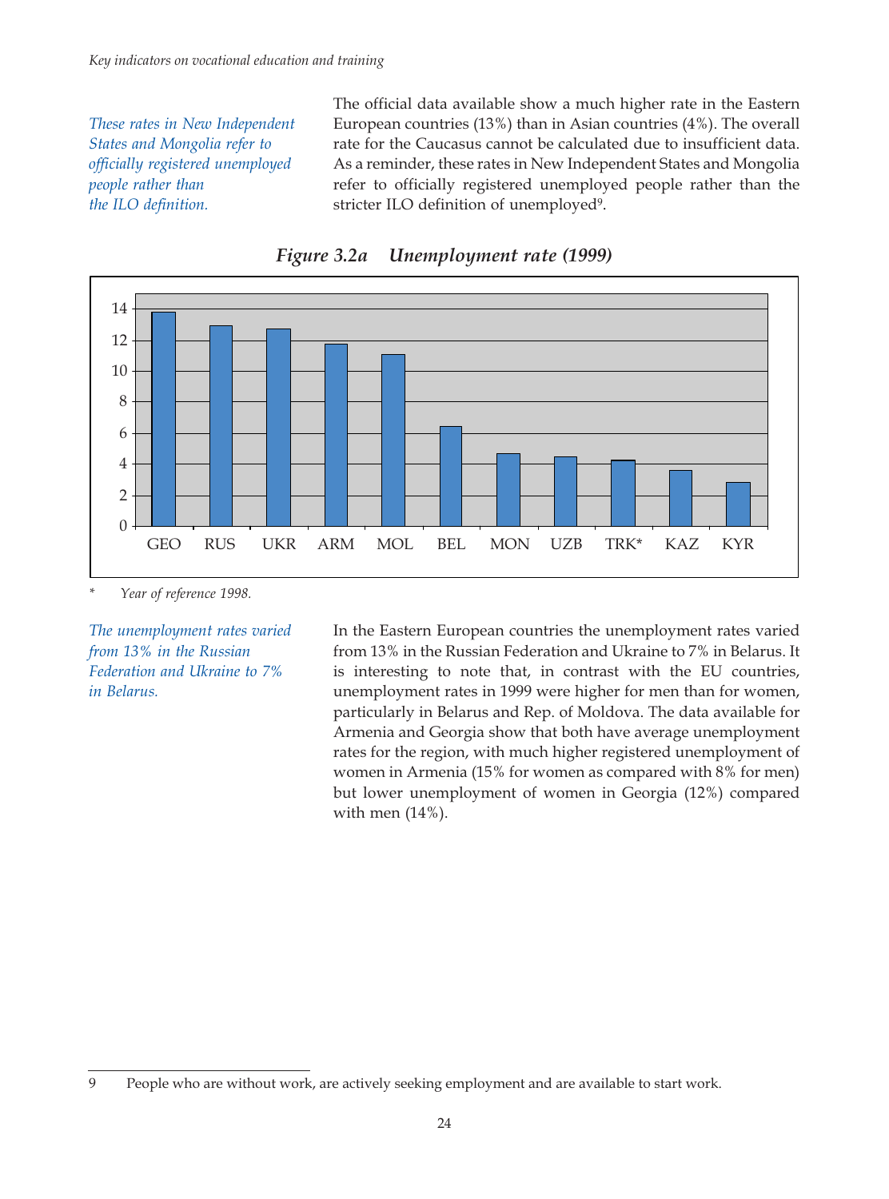*These rates in New Independent States and Mongolia refer to officially registered unemployed people rather than the ILO definition.*

The official data available show a much higher rate in the Eastern European countries (13%) than in Asian countries (4%). The overall rate for the Caucasus cannot be calculated due to insufficient data. As a reminder, these rates in New Independent States and Mongolia refer to officially registered unemployed people rather than the stricter ILO definition of unemployed[9].

***Figure 3.2a Unemployment rate (1999)***

\* *Year of reference 1998.*

*The unemployment rates varied from 13% in the Russian Federation and Ukraine to 7% in Belarus.*

In the Eastern European countries the unemployment rates varied from 13% in the Russian Federation and Ukraine to 7% in Belarus. It is interesting to note that, in contrast with the EU countries, unemployment rates in 1999 were higher for men than for women, particularly in Belarus and Rep. of Moldova. The data available for Armenia and Georgia show that both have average unemployment rates for the region, with much higher registered unemployment of women in Armenia (15% for women as compared with 8% for men) but lower unemployment of women in Georgia (12%) compared with men (14%).

---

9 People who are without work, are actively seeking employment and are available to start work.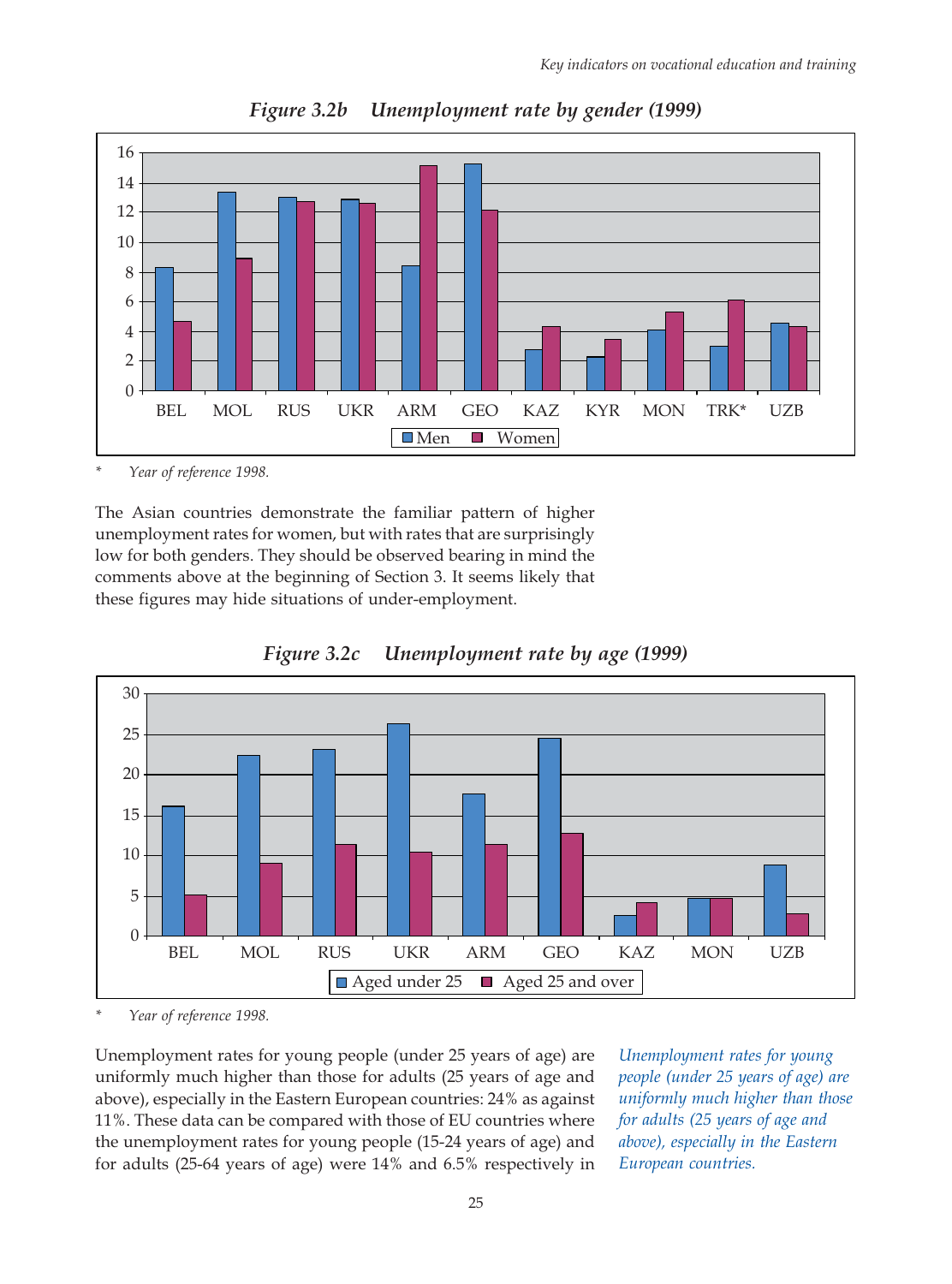*Figure 3.2b    Unemployment rate by gender (1999)*

\* *Year of reference 1998.*

The Asian countries demonstrate the familiar pattern of higher unemployment rates for women, but with rates that are surprisingly low for both genders. They should be observed bearing in mind the comments above at the beginning of Section 3. It seems likely that these figures may hide situations of under-employment.

*Figure 3.2c    Unemployment rate by age (1999)*

\* *Year of reference 1998.*

Unemployment rates for young people (under 25 years of age) are uniformly much higher than those for adults (25 years of age and above), especially in the Eastern European countries: 24% as against 11%. These data can be compared with those of EU countries where the unemployment rates for young people (15-24 years of age) and for adults (25-64 years of age) were 14% and 6.5% respectively in

*Unemployment rates for young people (under 25 years of age) are uniformly much higher than those for adults (25 years of age and above), especially in the Eastern European countries.*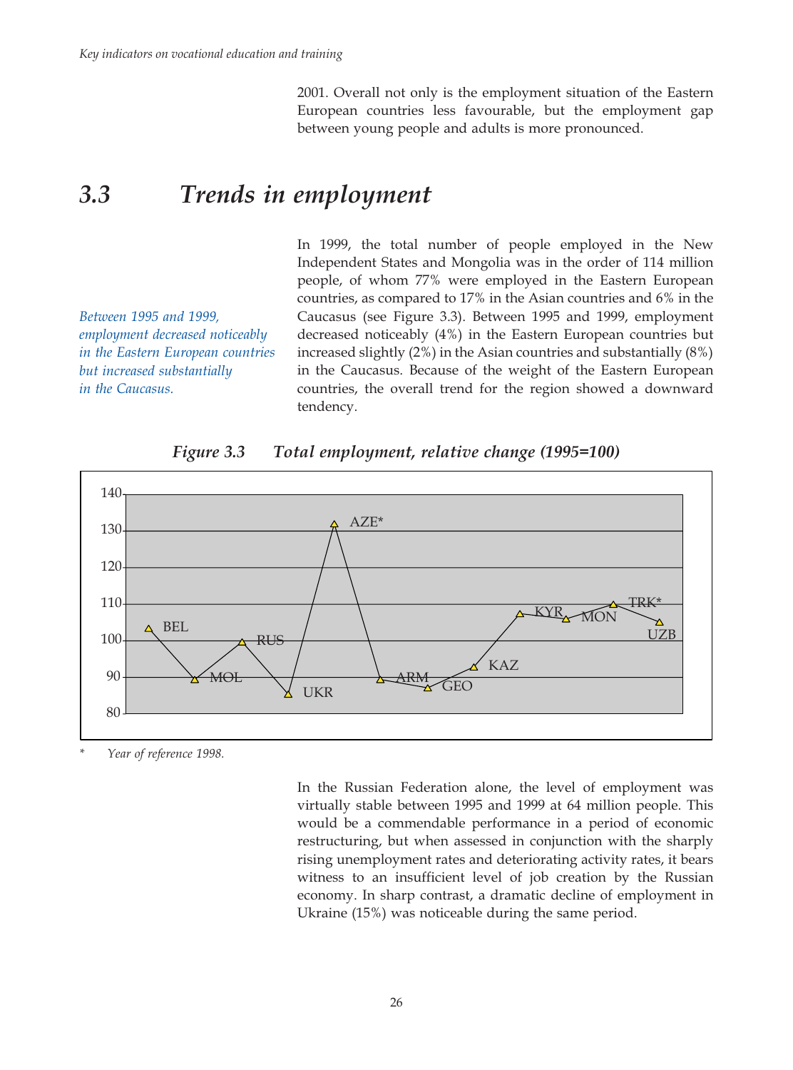2001. Overall not only is the employment situation of the Eastern European countries less favourable, but the employment gap between young people and adults is more pronounced.

## 3.3 Trends in employment

*Between 1995 and 1999, employment decreased noticeably in the Eastern European countries but increased substantially in the Caucasus.*

In 1999, the total number of people employed in the New Independent States and Mongolia was in the order of 114 million people, of whom 77% were employed in the Eastern European countries, as compared to 17% in the Asian countries and 6% in the Caucasus (see Figure 3.3). Between 1995 and 1999, employment decreased noticeably (4%) in the Eastern European countries but increased slightly (2%) in the Asian countries and substantially (8%) in the Caucasus. Because of the weight of the Eastern European countries, the overall trend for the region showed a downward tendency.

*Figure 3.3 Total employment, relative change (1995=100)*

*  Year of reference 1998.

In the Russian Federation alone, the level of employment was virtually stable between 1995 and 1999 at 64 million people. This would be a commendable performance in a period of economic restructuring, but when assessed in conjunction with the sharply rising unemployment rates and deteriorating activity rates, it bears witness to an insufficient level of job creation by the Russian economy. In sharp contrast, a dramatic decline of employment in Ukraine (15%) was noticeable during the same period.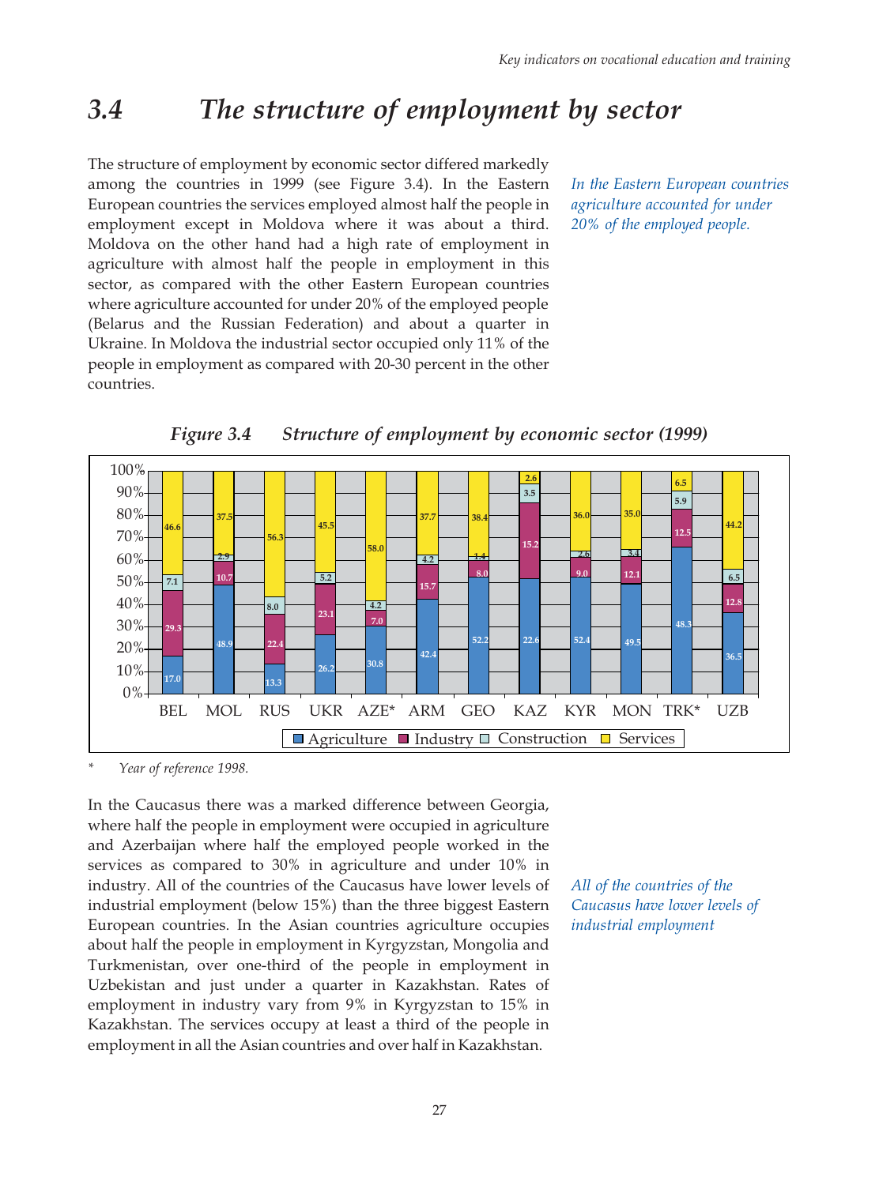# 3.4 The structure of employment by sector

The structure of employment by economic sector differed markedly among the countries in 1999 (see Figure 3.4). In the Eastern European countries the services employed almost half the people in employment except in Moldova where it was about a third. Moldova on the other hand had a high rate of employment in agriculture with almost half the people in employment in this sector, as compared with the other Eastern European countries where agriculture accounted for under 20% of the employed people (Belarus and the Russian Federation) and about a quarter in Ukraine. In Moldova the industrial sector occupied only 11% of the people in employment as compared with 20-30 percent in the other countries.

*In the Eastern European countries agriculture accounted for under 20% of the employed people.*

***Figure 3.4 Structure of employment by economic sector (1999)***

| | BEL | MOL | RUS | UKR | AZE* | ARM | GEO | KAZ | KYR | MON | TRK* | UZB |
|---|---|---|---|---|---|---|---|---|---|---|---|---|
| Agriculture | 17.0 | 48.9 | 13.3 | 26.2 | 30.8 | 42.4 | 52.2 | 22.6 | 52.4 | 49.5 | 48.3 | 36.5 |
| Industry | 29.3 | 10.7 | 22.4 | 23.1 | 7.0 | 15.7 | 8.0 | 15.2 | 9.0 | 12.1 | 12.5 | 12.8 |
| Construction | 7.1 | 2.9 | 8.0 | 5.2 | 4.2 | 4.2 | 1.4 | 3.5 | 2.6 | 3.4 | 5.9 | 6.5 |
| Services | 46.6 | 37.5 | 56.3 | 45.5 | 58.0 | 37.7 | 38.4 | 2.6 | 36.0 | 35.0 | 6.5 | 44.2 |

\* Year of reference 1998.

In the Caucasus there was a marked difference between Georgia, where half the people in employment were occupied in agriculture and Azerbaijan where half the employed people worked in the services as compared to 30% in agriculture and under 10% in industry. All of the countries of the Caucasus have lower levels of industrial employment (below 15%) than the three biggest Eastern European countries. In the Asian countries agriculture occupies about half the people in employment in Kyrgyzstan, Mongolia and Turkmenistan, over one-third of the people in employment in Uzbekistan and just under a quarter in Kazakhstan. Rates of employment in industry vary from 9% in Kyrgyzstan to 15% in Kazakhstan. The services occupy at least a third of the people in employment in all the Asian countries and over half in Kazakhstan.

*All of the countries of the Caucasus have lower levels of industrial employment*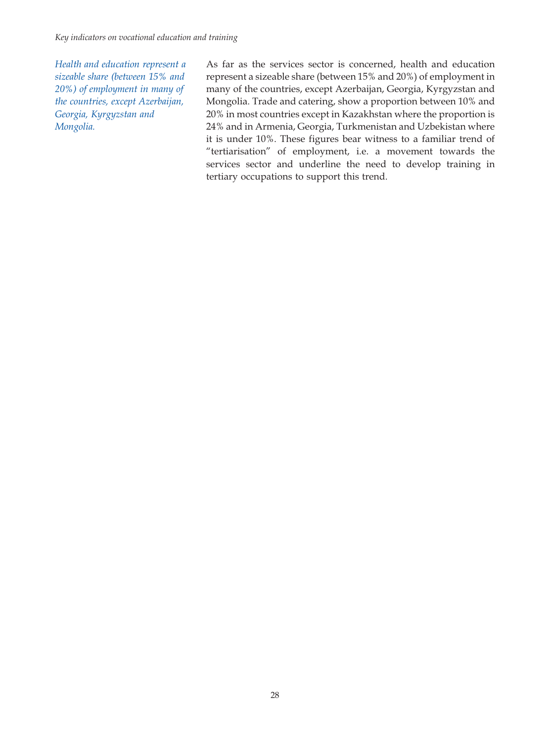*Health and education represent a sizeable share (between 15% and 20%) of employment in many of the countries, except Azerbaijan, Georgia, Kyrgyzstan and Mongolia.*

As far as the services sector is concerned, health and education represent a sizeable share (between 15% and 20%) of employment in many of the countries, except Azerbaijan, Georgia, Kyrgyzstan and Mongolia. Trade and catering, show a proportion between 10% and 20% in most countries except in Kazakhstan where the proportion is 24% and in Armenia, Georgia, Turkmenistan and Uzbekistan where it is under 10%. These figures bear witness to a familiar trend of "tertiarisation" of employment, i.e. a movement towards the services sector and underline the need to develop training in tertiary occupations to support this trend.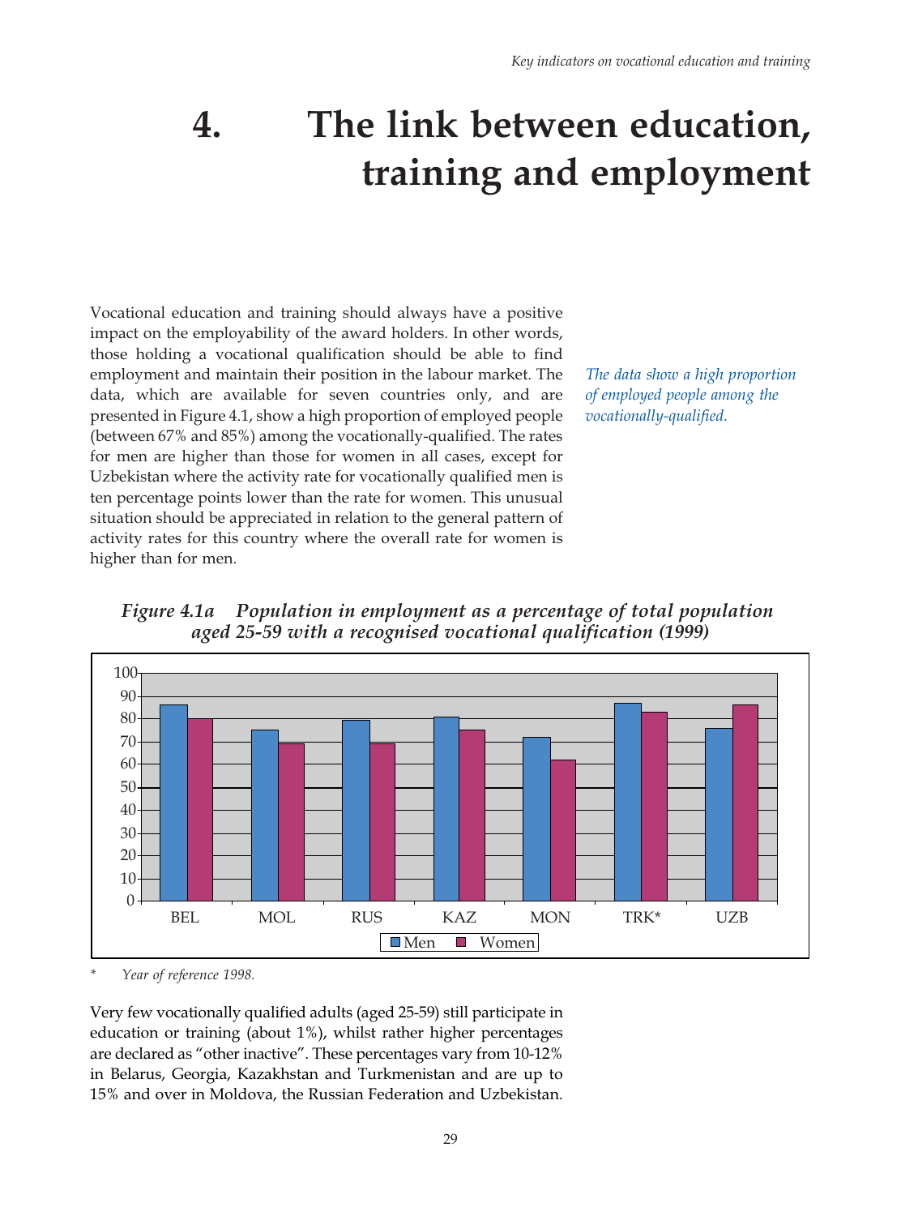// 4. The link between education, training and employment

# 4. The link between education, training and employment

Vocational education and training should always have a positive impact on the employability of the award holders. In other words, those holding a vocational qualification should be able to find employment and maintain their position in the labour market. The data, which are available for seven countries only, and are presented in Figure 4.1, show a high proportion of employed people (between 67% and 85%) among the vocationally-qualified. The rates for men are higher than those for women in all cases, except for Uzbekistan where the activity rate for vocationally qualified men is ten percentage points lower than the rate for women. This unusual situation should be appreciated in relation to the general pattern of activity rates for this country where the overall rate for women is higher than for men.

*The data show a high proportion of employed people among the vocationally-qualified.*

***Figure 4.1a Population in employment as a percentage of total population aged 25-59 with a recognised vocational qualification (1999)***

| | BEL | MOL | RUS | KAZ | MON | TRK* | UZB |
|---|---|---|---|---|---|---|---|
| Men | 86 | 75 | 79 | 81 | 72 | 87 | 76 |
| Women | 80 | 69 | 69 | 75 | 62 | 83 | 86 |

\* *Year of reference 1998.*

Very few vocationally qualified adults (aged 25-59) still participate in education or training (about 1%), whilst rather higher percentages are declared as "other inactive". These percentages vary from 10-12% in Belarus, Georgia, Kazakhstan and Turkmenistan and are up to 15% and over in Moldova, the Russian Federation and Uzbekistan.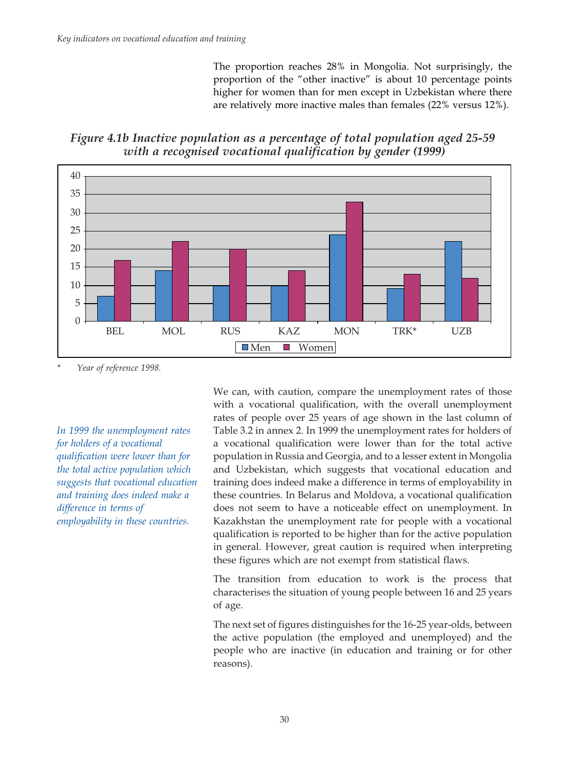The proportion reaches 28% in Mongolia. Not surprisingly, the proportion of the "other inactive" is about 10 percentage points higher for women than for men except in Uzbekistan where there are relatively more inactive males than females (22% versus 12%).

***Figure 4.1b Inactive population as a percentage of total population aged 25-59 with a recognised vocational qualification by gender (1999)***

| | BEL | MOL | RUS | KAZ | MON | TRK* | UZB |
|---|---|---|---|---|---|---|---|
| Men | 7 | 14 | 10 | 10 | 24 | 9 | 22 |
| Women | 17 | 22 | 20 | 14 | 33 | 13 | 12 |

\* *Year of reference 1998.*

*In 1999 the unemployment rates for holders of a vocational qualification were lower than for the total active population which suggests that vocational education and training does indeed make a difference in terms of employability in these countries.*

We can, with caution, compare the unemployment rates of those with a vocational qualification, with the overall unemployment rates of people over 25 years of age shown in the last column of Table 3.2 in annex 2. In 1999 the unemployment rates for holders of a vocational qualification were lower than for the total active population in Russia and Georgia, and to a lesser extent in Mongolia and Uzbekistan, which suggests that vocational education and training does indeed make a difference in terms of employability in these countries. In Belarus and Moldova, a vocational qualification does not seem to have a noticeable effect on unemployment. In Kazakhstan the unemployment rate for people with a vocational qualification is reported to be higher than for the active population in general. However, great caution is required when interpreting these figures which are not exempt from statistical flaws.

The transition from education to work is the process that characterises the situation of young people between 16 and 25 years of age.

The next set of figures distinguishes for the 16-25 year-olds, between the active population (the employed and unemployed) and the people who are inactive (in education and training or for other reasons).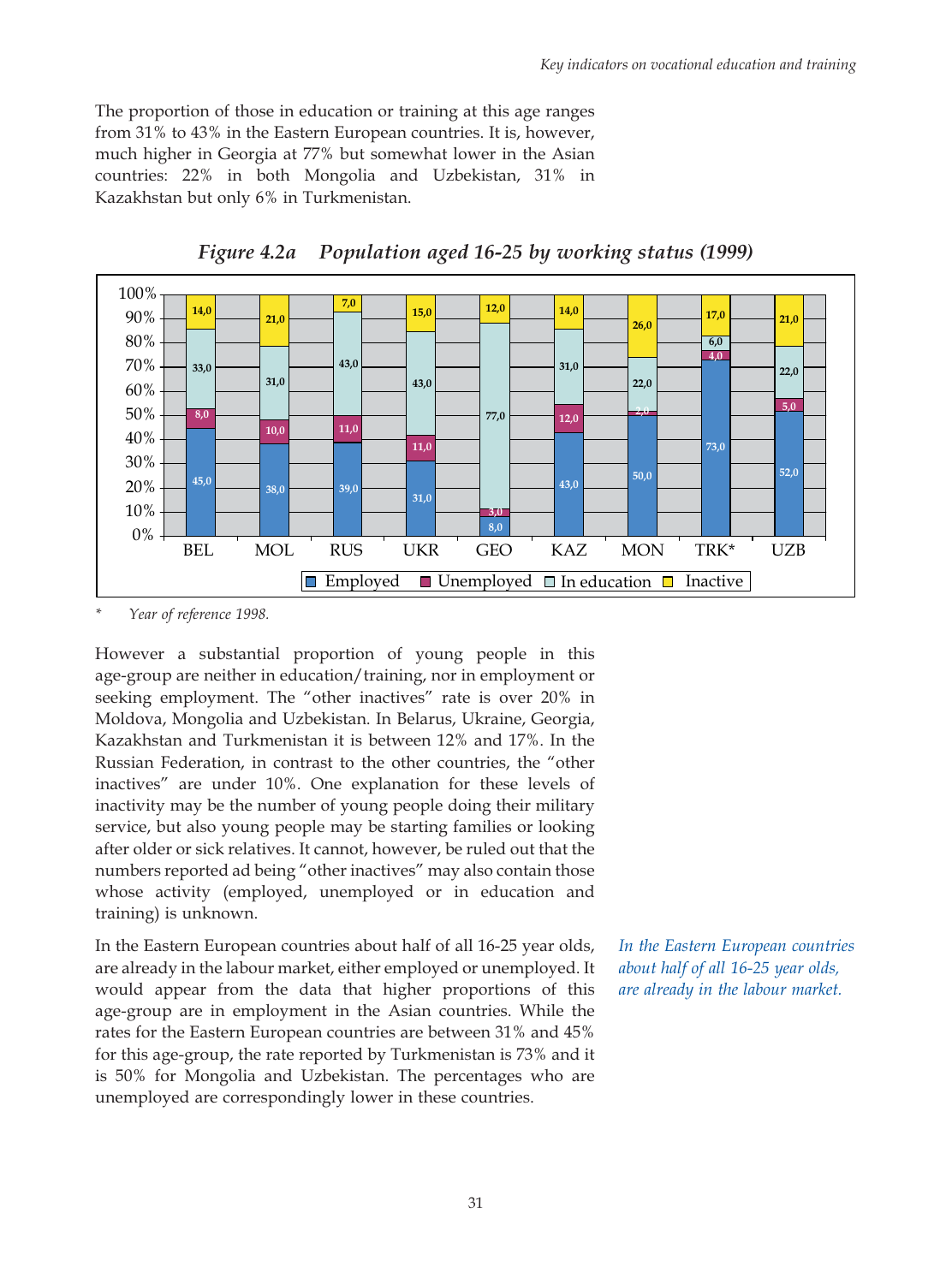The proportion of those in education or training at this age ranges from 31% to 43% in the Eastern European countries. It is, however, much higher in Georgia at 77% but somewhat lower in the Asian countries: 22% in both Mongolia and Uzbekistan, 31% in Kazakhstan but only 6% in Turkmenistan.

*Figure 4.2a Population aged 16-25 by working status (1999)*

| | BEL | MOL | RUS | UKR | GEO | KAZ | MON | TRK* | UZB |
|---|---|---|---|---|---|---|---|---|---|
| Employed | 45,0 | 38,0 | 39,0 | 31,0 | 8,0 | 43,0 | 50,0 | 73,0 | 52,0 |
| Unemployed | 8,0 | 10,0 | 11,0 | 11,0 | 3,0 | 12,0 | 2,0 | 4,0 | 5,0 |
| In education | 33,0 | 31,0 | 43,0 | 43,0 | 77,0 | 31,0 | 22,0 | 6,0 | 22,0 |
| Inactive | 14,0 | 21,0 | 7,0 | 15,0 | 12,0 | 14,0 | 26,0 | 17,0 | 21,0 |

\* *Year of reference 1998.*

However a substantial proportion of young people in this age-group are neither in education/training, nor in employment or seeking employment. The "other inactives" rate is over 20% in Moldova, Mongolia and Uzbekistan. In Belarus, Ukraine, Georgia, Kazakhstan and Turkmenistan it is between 12% and 17%. In the Russian Federation, in contrast to the other countries, the "other inactives" are under 10%. One explanation for these levels of inactivity may be the number of young people doing their military service, but also young people may be starting families or looking after older or sick relatives. It cannot, however, be ruled out that the numbers reported ad being "other inactives" may also contain those whose activity (employed, unemployed or in education and training) is unknown.

*In the Eastern European countries about half of all 16-25 year olds, are already in the labour market.*

In the Eastern European countries about half of all 16-25 year olds, are already in the labour market, either employed or unemployed. It would appear from the data that higher proportions of this age-group are in employment in the Asian countries. While the rates for the Eastern European countries are between 31% and 45% for this age-group, the rate reported by Turkmenistan is 73% and it is 50% for Mongolia and Uzbekistan. The percentages who are unemployed are correspondingly lower in these countries.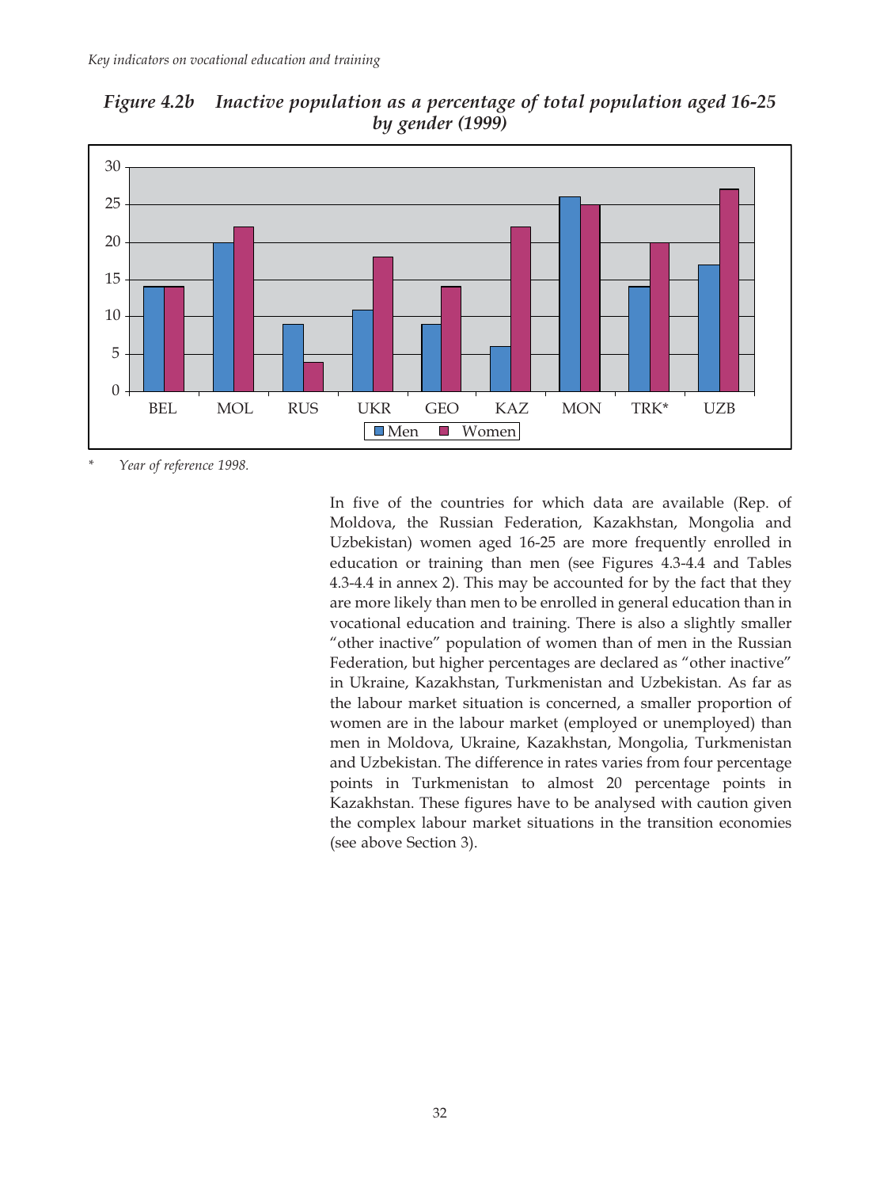*Figure 4.2b Inactive population as a percentage of total population aged 16-25 by gender (1999)*

| | BEL | MOL | RUS | UKR | GEO | KAZ | MON | TRK* | UZB |
|---|---|---|---|---|---|---|---|---|---|
| Men | 14 | 20 | 9 | 11 | 9 | 6 | 26 | 14 | 17 |
| Women | 14 | 22 | 4 | 18 | 14 | 22 | 25 | 20 | 27 |

\* *Year of reference 1998.*

In five of the countries for which data are available (Rep. of Moldova, the Russian Federation, Kazakhstan, Mongolia and Uzbekistan) women aged 16-25 are more frequently enrolled in education or training than men (see Figures 4.3-4.4 and Tables 4.3-4.4 in annex 2). This may be accounted for by the fact that they are more likely than men to be enrolled in general education than in vocational education and training. There is also a slightly smaller "other inactive" population of women than of men in the Russian Federation, but higher percentages are declared as "other inactive" in Ukraine, Kazakhstan, Turkmenistan and Uzbekistan. As far as the labour market situation is concerned, a smaller proportion of women are in the labour market (employed or unemployed) than men in Moldova, Ukraine, Kazakhstan, Mongolia, Turkmenistan and Uzbekistan. The difference in rates varies from four percentage points in Turkmenistan to almost 20 percentage points in Kazakhstan. These figures have to be analysed with caution given the complex labour market situations in the transition economies (see above Section 3).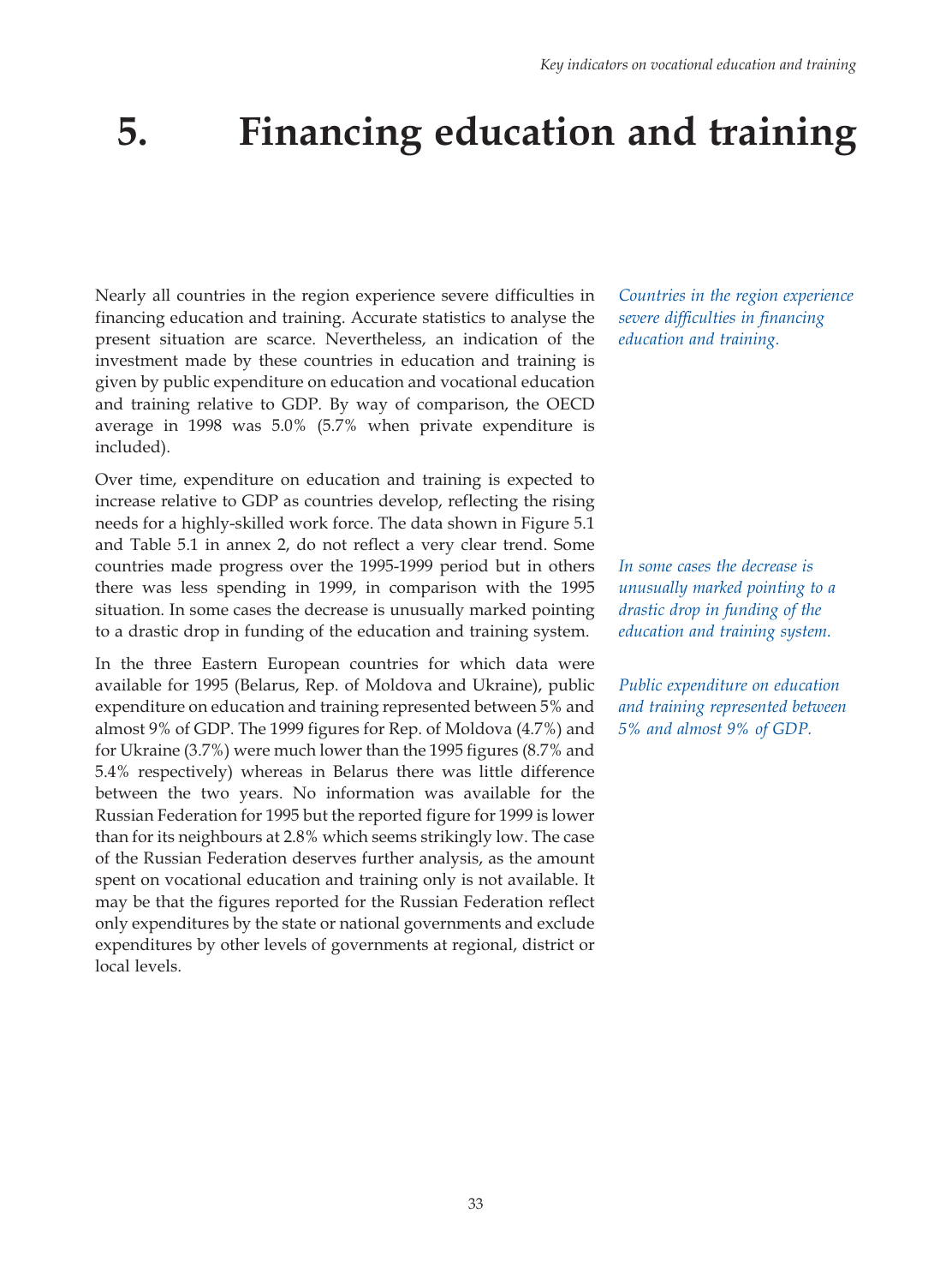# 5. Financing education and training

Nearly all countries in the region experience severe difficulties in financing education and training. Accurate statistics to analyse the present situation are scarce. Nevertheless, an indication of the investment made by these countries in education and training is given by public expenditure on education and vocational education and training relative to GDP. By way of comparison, the OECD average in 1998 was 5.0% (5.7% when private expenditure is included).

*Countries in the region experience severe difficulties in financing education and training.*

Over time, expenditure on education and training is expected to increase relative to GDP as countries develop, reflecting the rising needs for a highly-skilled work force. The data shown in Figure 5.1 and Table 5.1 in annex 2, do not reflect a very clear trend. Some countries made progress over the 1995-1999 period but in others there was less spending in 1999, in comparison with the 1995 situation. In some cases the decrease is unusually marked pointing to a drastic drop in funding of the education and training system.

*In some cases the decrease is unusually marked pointing to a drastic drop in funding of the education and training system.*

In the three Eastern European countries for which data were available for 1995 (Belarus, Rep. of Moldova and Ukraine), public expenditure on education and training represented between 5% and almost 9% of GDP. The 1999 figures for Rep. of Moldova (4.7%) and for Ukraine (3.7%) were much lower than the 1995 figures (8.7% and 5.4% respectively) whereas in Belarus there was little difference between the two years. No information was available for the Russian Federation for 1995 but the reported figure for 1999 is lower than for its neighbours at 2.8% which seems strikingly low. The case of the Russian Federation deserves further analysis, as the amount spent on vocational education and training only is not available. It may be that the figures reported for the Russian Federation reflect only expenditures by the state or national governments and exclude expenditures by other levels of governments at regional, district or local levels.

*Public expenditure on education and training represented between 5% and almost 9% of GDP.*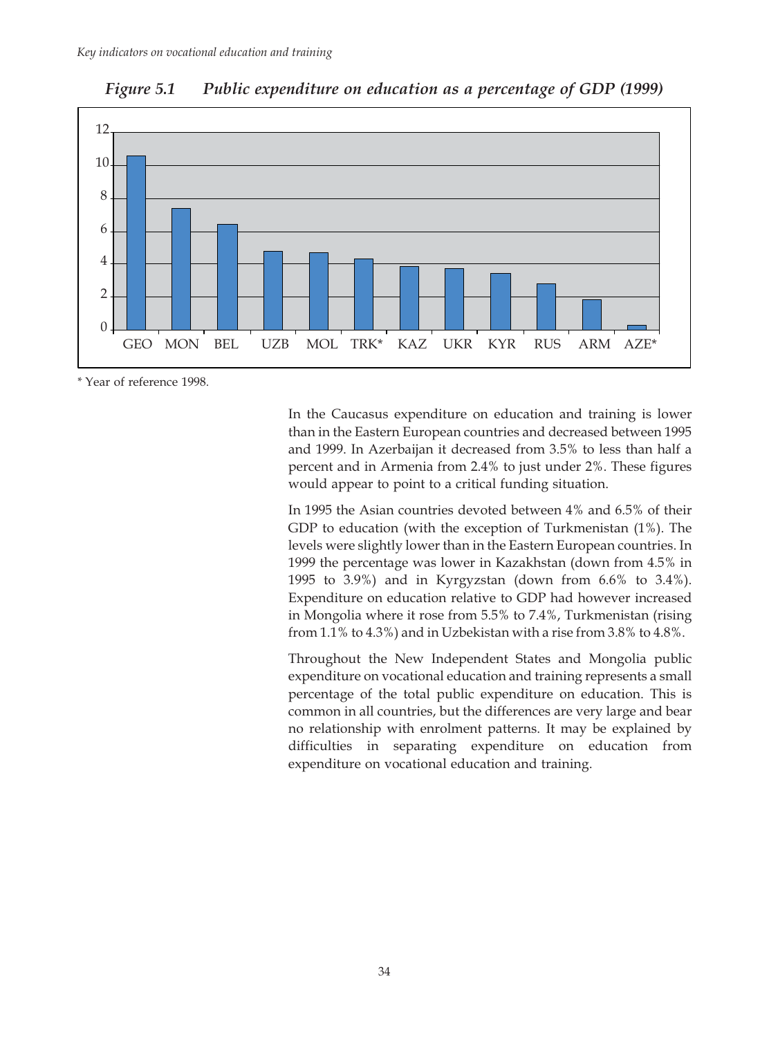*Figure 5.1 Public expenditure on education as a percentage of GDP (1999)*

\* Year of reference 1998.

In the Caucasus expenditure on education and training is lower than in the Eastern European countries and decreased between 1995 and 1999. In Azerbaijan it decreased from 3.5% to less than half a percent and in Armenia from 2.4% to just under 2%. These figures would appear to point to a critical funding situation.

In 1995 the Asian countries devoted between 4% and 6.5% of their GDP to education (with the exception of Turkmenistan (1%). The levels were slightly lower than in the Eastern European countries. In 1999 the percentage was lower in Kazakhstan (down from 4.5% in 1995 to 3.9%) and in Kyrgyzstan (down from 6.6% to 3.4%). Expenditure on education relative to GDP had however increased in Mongolia where it rose from 5.5% to 7.4%, Turkmenistan (rising from 1.1% to 4.3%) and in Uzbekistan with a rise from 3.8% to 4.8%.

Throughout the New Independent States and Mongolia public expenditure on vocational education and training represents a small percentage of the total public expenditure on education. This is common in all countries, but the differences are very large and bear no relationship with enrolment patterns. It may be explained by difficulties in separating expenditure on education from expenditure on vocational education and training.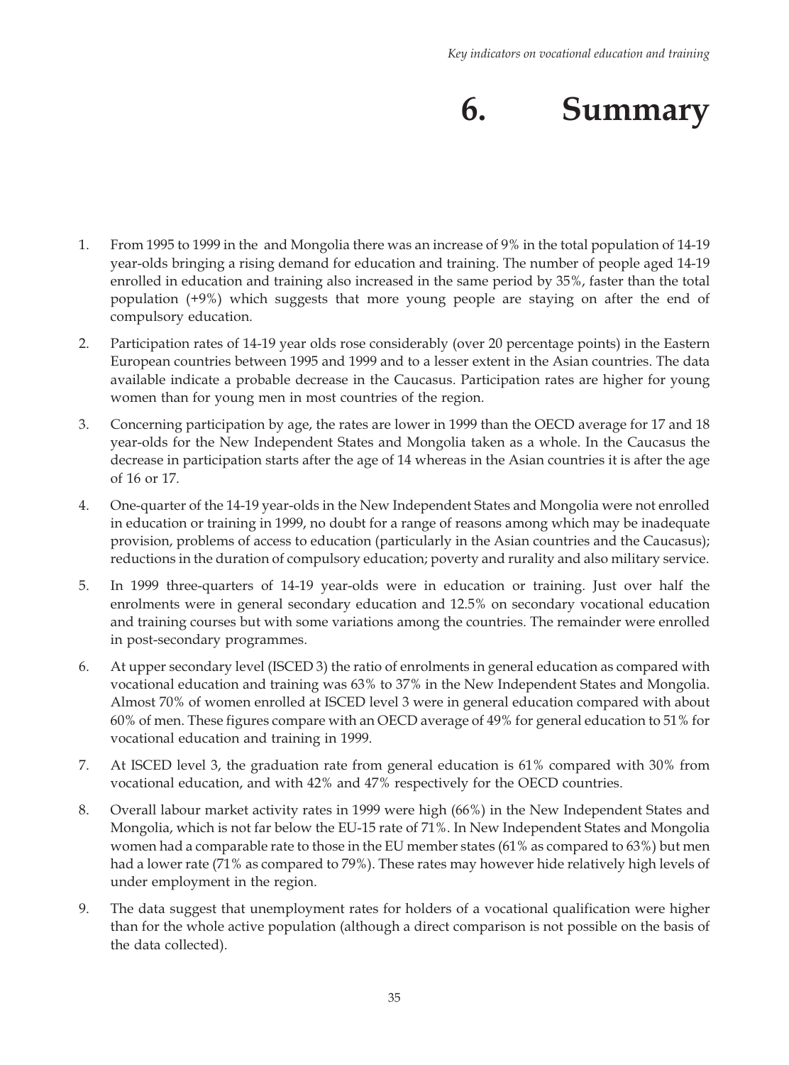# 6. Summary

1. From 1995 to 1999 in the  and Mongolia there was an increase of 9% in the total population of 14-19 year-olds bringing a rising demand for education and training. The number of people aged 14-19 enrolled in education and training also increased in the same period by 35%, faster than the total population (+9%) which suggests that more young people are staying on after the end of compulsory education.

2. Participation rates of 14-19 year olds rose considerably (over 20 percentage points) in the Eastern European countries between 1995 and 1999 and to a lesser extent in the Asian countries. The data available indicate a probable decrease in the Caucasus. Participation rates are higher for young women than for young men in most countries of the region.

3. Concerning participation by age, the rates are lower in 1999 than the OECD average for 17 and 18 year-olds for the New Independent States and Mongolia taken as a whole. In the Caucasus the decrease in participation starts after the age of 14 whereas in the Asian countries it is after the age of 16 or 17.

4. One-quarter of the 14-19 year-olds in the New Independent States and Mongolia were not enrolled in education or training in 1999, no doubt for a range of reasons among which may be inadequate provision, problems of access to education (particularly in the Asian countries and the Caucasus); reductions in the duration of compulsory education; poverty and rurality and also military service.

5. In 1999 three-quarters of 14-19 year-olds were in education or training. Just over half the enrolments were in general secondary education and 12.5% on secondary vocational education and training courses but with some variations among the countries. The remainder were enrolled in post-secondary programmes.

6. At upper secondary level (ISCED 3) the ratio of enrolments in general education as compared with vocational education and training was 63% to 37% in the New Independent States and Mongolia. Almost 70% of women enrolled at ISCED level 3 were in general education compared with about 60% of men. These figures compare with an OECD average of 49% for general education to 51% for vocational education and training in 1999.

7. At ISCED level 3, the graduation rate from general education is 61% compared with 30% from vocational education, and with 42% and 47% respectively for the OECD countries.

8. Overall labour market activity rates in 1999 were high (66%) in the New Independent States and Mongolia, which is not far below the EU-15 rate of 71%. In New Independent States and Mongolia women had a comparable rate to those in the EU member states (61% as compared to 63%) but men had a lower rate (71% as compared to 79%). These rates may however hide relatively high levels of under employment in the region.

9. The data suggest that unemployment rates for holders of a vocational qualification were higher than for the whole active population (although a direct comparison is not possible on the basis of the data collected).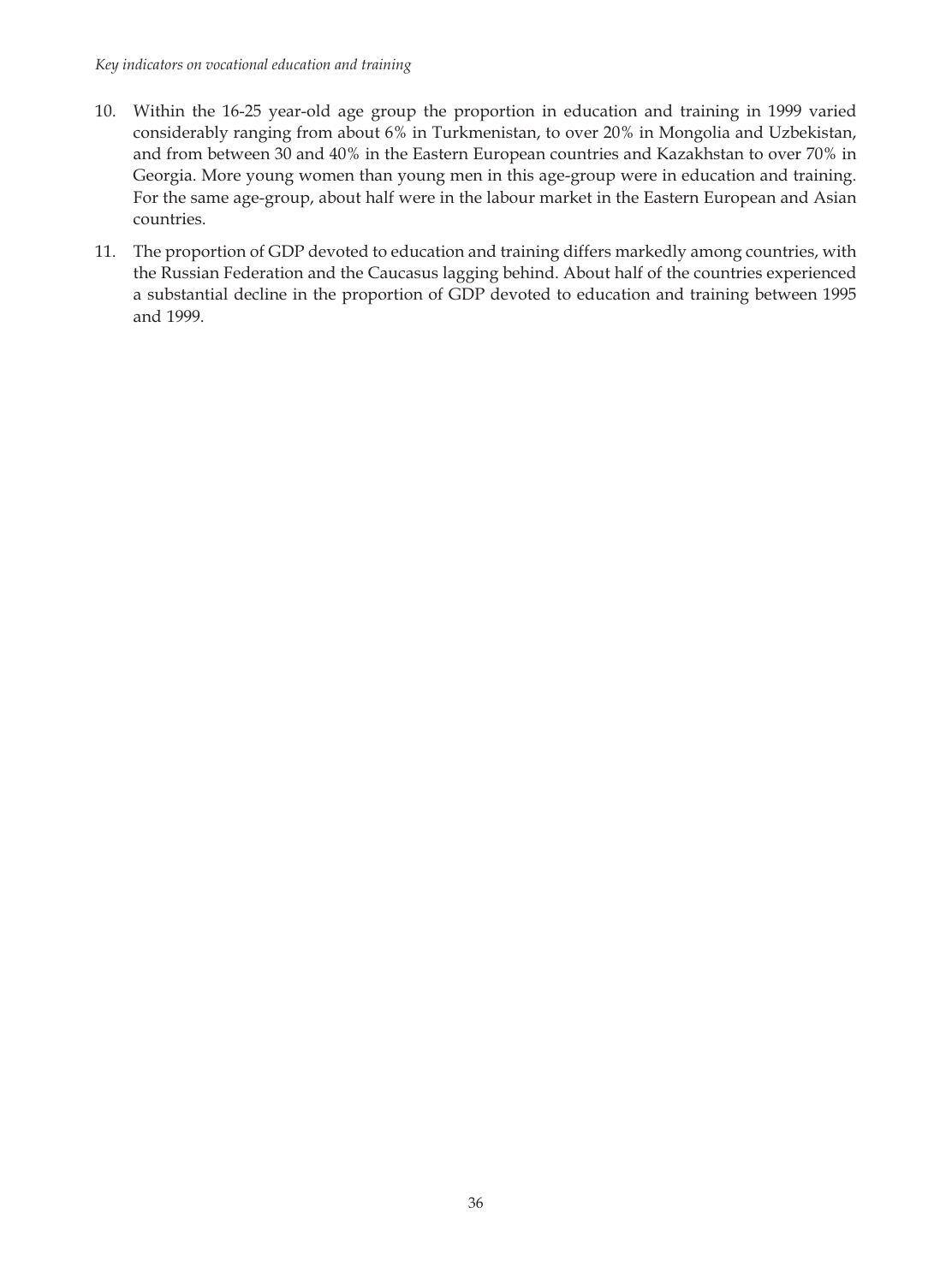10. Within the 16-25 year-old age group the proportion in education and training in 1999 varied considerably ranging from about 6% in Turkmenistan, to over 20% in Mongolia and Uzbekistan, and from between 30 and 40% in the Eastern European countries and Kazakhstan to over 70% in Georgia. More young women than young men in this age-group were in education and training. For the same age-group, about half were in the labour market in the Eastern European and Asian countries.

11. The proportion of GDP devoted to education and training differs markedly among countries, with the Russian Federation and the Caucasus lagging behind. About half of the countries experienced a substantial decline in the proportion of GDP devoted to education and training between 1995 and 1999.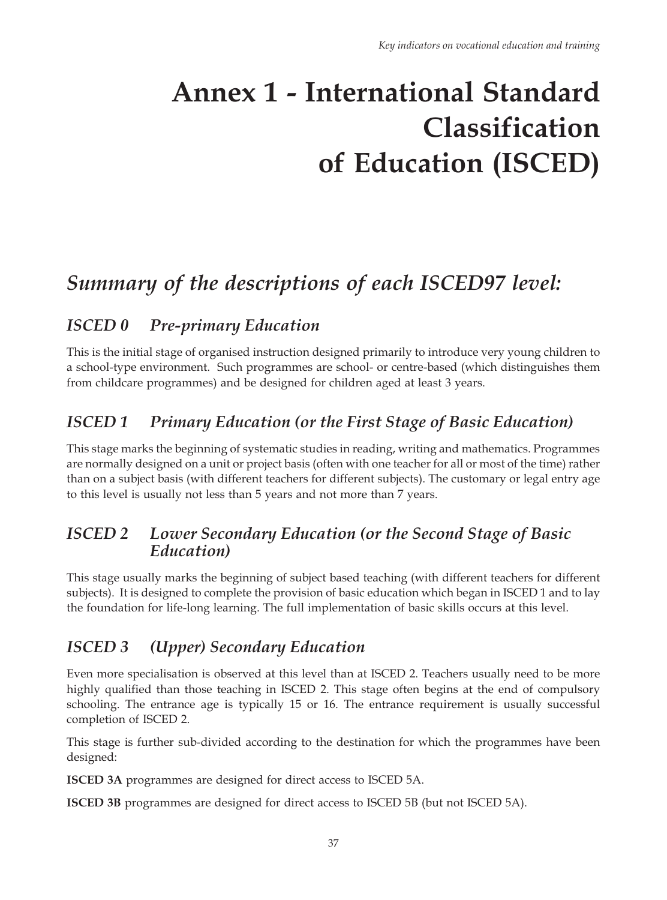# Annex 1 - International Standard Classification of Education (ISCED)

## *Summary of the descriptions of each ISCED97 level:*

### *ISCED 0 Pre-primary Education*

This is the initial stage of organised instruction designed primarily to introduce very young children to a school-type environment. Such programmes are school- or centre-based (which distinguishes them from childcare programmes) and be designed for children aged at least 3 years.

### *ISCED 1 Primary Education (or the First Stage of Basic Education)*

This stage marks the beginning of systematic studies in reading, writing and mathematics. Programmes are normally designed on a unit or project basis (often with one teacher for all or most of the time) rather than on a subject basis (with different teachers for different subjects). The customary or legal entry age to this level is usually not less than 5 years and not more than 7 years.

### *ISCED 2 Lower Secondary Education (or the Second Stage of Basic Education)*

This stage usually marks the beginning of subject based teaching (with different teachers for different subjects). It is designed to complete the provision of basic education which began in ISCED 1 and to lay the foundation for life-long learning. The full implementation of basic skills occurs at this level.

### *ISCED 3 (Upper) Secondary Education*

Even more specialisation is observed at this level than at ISCED 2. Teachers usually need to be more highly qualified than those teaching in ISCED 2. This stage often begins at the end of compulsory schooling. The entrance age is typically 15 or 16. The entrance requirement is usually successful completion of ISCED 2.

This stage is further sub-divided according to the destination for which the programmes have been designed:

**ISCED 3A** programmes are designed for direct access to ISCED 5A.

**ISCED 3B** programmes are designed for direct access to ISCED 5B (but not ISCED 5A).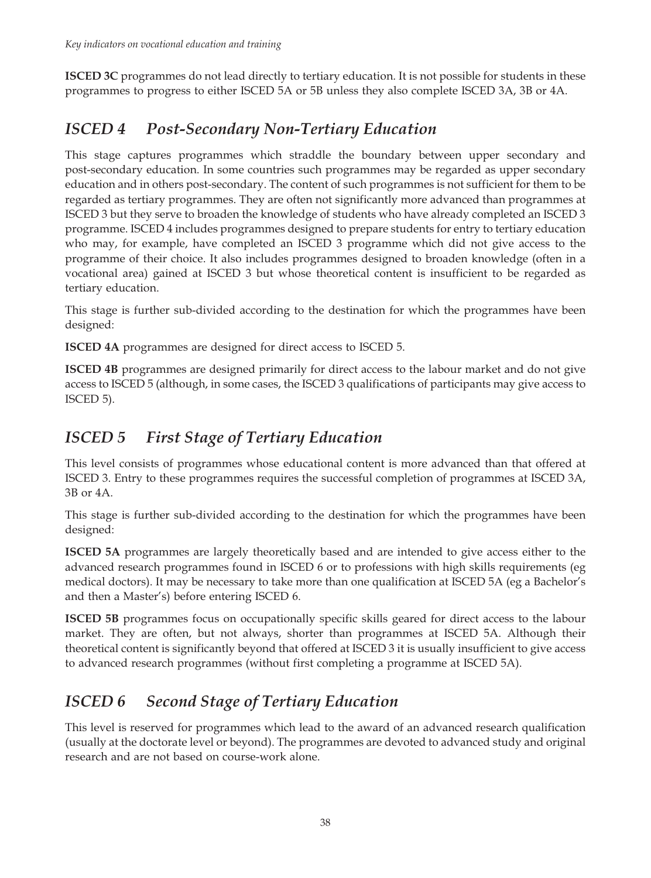**ISCED 3C** programmes do not lead directly to tertiary education. It is not possible for students in these programmes to progress to either ISCED 5A or 5B unless they also complete ISCED 3A, 3B or 4A.

## *ISCED 4 Post-Secondary Non-Tertiary Education*

This stage captures programmes which straddle the boundary between upper secondary and post-secondary education. In some countries such programmes may be regarded as upper secondary education and in others post-secondary. The content of such programmes is not sufficient for them to be regarded as tertiary programmes. They are often not significantly more advanced than programmes at ISCED 3 but they serve to broaden the knowledge of students who have already completed an ISCED 3 programme. ISCED 4 includes programmes designed to prepare students for entry to tertiary education who may, for example, have completed an ISCED 3 programme which did not give access to the programme of their choice. It also includes programmes designed to broaden knowledge (often in a vocational area) gained at ISCED 3 but whose theoretical content is insufficient to be regarded as tertiary education.

This stage is further sub-divided according to the destination for which the programmes have been designed:

**ISCED 4A** programmes are designed for direct access to ISCED 5.

**ISCED 4B** programmes are designed primarily for direct access to the labour market and do not give access to ISCED 5 (although, in some cases, the ISCED 3 qualifications of participants may give access to ISCED 5).

## *ISCED 5 First Stage of Tertiary Education*

This level consists of programmes whose educational content is more advanced than that offered at ISCED 3. Entry to these programmes requires the successful completion of programmes at ISCED 3A, 3B or 4A.

This stage is further sub-divided according to the destination for which the programmes have been designed:

**ISCED 5A** programmes are largely theoretically based and are intended to give access either to the advanced research programmes found in ISCED 6 or to professions with high skills requirements (eg medical doctors). It may be necessary to take more than one qualification at ISCED 5A (eg a Bachelor's and then a Master's) before entering ISCED 6.

**ISCED 5B** programmes focus on occupationally specific skills geared for direct access to the labour market. They are often, but not always, shorter than programmes at ISCED 5A. Although their theoretical content is significantly beyond that offered at ISCED 3 it is usually insufficient to give access to advanced research programmes (without first completing a programme at ISCED 5A).

## *ISCED 6 Second Stage of Tertiary Education*

This level is reserved for programmes which lead to the award of an advanced research qualification (usually at the doctorate level or beyond). The programmes are devoted to advanced study and original research and are not based on course-work alone.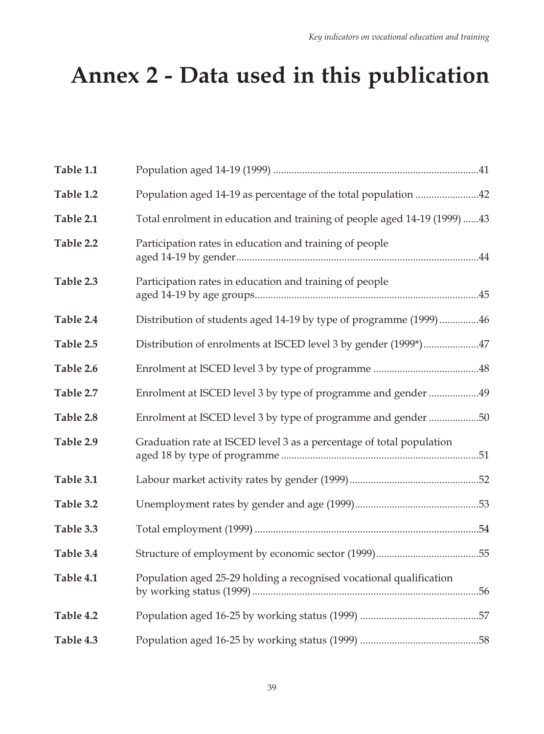# Annex 2 - Data used in this publication

| | | |
|---|---|---|
| **Table 1.1** | Population aged 14-19 (1999) | 41 |
| **Table 1.2** | Population aged 14-19 as percentage of the total population | 42 |
| **Table 2.1** | Total enrolment in education and training of people aged 14-19 (1999) | 43 |
| **Table 2.2** | Participation rates in education and training of people aged 14-19 by gender | 44 |
| **Table 2.3** | Participation rates in education and training of people aged 14-19 by age groups | 45 |
| **Table 2.4** | Distribution of students aged 14-19 by type of programme (1999) | 46 |
| **Table 2.5** | Distribution of enrolments at ISCED level 3 by gender (1999*) | 47 |
| **Table 2.6** | Enrolment at ISCED level 3 by type of programme | 48 |
| **Table 2.7** | Enrolment at ISCED level 3 by type of programme and gender | 49 |
| **Table 2.8** | Enrolment at ISCED level 3 by type of programme and gender | 50 |
| **Table 2.9** | Graduation rate at ISCED level 3 as a percentage of total population aged 18 by type of programme | 51 |
| **Table 3.1** | Labour market activity rates by gender (1999) | 52 |
| **Table 3.2** | Unemployment rates by gender and age (1999) | 53 |
| **Table 3.3** | Total employment (1999) | 54 |
| **Table 3.4** | Structure of employment by economic sector (1999) | 55 |
| **Table 4.1** | Population aged 25-29 holding a recognised vocational qualification by working status (1999) | 56 |
| **Table 4.2** | Population aged 16-25 by working status (1999) | 57 |
| **Table 4.3** | Population aged 16-25 by working status (1999) | 58 |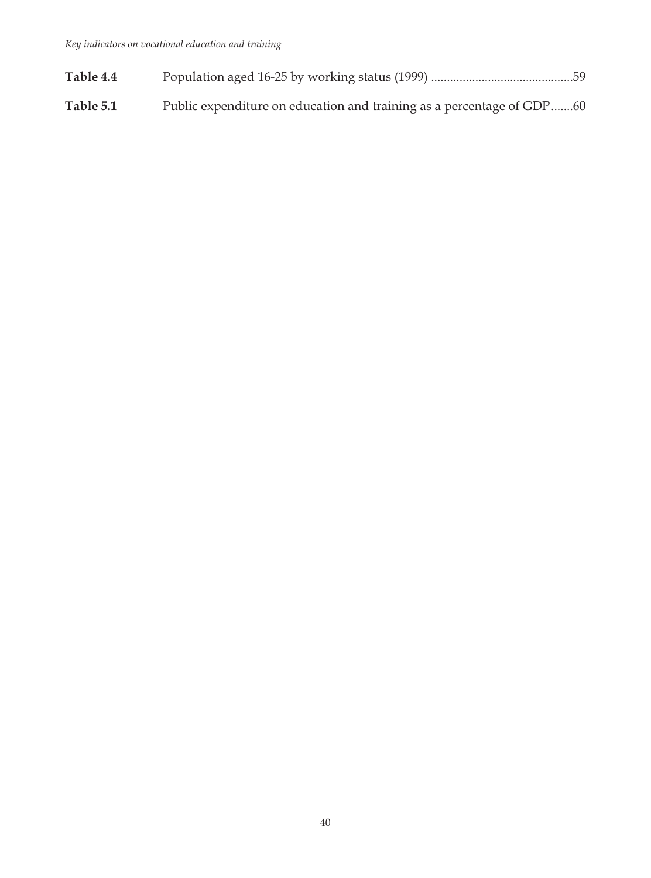| | |
|---|---|
| **Table 4.4** | Population aged 16-25 by working status (1999) ............................................59 |
| **Table 5.1** | Public expenditure on education and training as a percentage of GDP.......60 |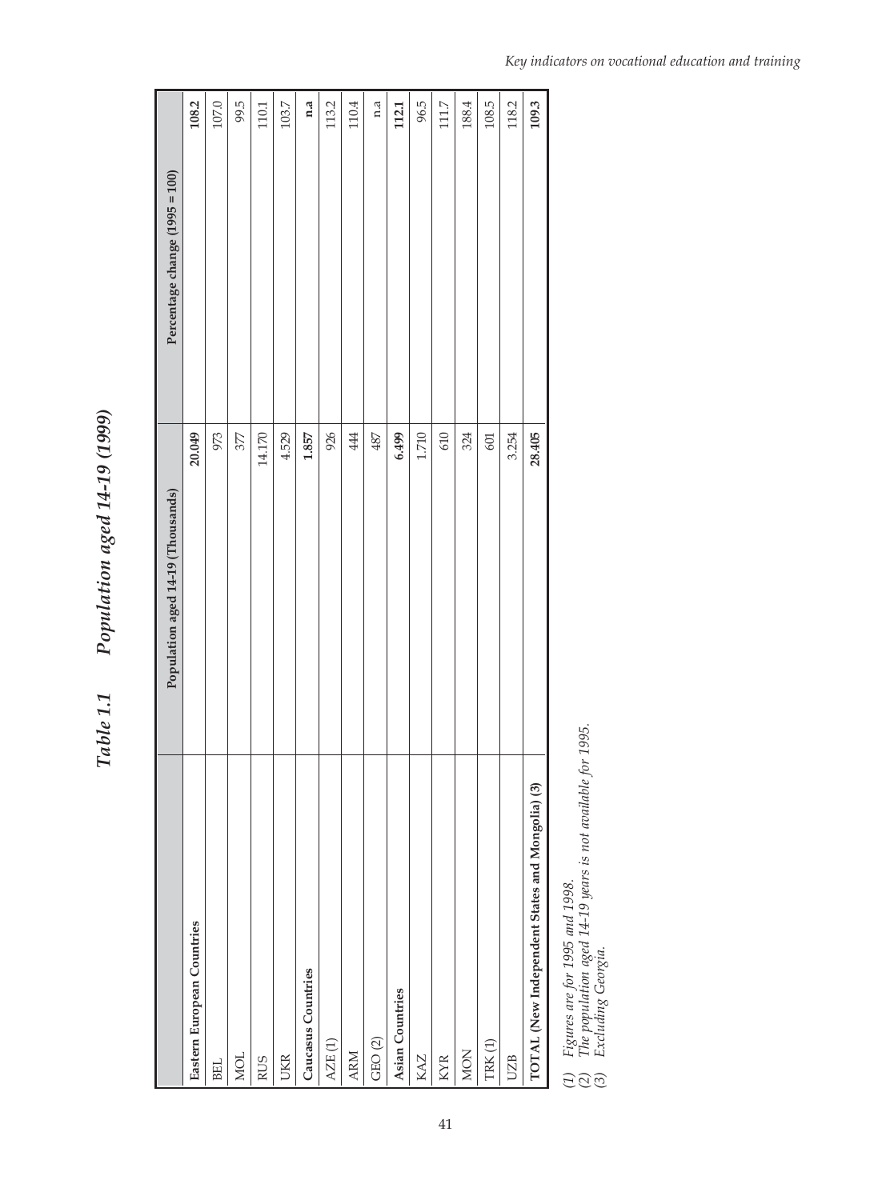## Table 1.1 Population aged 14-19 (1999)

| | Population aged 14-19 (Thousands) | Percentage change (1995 = 100) |
|---|---|---|
| **Eastern European Countries** | **20.049** | **108.2** |
| BEL | 973 | 107.0 |
| MOL | 377 | 99.5 |
| RUS | 14.170 | 110.1 |
| UKR | 4.529 | 103.7 |
| **Caucasus Countries** | **1.857** | **n.a** |
| AZE (1) | 926 | 113.2 |
| ARM | 444 | 110.4 |
| GEO (2) | 487 | n.a |
| **Asian Countries** | **6.499** | **112.1** |
| KAZ | 1.710 | 96.5 |
| KYR | 610 | 111.7 |
| MON | 324 | 188.4 |
| TRK (1) | 601 | 108.5 |
| UZB | 3.254 | 118.2 |
| **TOTAL (New Independent States and Mongolia) (3)** | **28.405** | **109.3** |

*(1) Figures are for 1995 and 1998.*
*(2) The population aged 14-19 years is not available for 1995.*
*(3) Excluding Georgia.*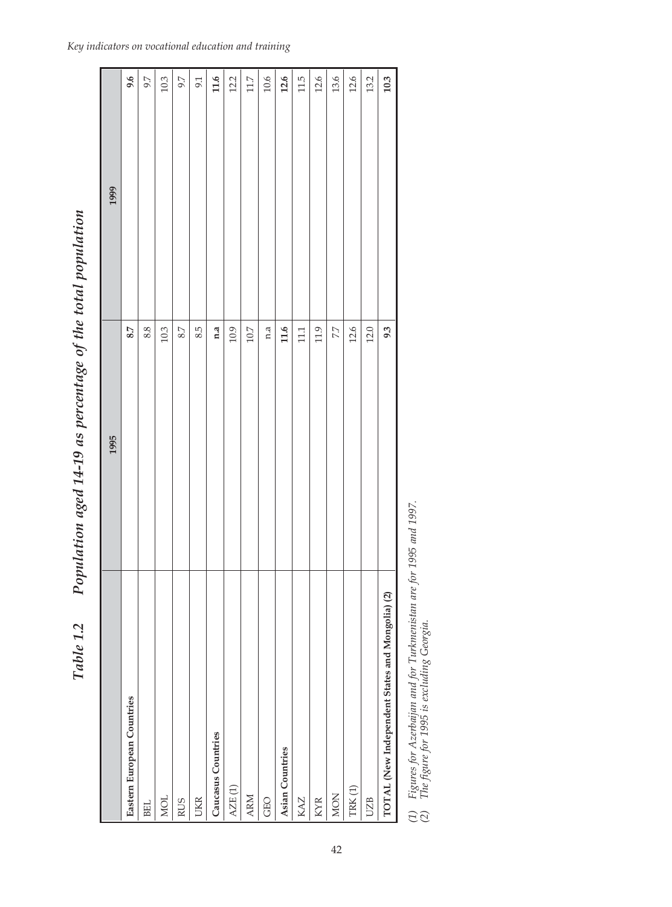## Table 1.2 Population aged 14-19 as percentage of the total population

| | 1995 | 1999 |
|---|---|---|
| **Eastern European Countries** | **8.7** | **9.6** |
| BEL | 8.8 | 9.7 |
| MOL | 10.3 | 10.3 |
| RUS | 8.7 | 9.7 |
| UKR | 8.5 | 9.1 |
| **Caucasus Countries** | **n.a** | **11.6** |
| AZE (1) | 10.9 | 12.2 |
| ARM | 10.7 | 11.7 |
| GEO | n.a | 10.6 |
| **Asian Countries** | **11.6** | **12.6** |
| KAZ | 11.1 | 11.5 |
| KYR | 11.9 | 12.6 |
| MON | 7.7 | 13.6 |
| TRK (1) | 12.6 | 12.6 |
| UZB | 12.0 | 13.2 |
| **TOTAL (New Independent States and Mongolia) (2)** | **9.3** | **10.3** |

*(1) Figures for Azerbaijan and for Turkmenistan are for 1995 and 1997.*
*(2) The figure for 1995 is excluding Georgia.*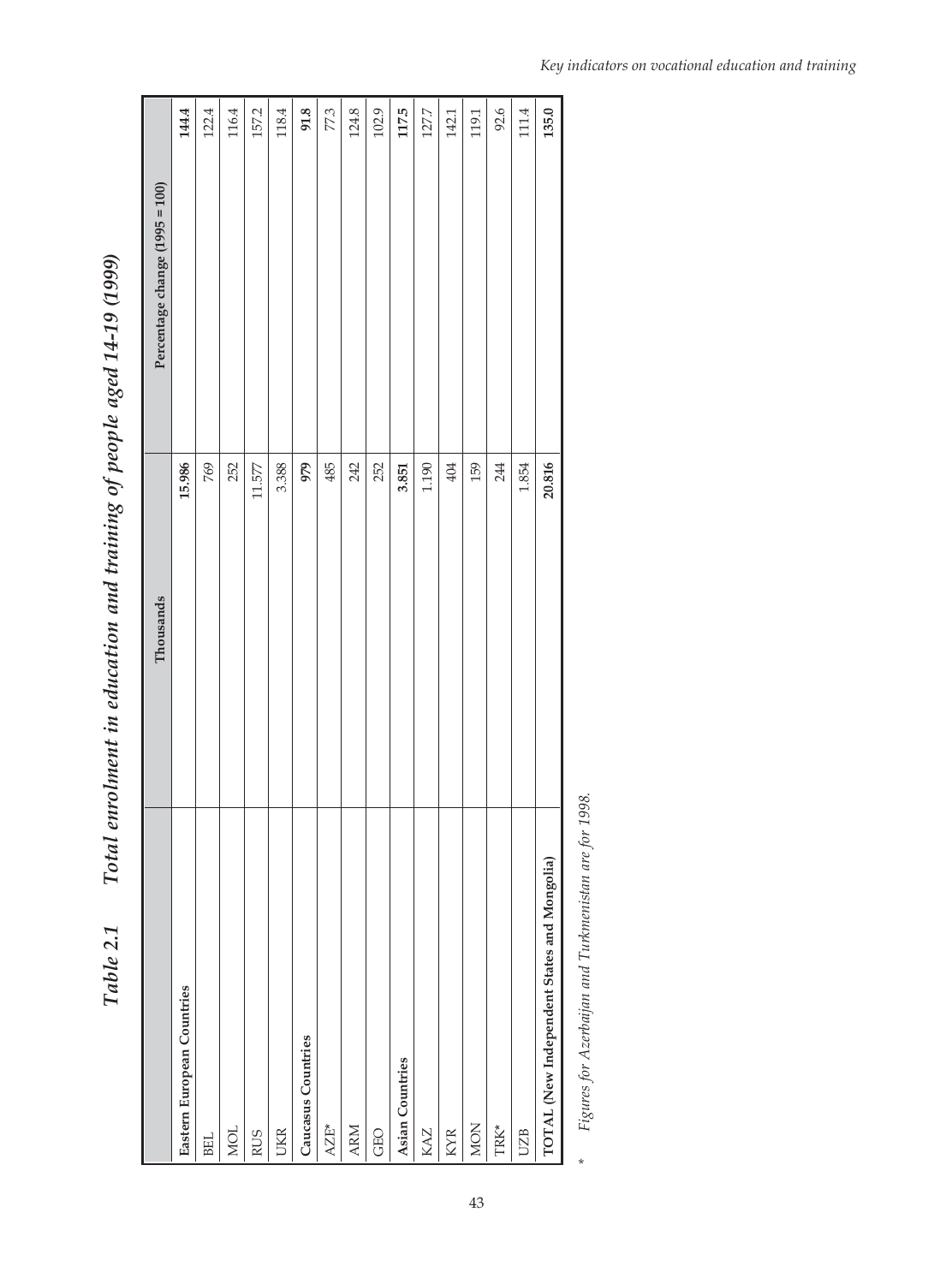# Table 2.1 Total enrolment in education and training of people aged 14-19 (1999)

| | Thousands | Percentage change (1995 = 100) |
|---|---|---|
| **Eastern European Countries** | **15.986** | **144.4** |
| BEL | 769 | 122.4 |
| MOL | 252 | 116.4 |
| RUS | 11.577 | 157.2 |
| UKR | 3.388 | 118.4 |
| **Caucasus Countries** | **979** | **91.8** |
| AZE* | 485 | 77.3 |
| ARM | 242 | 124.8 |
| GEO | 252 | 102.9 |
| **Asian Countries** | **3.851** | **117.5** |
| KAZ | 1.190 | 127.7 |
| KYR | 404 | 142.1 |
| MON | 159 | 119.1 |
| TRK* | 244 | 92.6 |
| UZB | 1.854 | 111.4 |
| **TOTAL (New Independent States and Mongolia)** | **20.816** | **135.0** |

\* *Figures for Azerbaijan and Turkmenistan are for 1998.*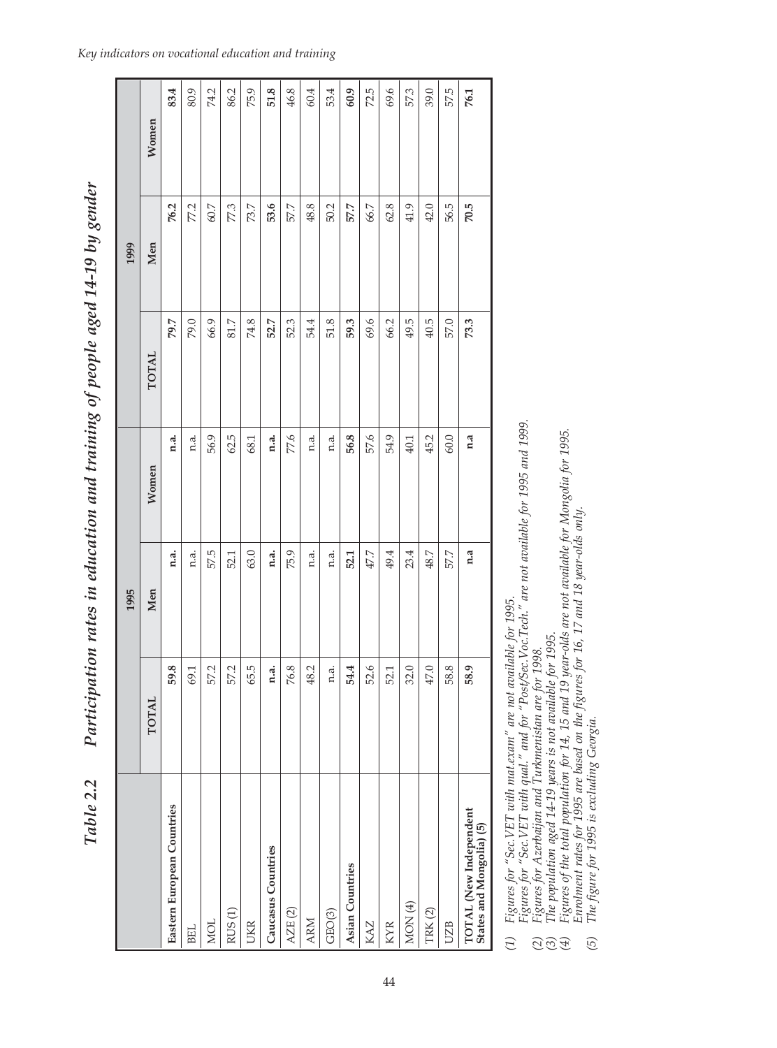## Table 2.2 Participation rates in education and training of people aged 14-19 by gender

| | 1995 | | | 1999 | | |
|---|---|---|---|---|---|---|
| | TOTAL | Men | Women | TOTAL | Men | Women |
| **Eastern European Countries** | **59.8** | **n.a.** | **n.a.** | **79.7** | **76.2** | **83.4** |
| BEL | 69.1 | n.a. | n.a. | 79.0 | 77.2 | 80.9 |
| MOL | 57.2 | 57.5 | 56.9 | 66.9 | 60.7 | 74.2 |
| RUS (1) | 57.2 | 52.1 | 62.5 | 81.7 | 77.3 | 86.2 |
| UKR | 65.5 | 63.0 | 68.1 | 74.8 | 73.7 | 75.9 |
| **Caucasus Countries** | **n.a.** | **n.a.** | **n.a.** | **52.7** | **53.6** | **51.8** |
| AZE (2) | 76.8 | 75.9 | 77.6 | 52.3 | 57.7 | 46.8 |
| ARM | 48.2 | n.a. | n.a. | 54.4 | 48.8 | 60.4 |
| GEO(3) | n.a. | n.a. | n.a. | 51.8 | 50.2 | 53.4 |
| **Asian Countries** | **54.4** | **52.1** | **56.8** | **59.3** | **57.7** | **60.9** |
| KAZ | 52.6 | 47.7 | 57.6 | 69.6 | 66.7 | 72.5 |
| KYR | 52.1 | 49.4 | 54.9 | 66.2 | 62.8 | 69.6 |
| MON (4) | 32.0 | 23.4 | 40.1 | 49.5 | 41.9 | 57.3 |
| TRK (2) | 47.0 | 48.7 | 45.2 | 40.5 | 42.0 | 39.0 |
| UZB | 58.8 | 57.7 | 60.0 | 57.0 | 56.5 | 57.5 |
| **TOTAL (New Independent States and Mongolia) (5)** | **58.9** | **n.a** | **n.a** | **73.3** | **70.5** | **76.1** |

*(1) Figures for "Sec.VET with mat.exam" are not available for 1995.*
*Figures for "Sec.VET with qual." and for "Post/Sec.Voc.Tech." are not available for 1995 and 1999.*
*(2) Figures for Azerbaijan and Turkmenistan are for 1998.*
*(3) The population aged 14-19 years is not available for 1995.*
*(4) Figures of the total population for 14, 15 and 19 year-olds are not available for Mongolia for 1995.*
*Enrolment rates for 1995 are based on the figures for 16, 17 and 18 year-olds only.*
*(5) The figure for 1995 is excluding Georgia.*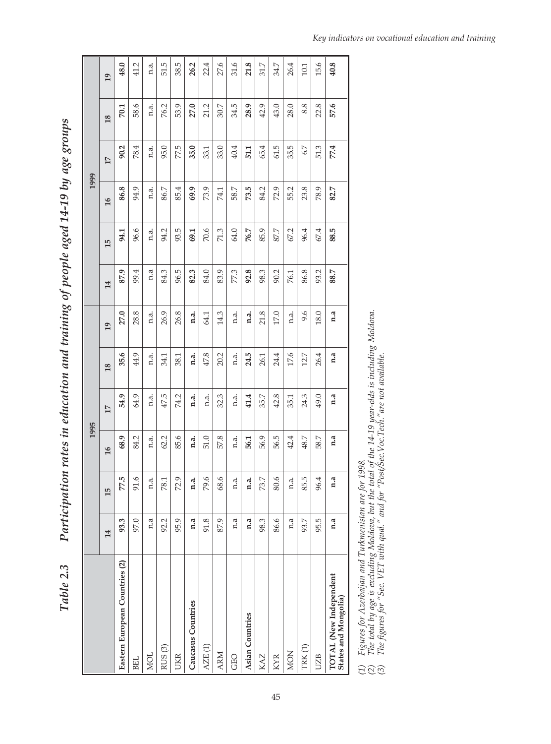# Table 2.3 Participation rates in education and training of people aged 14-19 by age groups

| | 1995 | | | | | | 1999 | | | | | |
|---|---|---|---|---|---|---|---|---|---|---|---|---|
| | 14 | 15 | 16 | 17 | 18 | 19 | 14 | 15 | 16 | 17 | 18 | 19 |
| **Eastern European Countries (2)** | **93.3** | **77.5** | **68.9** | **54.9** | **35.6** | **27.0** | **87.9** | **94.1** | **86.8** | **90.2** | **70.1** | **48.0** |
| BEL | 97.0 | 91.6 | 84.2 | 64.9 | 44.9 | 28.8 | 99.4 | 96.6 | 94.9 | 78.4 | 58.6 | 41.2 |
| MOL | n.a | n.a. | n.a. | n.a. | n.a. | n.a. | n.a | n.a. | n.a. | n.a. | n.a. | n.a. |
| RUS (3) | 92.2 | 78.1 | 62.2 | 47.5 | 34.1 | 26.9 | 84.3 | 94.2 | 86.7 | 95.0 | 76.2 | 51.5 |
| UKR | 95.9 | 72.9 | 85.6 | 74.2 | 38.1 | 26.8 | 96.5 | 93.5 | 85.4 | 77.5 | 53.9 | 38.5 |
| **Caucasus Countries** | **n.a** | **n.a.** | **n.a.** | **n.a.** | **n.a.** | **n.a.** | **82.3** | **69.1** | **69.9** | **35.0** | **27.0** | **26.2** |
| AZE (1) | 91.8 | 79.6 | 51.0 | n.a. | 47.8 | 64.1 | 84.0 | 70.6 | 73.9 | 33.1 | 21.2 | 22.4 |
| ARM | 87.9 | 68.6 | 57.8 | 32.3 | 20.2 | 14.3 | 83.9 | 71.3 | 74.1 | 33.0 | 30.7 | 27.6 |
| GEO | n.a | n.a. | n.a. | n.a. | n.a. | n.a. | 77.3 | 64.0 | 58.7 | 40.4 | 34.5 | 31.6 |
| **Asian Countries** | **n.a** | **n.a.** | **56.1** | **41.4** | **24.5** | **n.a.** | **92.8** | **76.7** | **73.5** | **51.1** | **28.9** | **21.8** |
| KAZ | 98.3 | 73.7 | 56.9 | 35.7 | 26.1 | 21.8 | 98.3 | 85.9 | 84.2 | 65.4 | 42.9 | 31.7 |
| KYR | 86.6 | 80.6 | 56.5 | 42.8 | 24.4 | 17.0 | 90.2 | 87.7 | 72.9 | 61.5 | 43.0 | 34.7 |
| MON | n.a | n.a. | 42.4 | 35.1 | 17.6 | n.a. | 76.1 | 67.2 | 55.2 | 35.5 | 28.0 | 26.4 |
| TRK (1) | 93.7 | 85.5 | 48.7 | 24.3 | 12.7 | 9.6 | 86.8 | 96.4 | 23.8 | 6.7 | 8.8 | 10.1 |
| UZB | 95.5 | 96.4 | 58.7 | 49.0 | 26.4 | 18.0 | 93.2 | 67.4 | 78.9 | 51.3 | 22.8 | 15.6 |
| **TOTAL (New Independent States and Mongolia)** | **n.a** | **n.a** | **n.a** | **n.a** | **n.a** | **n.a** | **88.7** | **88.5** | **82.7** | **77.4** | **57.6** | **40.8** |

*(1) Figures for Azerbaijan and Turkmenistan are for 1998.*
*(2) The total by age is excluding Moldova, but the total of the 14-19 year-olds is including Moldova.*
*(3) The figures for "Sec. VET with qual." and for "Post/Sec.Voc.Tech." are not available.*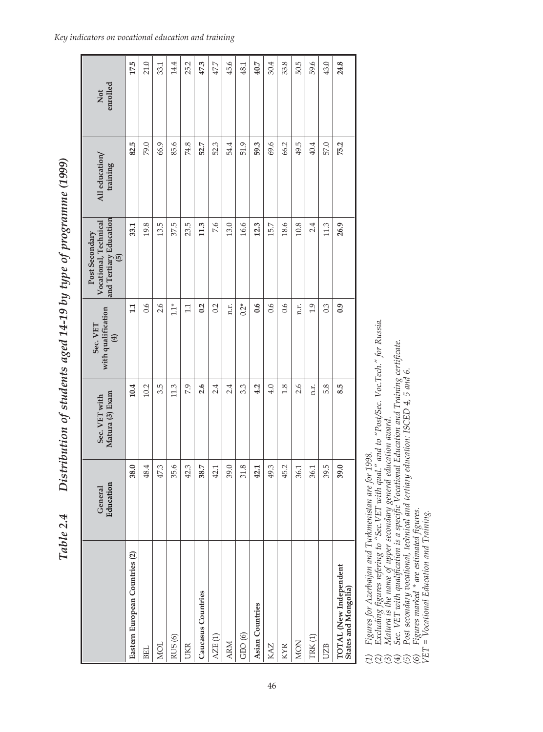## Table 2.4 Distribution of students aged 14-19 by type of programme (1999)

| | General Education | Sec. VET with Matura (3) Exam | Sec. VET with qualification (4) | Post Secondary Vocational, Technical and Tertiary Education (5) | All education/ training | Not enrolled |
|---|---|---|---|---|---|---|
| **Eastern European Countries (2)** | **38.0** | **10.4** | **1.1** | **33.1** | **82.5** | **17.5** |
| BEL | 48.4 | 10.2 | 0.6 | 19.8 | 79.0 | 21.0 |
| MOL | 47.3 | 3.5 | 2.6 | 13.5 | 66.9 | 33.1 |
| RUS (6) | 35.6 | 11.3 | 1.1* | 37.5 | 85.6 | 14.4 |
| UKR | 42.3 | 7.9 | 1.1 | 23.5 | 74.8 | 25.2 |
| **Caucasus Countries** | **38.7** | **2.6** | **0.2** | **11.3** | **52.7** | **47.3** |
| AZE (1) | 42.1 | 2.4 | 0.2 | 7.6 | 52.3 | 47.7 |
| ARM | 39.0 | 2.4 | n.r. | 13.0 | 54.4 | 45.6 |
| GEO (6) | 31.8 | 3.3 | 0.2* | 16.6 | 51.9 | 48.1 |
| **Asian Countries** | **42.1** | **4.2** | **0.6** | **12.3** | **59.3** | **40.7** |
| KAZ | 49.3 | 4.0 | 0.6 | 15.7 | 69.6 | 30.4 |
| KYR | 45.2 | 1.8 | 0.6 | 18.6 | 66.2 | 33.8 |
| MON | 36.1 | 2.6 | n.r. | 10.8 | 49.5 | 50.5 |
| TRK (1) | 36.1 | n.r. | 1.9 | 2.4 | 40.4 | 59.6 |
| UZB | 39.5 | 5.8 | 0.3 | 11.3 | 57.0 | 43.0 |
| **TOTAL (New Independent States and Mongolia)** | **39.0** | **8.5** | **0.9** | **26.9** | **75.2** | **24.8** |

*(1) Figures for Azerbaijan and Turkmenistan are for 1998.*
*(2) Excluding figures refering to "Sec.VET with qual." and to "Post/Sec. Voc.Tech." for Russia.*
*(3) Matura is the name of upper secondary general education award.*
*(4) Sec. VET with qualification is a specific Vocational Education and Training certificate.*
*(5) Post secondary vocational, technical and tertiary education: ISCED 4, 5 and 6.*
*(6) Figures marked * are estimated figures.*
*VET = Vocational Education and Training.*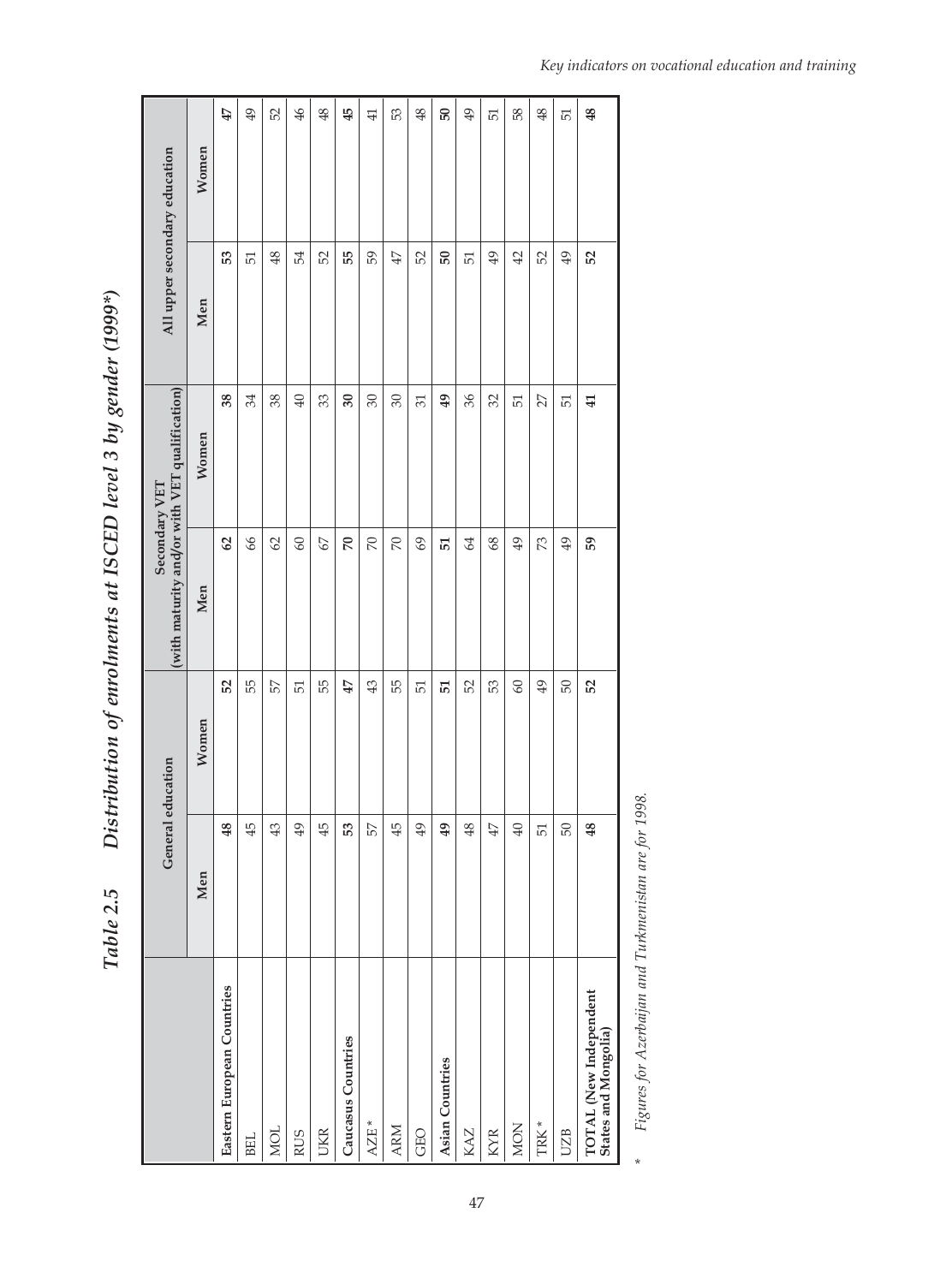# Table 2.5 Distribution of enrolments at ISCED level 3 by gender (1999*)

| | General education | | Secondary VET (with maturity and/or with VET qualification) | | All upper secondary education | |
|---|---|---|---|---|---|---|
| | Men | Women | Men | Women | Men | Women |
| **Eastern European Countries** | **48** | **52** | **62** | **38** | **53** | **47** |
| BEL | 45 | 55 | 66 | 34 | 51 | 49 |
| MOL | 43 | 57 | 62 | 38 | 48 | 52 |
| RUS | 49 | 51 | 60 | 40 | 54 | 46 |
| UKR | 45 | 55 | 67 | 33 | 52 | 48 |
| **Caucasus Countries** | **53** | **47** | **70** | **30** | **55** | **45** |
| AZE * | 57 | 43 | 70 | 30 | 59 | 41 |
| ARM | 45 | 55 | 70 | 30 | 47 | 53 |
| GEO | 49 | 51 | 69 | 31 | 52 | 48 |
| **Asian Countries** | **49** | **51** | **51** | **49** | **50** | **50** |
| KAZ | 48 | 52 | 64 | 36 | 51 | 49 |
| KYR | 47 | 53 | 68 | 32 | 49 | 51 |
| MON | 40 | 60 | 49 | 51 | 42 | 58 |
| TRK * | 51 | 49 | 73 | 27 | 52 | 48 |
| UZB | 50 | 50 | 49 | 51 | 49 | 51 |
| **TOTAL (New Independent States and Mongolia)** | **48** | **52** | **59** | **41** | **52** | **48** |

\* *Figures for Azerbaijan and Turkmenistan are for 1998.*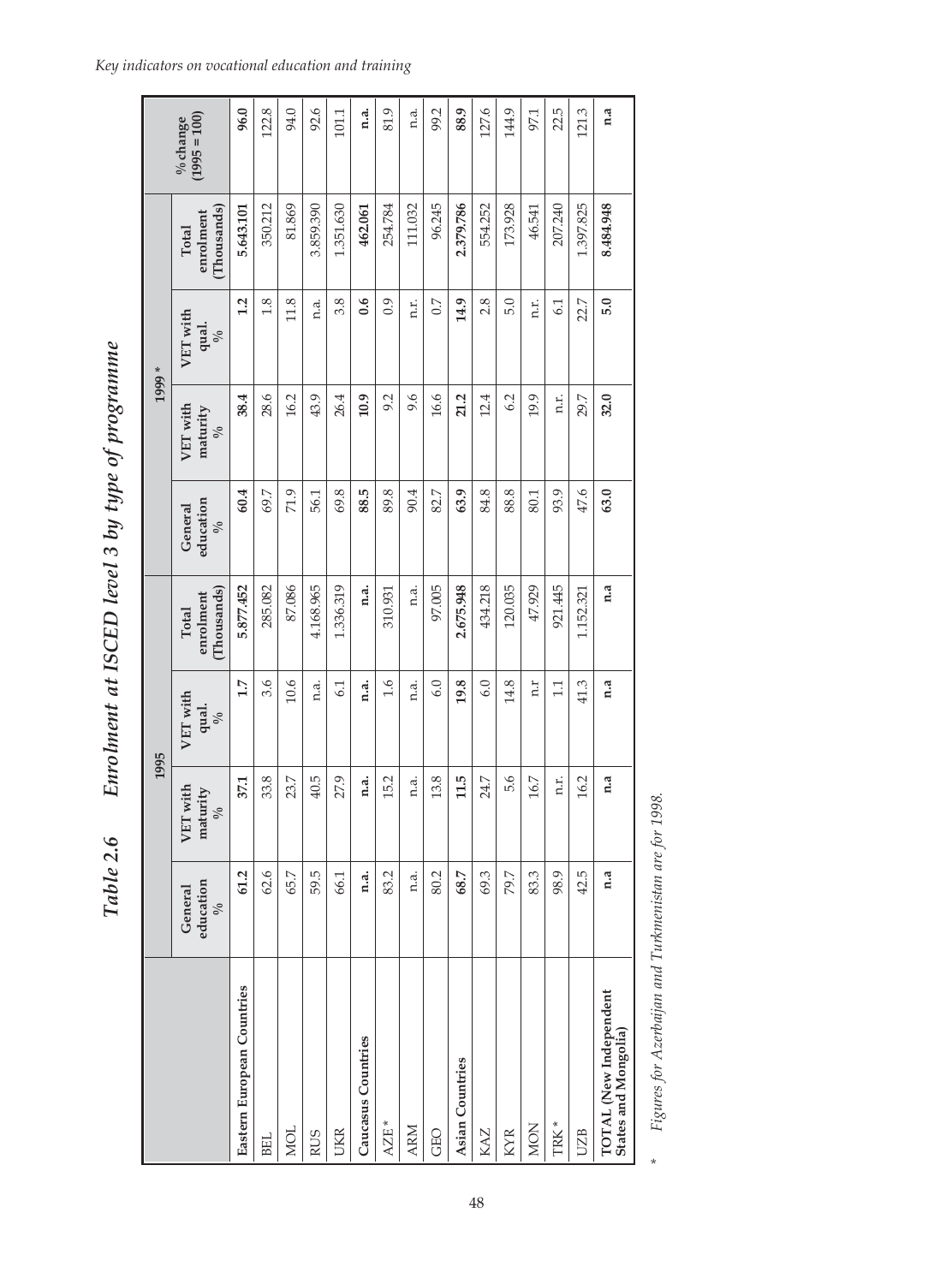## Table 2.6 Enrolment at ISCED level 3 by type of programme

| | 1995 | | | | 1999 * | | | | % change (1995 = 100) |
|---|---|---|---|---|---|---|---|---|---|
| | General education % | VET with maturity % | VET with qual. % | Total enrolment (Thousands) | General education % | VET with maturity % | VET with qual. % | Total enrolment (Thousands) | |
| **Eastern European Countries** | **61.2** | **37.1** | **1.7** | **5.877.452** | **60.4** | **38.4** | **1.2** | **5.643.101** | **96.0** |
| BEL | 62.6 | 33.8 | 3.6 | 285.082 | 69.7 | 28.6 | 1.8 | 350.212 | 122.8 |
| MOL | 65.7 | 23.7 | 10.6 | 87.086 | 71.9 | 16.2 | 11.8 | 81.869 | 94.0 |
| RUS | 59.5 | 40.5 | n.a. | 4.168.965 | 56.1 | 43.9 | n.a. | 3.859.390 | 92.6 |
| UKR | 66.1 | 27.9 | 6.1 | 1.336.319 | 69.8 | 26.4 | 3.8 | 1.351.630 | 101.1 |
| **Caucasus Countries** | **n.a.** | **n.a.** | **n.a.** | **n.a.** | **88.5** | **10.9** | **0.6** | **462.061** | **n.a.** |
| AZE * | 83.2 | 15.2 | 1.6 | 310.931 | 89.8 | 9.2 | 0.9 | 254.784 | 81.9 |
| ARM | n.a. | n.a. | n.a. | n.a. | 90.4 | 9.6 | n.r. | 111.032 | n.a. |
| GEO | 80.2 | 13.8 | 6.0 | 97.005 | 82.7 | 16.6 | 0.7 | 96.245 | 99.2 |
| **Asian Countries** | **68.7** | **11.5** | **19.8** | **2.675.948** | **63.9** | **21.2** | **14.9** | **2.379.786** | **88.9** |
| KAZ | 69.3 | 24.7 | 6.0 | 434.218 | 84.8 | 12.4 | 2.8 | 554.252 | 127.6 |
| KYR | 79.7 | 5.6 | 14.8 | 120.035 | 88.8 | 6.2 | 5.0 | 173.928 | 144.9 |
| MON | 83.3 | 16.7 | n.r | 47.929 | 80.1 | 19.9 | n.r. | 46.541 | 97.1 |
| TRK * | 98.9 | n.r. | 1.1 | 921.445 | 93.9 | n.r. | 6.1 | 207.240 | 22.5 |
| UZB | 42.5 | 16.2 | 41.3 | 1.152.321 | 47.6 | 29.7 | 22.7 | 1.397.825 | 121.3 |
| **TOTAL (New Independent States and Mongolia)** | **n.a** | **n.a** | **n.a** | **n.a** | **63.0** | **32.0** | **5.0** | **8.484.948** | **n.a** |

\* *Figures for Azerbaijan and Turkmenistan are for 1998.*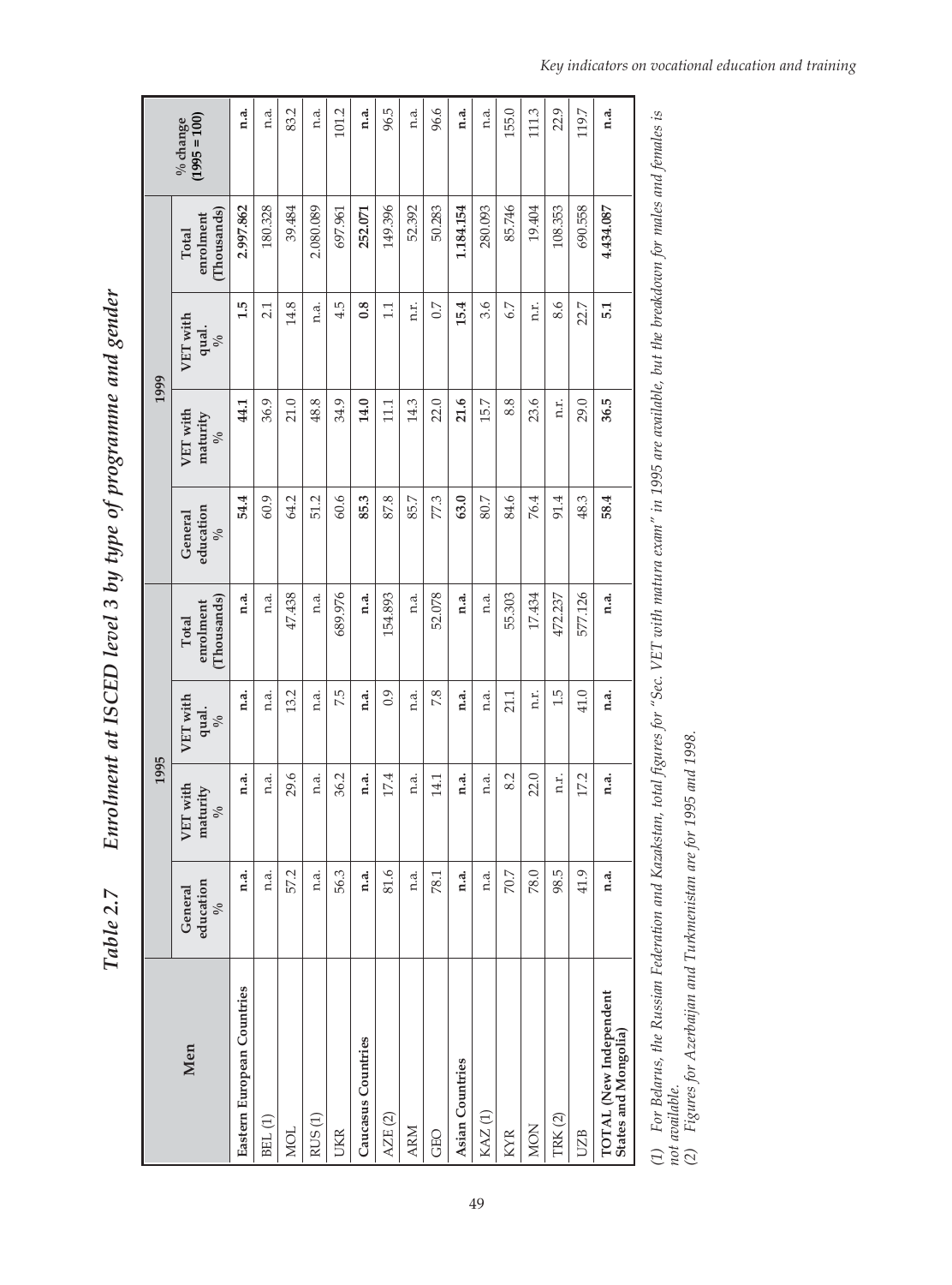# Table 2.7 Enrolment at ISCED level 3 by type of programme and gender

| Men | 1995 | | | | 1999 | | | | % change (1995 = 100) |
|---|---|---|---|---|---|---|---|---|---|
| | General education % | VET with maturity % | VET with qual. % | Total enrolment (Thousands) | General education % | VET with maturity % | VET with qual. % | Total enrolment (Thousands) | |
| **Eastern European Countries** | **n.a.** | **n.a.** | **n.a.** | **n.a.** | **54.4** | **44.1** | **1.5** | **2.997.862** | **n.a.** |
| BEL (1) | n.a. | n.a. | n.a. | n.a. | 60.9 | 36.9 | 2.1 | 180.328 | n.a. |
| MOL | 57.2 | 29.6 | 13.2 | 47.438 | 64.2 | 21.0 | 14.8 | 39.484 | 83.2 |
| RUS (1) | n.a. | n.a. | n.a. | n.a. | 51.2 | 48.8 | n.a. | 2.080.089 | n.a. |
| UKR | 56.3 | 36.2 | 7.5 | 689.976 | 60.6 | 34.9 | 4.5 | 697.961 | 101.2 |
| **Caucasus Countries** | **n.a.** | **n.a.** | **n.a.** | **n.a.** | **85.3** | **14.0** | **0.8** | **252.071** | **n.a.** |
| AZE (2) | 81.6 | 17.4 | 0.9 | 154.893 | 87.8 | 11.1 | 1.1 | 149.396 | 96.5 |
| ARM | n.a. | n.a. | n.a. | n.a. | 85.7 | 14.3 | n.r. | 52.392 | n.a. |
| GEO | 78.1 | 14.1 | 7.8 | 52.078 | 77.3 | 22.0 | 0.7 | 50.283 | 96.6 |
| **Asian Countries** | **n.a.** | **n.a.** | **n.a.** | **n.a.** | **63.0** | **21.6** | **15.4** | **1.184.154** | **n.a.** |
| KAZ (1) | n.a. | n.a. | n.a. | n.a. | 80.7 | 15.7 | 3.6 | 280.093 | n.a. |
| KYR | 70.7 | 8.2 | 21.1 | 55.303 | 84.6 | 8.8 | 6.7 | 85.746 | 155.0 |
| MON | 78.0 | 22.0 | n.r. | 17.434 | 76.4 | 23.6 | n.r. | 19.404 | 111.3 |
| TRK (2) | 98.5 | n.r. | 1.5 | 472.237 | 91.4 | n.r. | 8.6 | 108.353 | 22.9 |
| UZB | 41.9 | 17.2 | 41.0 | 577.126 | 48.3 | 29.0 | 22.7 | 690.558 | 119.7 |
| **TOTAL (New Independent States and Mongolia)** | **n.a.** | **n.a.** | **n.a.** | **n.a.** | **58.4** | **36.5** | **5.1** | **4.434.087** | **n.a.** |

*(1) For Belarus, the Russian Federation and Kazakstan, total figures for "Sec. VET with matura exam" in 1995 are available, but the breakdown for males and females is not available.*
*(2) Figures for Azerbaijan and Turkmenistan are for 1995 and 1998.*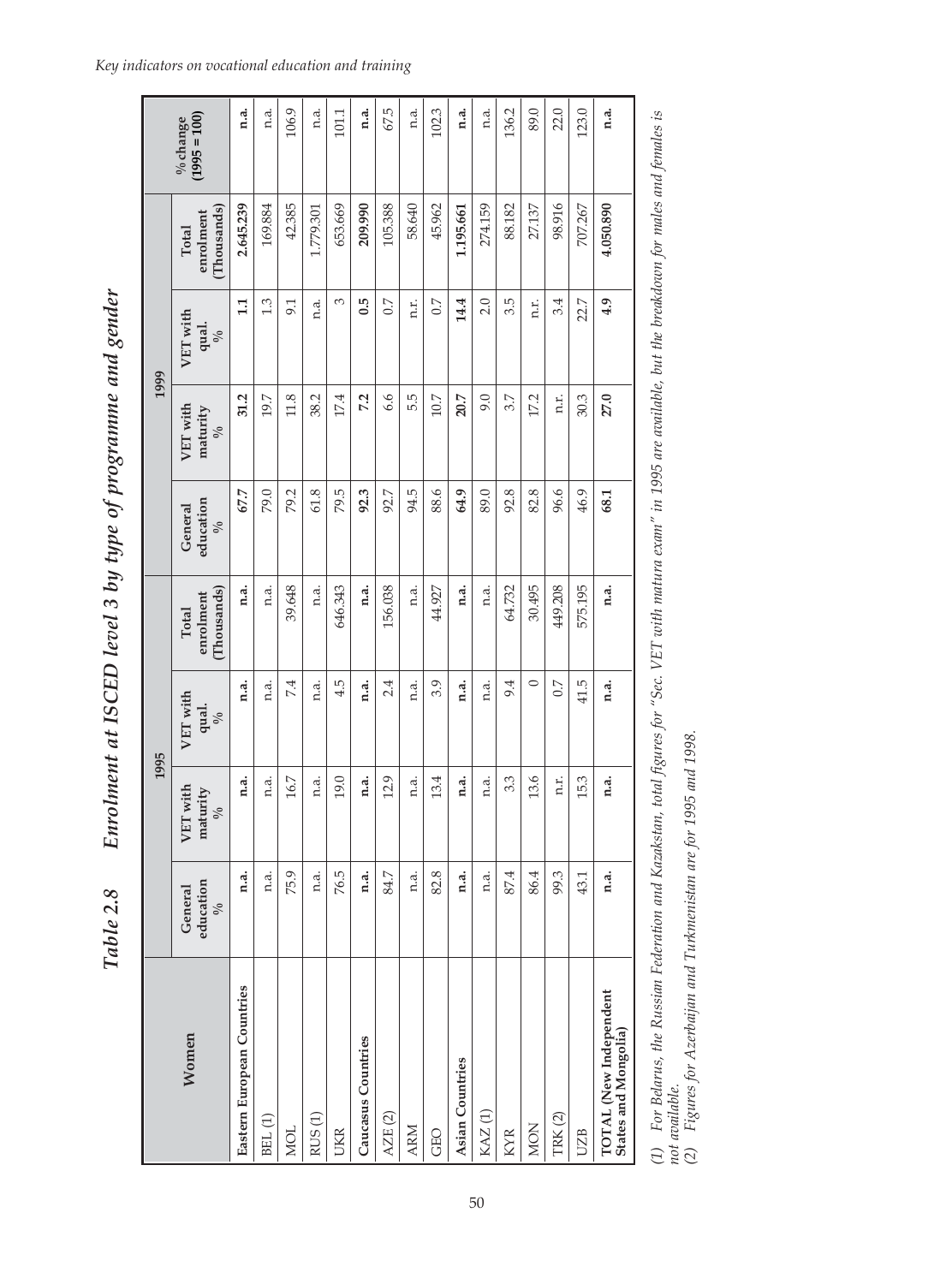# Table 2.8 Enrolment at ISCED level 3 by type of programme and gender

| Women | 1995 | | | | 1999 | | | | % change (1995 = 100) |
|---|---|---|---|---|---|---|---|---|---|
| | General education % | VET with maturity % | VET with qual. % | Total enrolment (Thousands) | General education % | VET with maturity % | VET with qual. % | Total enrolment (Thousands) | |
| **Eastern European Countries** | **n.a.** | **n.a.** | **n.a.** | **n.a.** | **67.7** | **31.2** | **1.1** | **2,645.239** | **n.a.** |
| BEL (1) | n.a. | n.a. | n.a. | n.a. | 79.0 | 19.7 | 1.3 | 169.884 | n.a. |
| MOL | 75.9 | 16.7 | 7.4 | 39.648 | 79.2 | 11.8 | 9.1 | 42.385 | 106.9 |
| RUS (1) | n.a. | n.a. | n.a. | n.a. | 61.8 | 38.2 | n.a. | 1,779.301 | n.a. |
| UKR | 76.5 | 19.0 | 4.5 | 646.343 | 79.5 | 17.4 | 3 | 653.669 | 101.1 |
| **Caucasus Countries** | **n.a.** | **n.a.** | **n.a.** | **n.a.** | **92.3** | **7.2** | **0.5** | **209.990** | **n.a.** |
| AZE (2) | 84.7 | 12.9 | 2.4 | 156.038 | 92.7 | 6.6 | 0.7 | 105.388 | 67.5 |
| ARM | n.a. | n.a. | n.a. | n.a. | 94.5 | 5.5 | n.r. | 58.640 | n.a. |
| GEO | 82.8 | 13.4 | 3.9 | 44.927 | 88.6 | 10.7 | 0.7 | 45.962 | 102.3 |
| **Asian Countries** | **n.a.** | **n.a.** | **n.a.** | **n.a.** | **64.9** | **20.7** | **14.4** | **1,195.661** | **n.a.** |
| KAZ (1) | n.a. | n.a. | n.a. | n.a. | 89.0 | 9.0 | 2.0 | 274.159 | n.a. |
| KYR | 87.4 | 3.3 | 9.4 | 64.732 | 92.8 | 3.7 | 3.5 | 88.182 | 136.2 |
| MON | 86.4 | 13.6 | 0 | 30.495 | 82.8 | 17.2 | n.r. | 27.137 | 89.0 |
| TRK (2) | 99.3 | n.r. | 0.7 | 449.208 | 96.6 | n.r. | 3.4 | 98.916 | 22.0 |
| UZB | 43.1 | 15.3 | 41.5 | 575.195 | 46.9 | 30.3 | 22.7 | 707.267 | 123.0 |
| **TOTAL (New Independent States and Mongolia)** | **n.a.** | **n.a.** | **n.a.** | **n.a.** | **68.1** | **27.0** | **4.9** | **4,050.890** | **n.a.** |

*(1) For Belarus, the Russian Federation and Kazakhstan, total figures for "Sec. VET with matura exam" in 1995 are available, but the breakdown for males and females is not available.*
*(2) Figures for Azerbaijan and Turkmenistan are for 1995 and 1998.*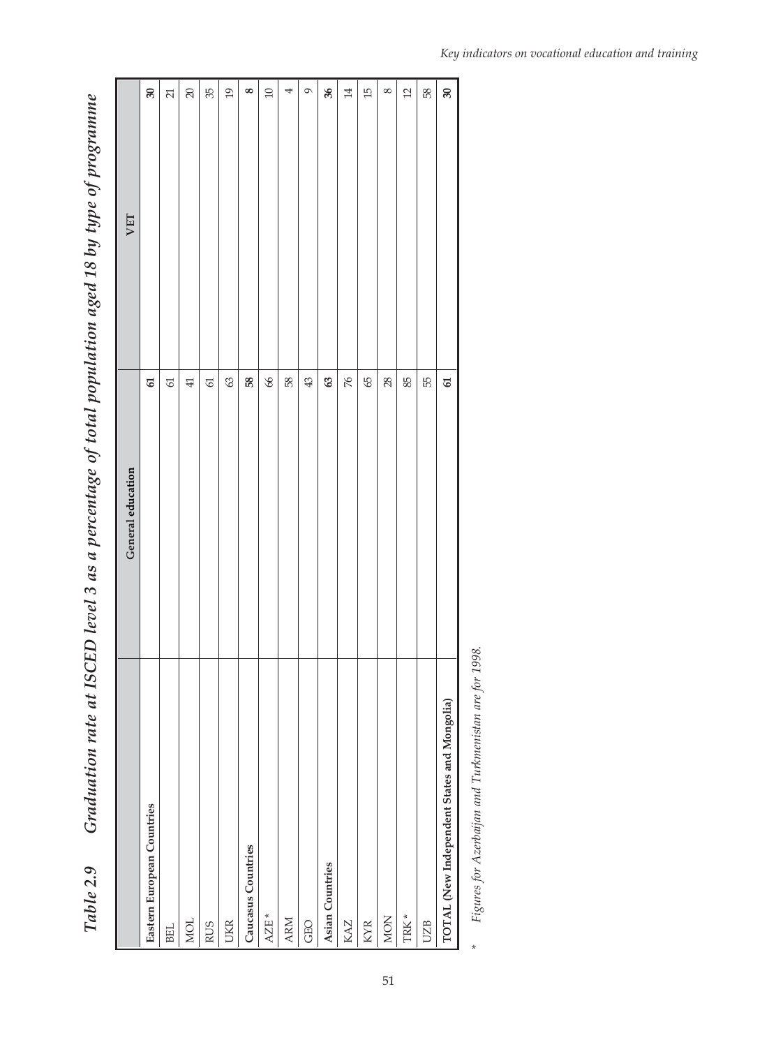## Table 2.9 Graduation rate at ISCED level 3 as a percentage of total population aged 18 by type of programme

| | General education | VET |
|---|---|---|
| **Eastern European Countries** | **61** | **30** |
| BEL | 61 | 21 |
| MOL | 41 | 20 |
| RUS | 61 | 35 |
| UKR | 63 | 19 |
| **Caucasus Countries** | **58** | **8** |
| AZE * | 66 | 10 |
| ARM | 58 | 4 |
| GEO | 43 | 9 |
| **Asian Countries** | **63** | **36** |
| KAZ | 76 | 14 |
| KYR | 65 | 15 |
| MON | 28 | 8 |
| TRK * | 85 | 12 |
| UZB | 55 | 58 |
| **TOTAL (New Independent States and Mongolia)** | **61** | **30** |

\* *Figures for Azerbaijan and Turkmenistan are for 1998.*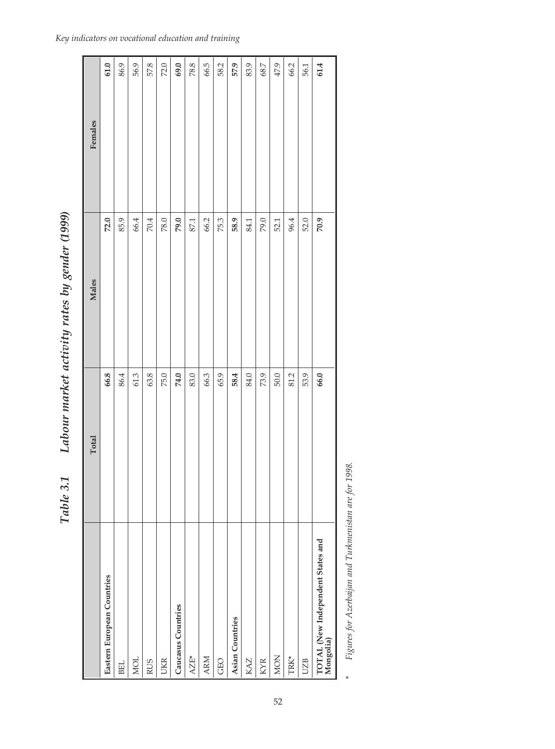# Table 3.1 Labour market activity rates by gender (1999)

| | Total | Males | Females |
|---|---|---|---|
| **Eastern European Countries** | **66.8** | **72.0** | **61.0** |
| BEL | 86.4 | 85.9 | 86.9 |
| MOL | 61.3 | 66.4 | 56.9 |
| RUS | 63.8 | 70.4 | 57.8 |
| UKR | 75.0 | 78.0 | 72.0 |
| **Caucasus Countries** | **74.0** | **79.0** | **69.0** |
| AZE* | 83.0 | 87.1 | 78.8 |
| ARM | 66.3 | 66.2 | 66.5 |
| GEO | 65.9 | 75.3 | 58.2 |
| **Asian Countries** | **58.4** | **58.9** | **57.9** |
| KAZ | 84.0 | 84.1 | 83.9 |
| KYR | 73.9 | 79.0 | 68.7 |
| MON | 50.0 | 52.1 | 47.9 |
| TRK* | 81.2 | 96.4 | 66.2 |
| UZB | 53.9 | 52.0 | 56.1 |
| **TOTAL (New Independent States and Mongolia)** | **66.0** | **70.9** | **61.4** |

\* *Figures for Azerbaijan and Turkmenistan are for 1998.*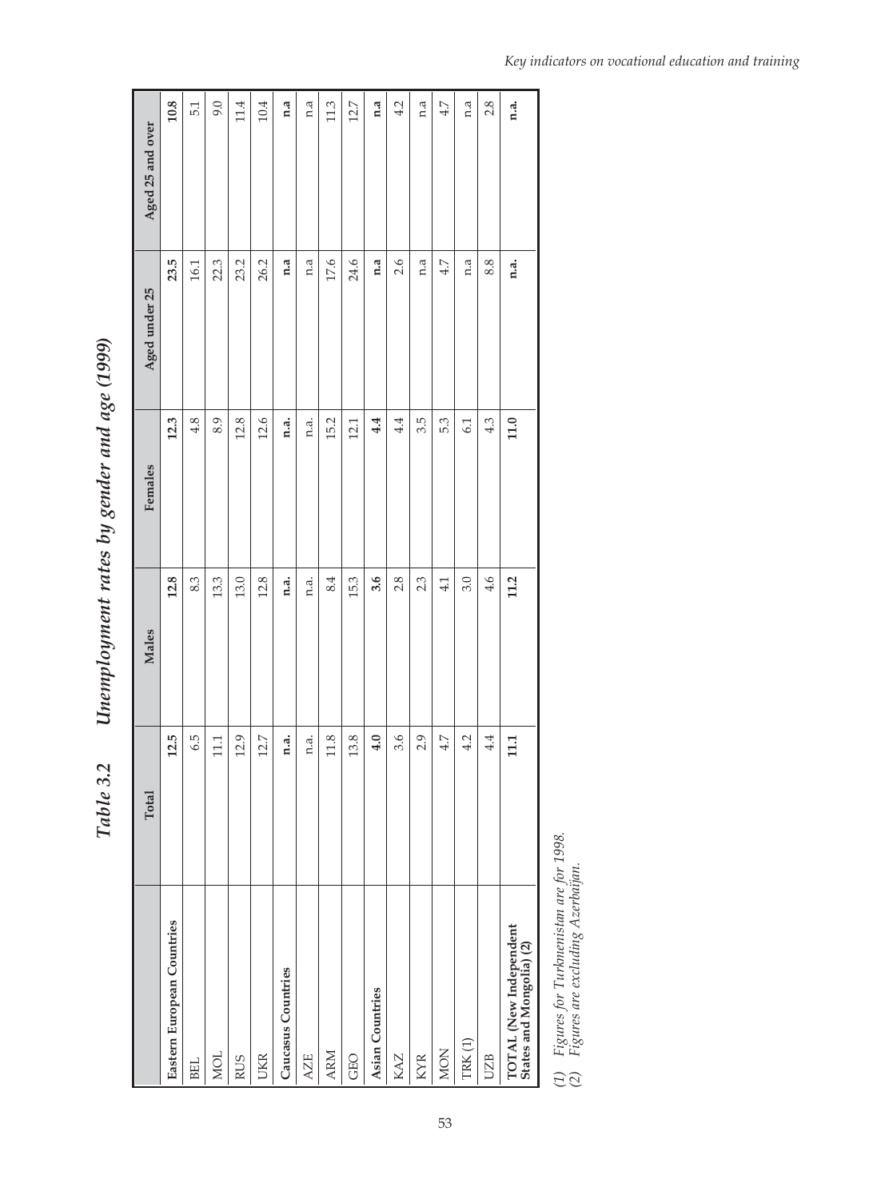## Table 3.2 Unemployment rates by gender and age (1999)

| | Total | Males | Females | Aged under 25 | Aged 25 and over |
|---|---|---|---|---|---|
| **Eastern European Countries** | **12.5** | **12.8** | **12.3** | **23.5** | **10.8** |
| BEL | 6.5 | 8.3 | 4.8 | 16.1 | 5.1 |
| MOL | 11.1 | 13.3 | 8.9 | 22.3 | 9.0 |
| RUS | 12.9 | 13.0 | 12.8 | 23.2 | 11.4 |
| UKR | 12.7 | 12.8 | 12.6 | 26.2 | 10.4 |
| **Caucasus Countries** | **n.a.** | **n.a.** | **n.a.** | **n.a** | **n.a** |
| AZE | n.a. | n.a. | n.a. | n.a | n.a |
| ARM | 11.8 | 8.4 | 15.2 | 17.6 | 11.3 |
| GEO | 13.8 | 15.3 | 12.1 | 24.6 | 12.7 |
| **Asian Countries** | **4.0** | **3.6** | **4.4** | **n.a** | **n.a** |
| KAZ | 3.6 | 2.8 | 4.4 | 2.6 | 4.2 |
| KYR | 2.9 | 2.3 | 3.5 | n.a | n.a |
| MON | 4.7 | 4.1 | 5.3 | 4.7 | 4.7 |
| TRK (1) | 4.2 | 3.0 | 6.1 | n.a | n.a |
| UZB | 4.4 | 4.6 | 4.3 | 8.8 | 2.8 |
| **TOTAL (New Independent States and Mongolia) (2)** | **11.1** | **11.2** | **11.0** | **n.a.** | **n.a.** |

*(1) Figures for Turkmenistan are for 1998.*
*(2) Figures are excluding Azerbaijan.*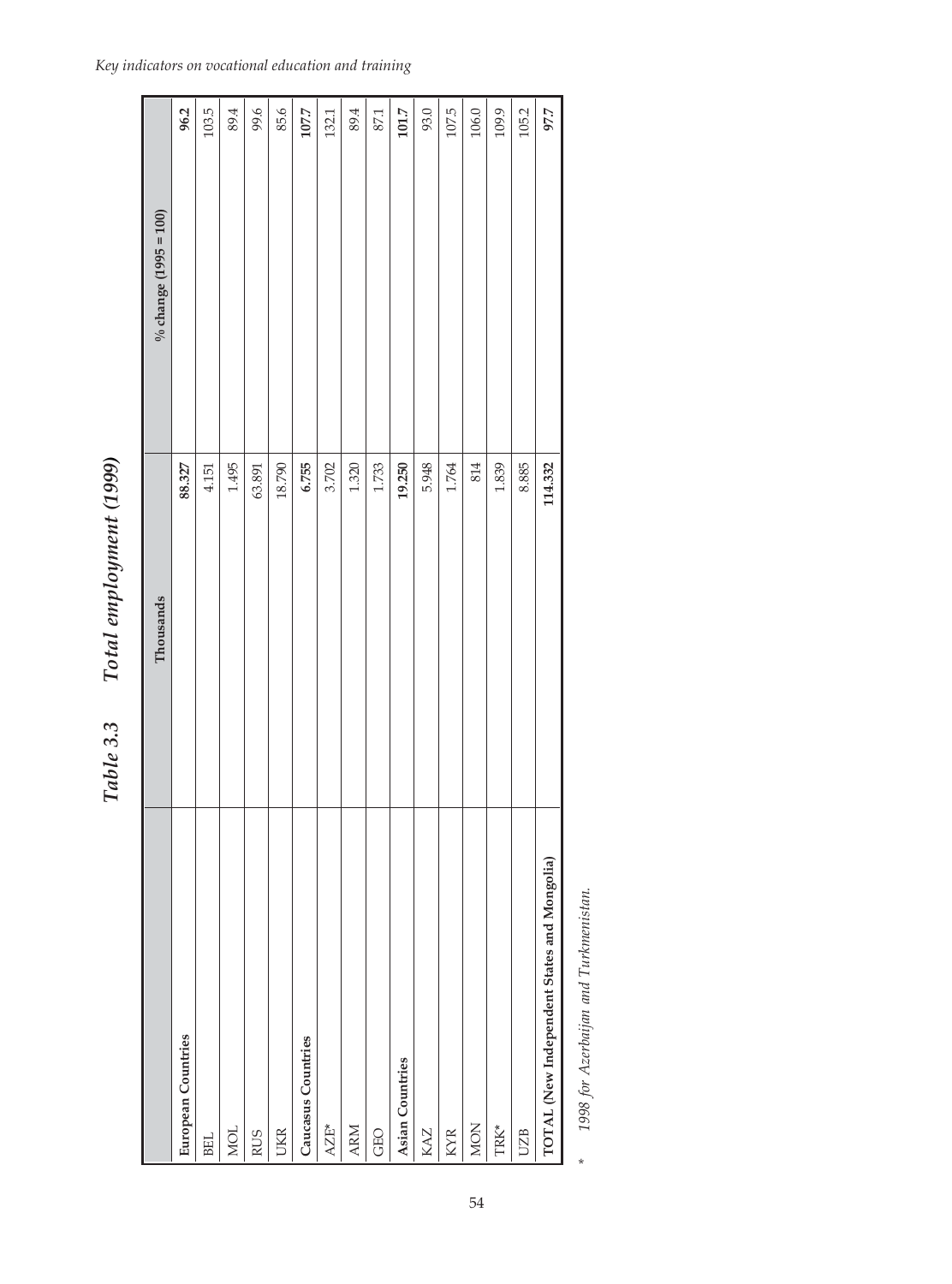## Table 3.3 Total employment (1999)

| | Thousands | % change (1995 = 100) |
|---|---|---|
| **European Countries** | **88.327** | **96.2** |
| BEL | 4.151 | 103.5 |
| MOL | 1.495 | 89.4 |
| RUS | 63.891 | 99.6 |
| UKR | 18.790 | 85.6 |
| **Caucasus Countries** | **6.755** | **107.7** |
| AZE* | 3.702 | 132.1 |
| ARM | 1.320 | 89.4 |
| GEO | 1.733 | 87.1 |
| **Asian Countries** | **19.250** | **101.7** |
| KAZ | 5.948 | 93.0 |
| KYR | 1.764 | 107.5 |
| MON | 814 | 106.0 |
| TRK* | 1.839 | 109.9 |
| UZB | 8.885 | 105.2 |
| **TOTAL (New Independent States and Mongolia)** | **114.332** | **97.7** |

\* *1998 for Azerbaijan and Turkmenistan.*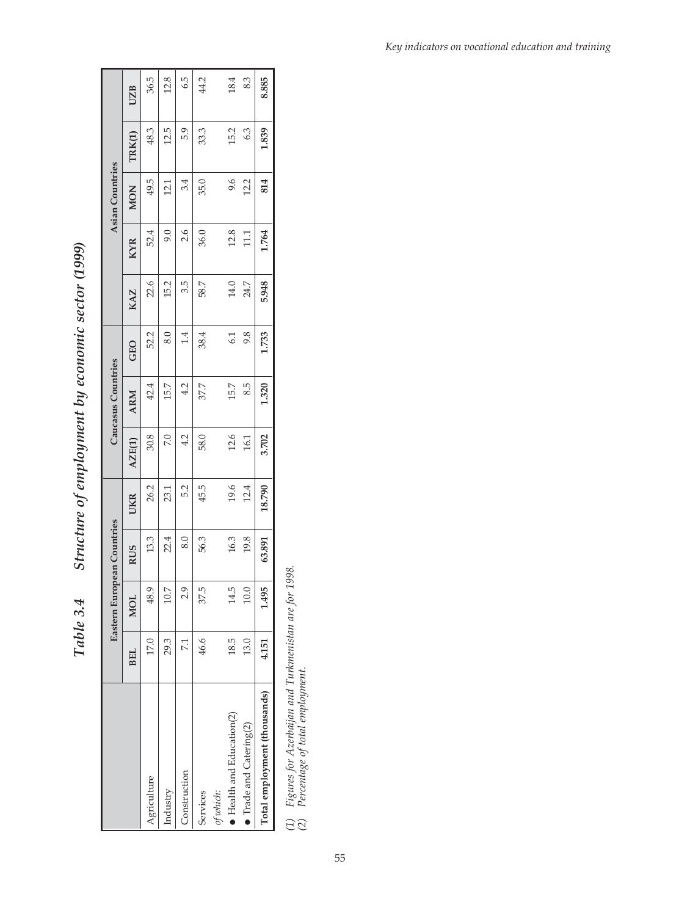## Table 3.4 Structure of employment by economic sector (1999)

| | Eastern European Countries | | | | Caucasus Countries | | | Asian Countries | | | | |
|---|---|---|---|---|---|---|---|---|---|---|---|---|
| | BEL | MOL | RUS | UKR | AZE(1) | ARM | GEO | KAZ | KYR | MON | TRK(1) | UZB |
| Agriculture | 17.0 | 48.9 | 13.3 | 26.2 | 30.8 | 42.4 | 52.2 | 22.6 | 52.4 | 49.5 | 48.3 | 36.5 |
| Industry | 29.3 | 10.7 | 22.4 | 23.1 | 7.0 | 15.7 | 8.0 | 15.2 | 9.0 | 12.1 | 12.5 | 12.8 |
| Construction | 7.1 | 2.9 | 8.0 | 5.2 | 4.2 | 4.2 | 1.4 | 3.5 | 2.6 | 3.4 | 5.9 | 6.5 |
| Services | 46.6 | 37.5 | 56.3 | 45.5 | 58.0 | 37.7 | 38.4 | 58.7 | 36.0 | 35.0 | 33.3 | 44.2 |
| *of which:* | | | | | | | | | | | | |
| ● Health and Education(2) | 18.5 | 14.5 | 16.3 | 19.6 | 12.6 | 15.7 | 6.1 | 14.0 | 12.8 | 9.6 | 15.2 | 18.4 |
| ● Trade and Catering(2) | 13.0 | 10.0 | 19.8 | 12.4 | 16.1 | 8.5 | 9.8 | 24.7 | 11.1 | 12.2 | 6.3 | 8.3 |
| **Total employment (thousands)** | **4.151** | **1.495** | **63.891** | **18.790** | **3.702** | **1.320** | **1.733** | **5.948** | **1.764** | **814** | **1.839** | **8.885** |

*(1) Figures for Azerbaijan and Turkmenistan are for 1998.*
*(2) Percentage of total employment.*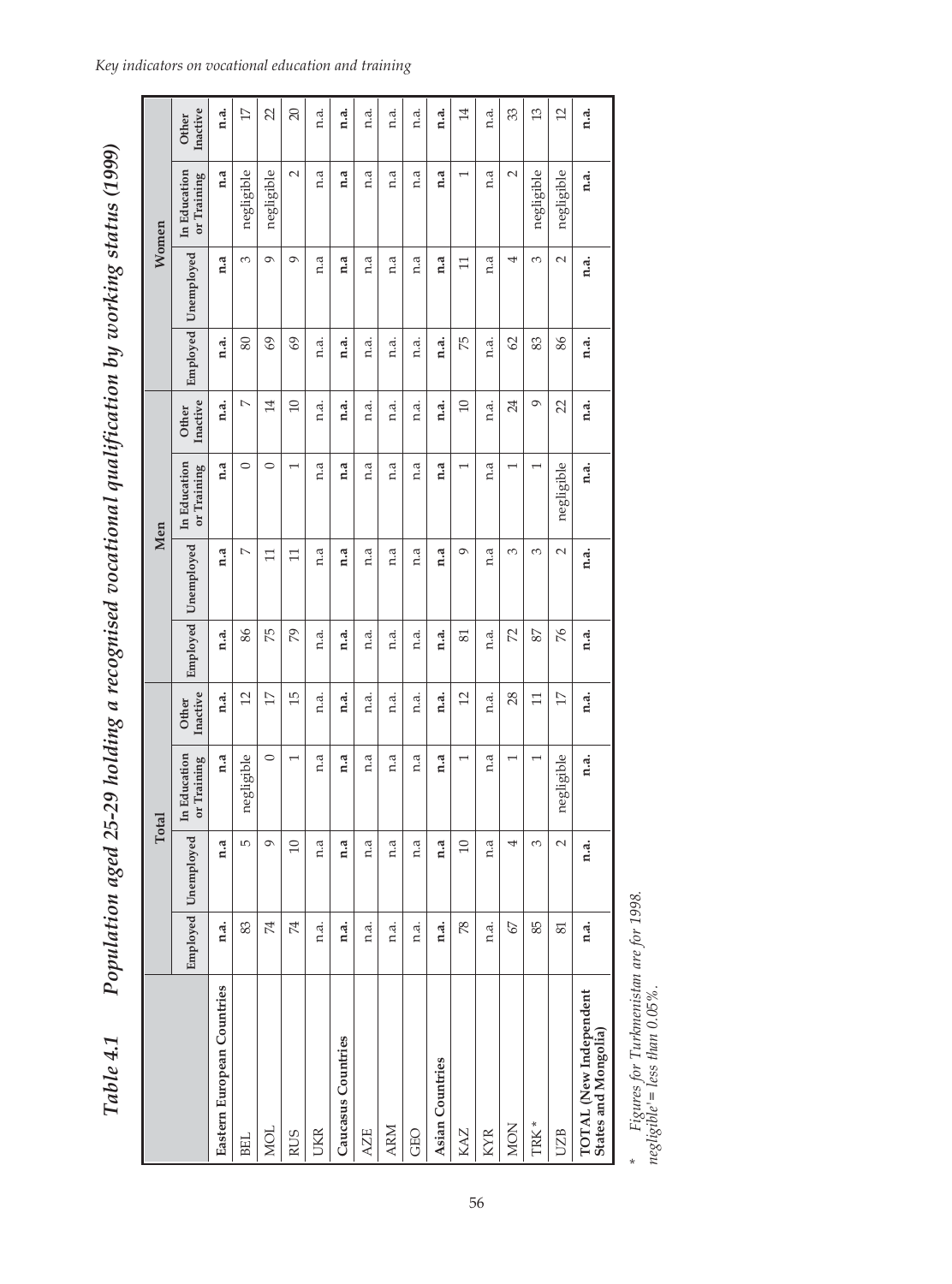## Table 4.1 Population aged 25-29 holding a recognised vocational qualification by working status (1999)

| | Total | | | | Men | | | | Women | | | |
|---|---|---|---|---|---|---|---|---|---|---|---|---|
| | Employed | Unemployed | In Education or Training | Other Inactive | Employed | Unemployed | In Education or Training | Other Inactive | Employed | Unemployed | In Education or Training | Other Inactive |
| **Eastern European Countries** | **n.a.** | **n.a** | **n.a** | **n.a.** | **n.a.** | **n.a** | **n.a** | **n.a.** | **n.a.** | **n.a** | **n.a** | **n.a.** |
| BEL | 83 | 5 | negligible | 12 | 86 | 7 | 0 | 7 | 80 | 3 | negligible | 17 |
| MOL | 74 | 9 | 0 | 17 | 75 | 11 | 0 | 14 | 69 | 9 | negligible | 22 |
| RUS | 74 | 10 | 1 | 15 | 79 | 11 | 1 | 10 | 69 | 9 | 2 | 20 |
| UKR | n.a. | n.a | n.a | n.a. | n.a. | n.a | n.a | n.a. | n.a. | n.a | n.a | n.a. |
| **Caucasus Countries** | **n.a.** | **n.a** | **n.a** | **n.a.** | **n.a.** | **n.a** | **n.a** | **n.a.** | **n.a.** | **n.a** | **n.a** | **n.a.** |
| AZE | n.a. | n.a | n.a | n.a. | n.a. | n.a | n.a | n.a. | n.a. | n.a | n.a | n.a. |
| ARM | n.a. | n.a | n.a | n.a. | n.a. | n.a | n.a | n.a. | n.a. | n.a | n.a | n.a. |
| GEO | n.a. | n.a | n.a | n.a. | n.a. | n.a | n.a | n.a. | n.a. | n.a | n.a | n.a. |
| **Asian Countries** | **n.a.** | **n.a** | **n.a** | **n.a.** | **n.a.** | **n.a** | **n.a** | **n.a.** | **n.a.** | **n.a** | **n.a** | **n.a.** |
| KAZ | 78 | 10 | 1 | 12 | 81 | 9 | 1 | 10 | 75 | 11 | 1 | 14 |
| KYR | n.a. | n.a | n.a | n.a. | n.a. | n.a | n.a | n.a. | n.a. | n.a | n.a | n.a. |
| MON | 67 | 4 | 1 | 28 | 72 | 3 | 1 | 24 | 62 | 4 | 2 | 33 |
| TRK * | 85 | 3 | 1 | 11 | 87 | 3 | 1 | 9 | 83 | 3 | negligible | 13 |
| UZB | 81 | 2 | negligible | 17 | 76 | 2 | negligible | 22 | 86 | 2 | negligible | 12 |
| **TOTAL (New Independent States and Mongolia)** | **n.a.** | **n.a.** | **n.a.** | **n.a.** | **n.a.** | **n.a.** | **n.a.** | **n.a.** | **n.a.** | **n.a.** | **n.a.** | **n.a.** |

\* *Figures for Turkmenistan are for 1998.*
*'negligible' = less than 0.05%.*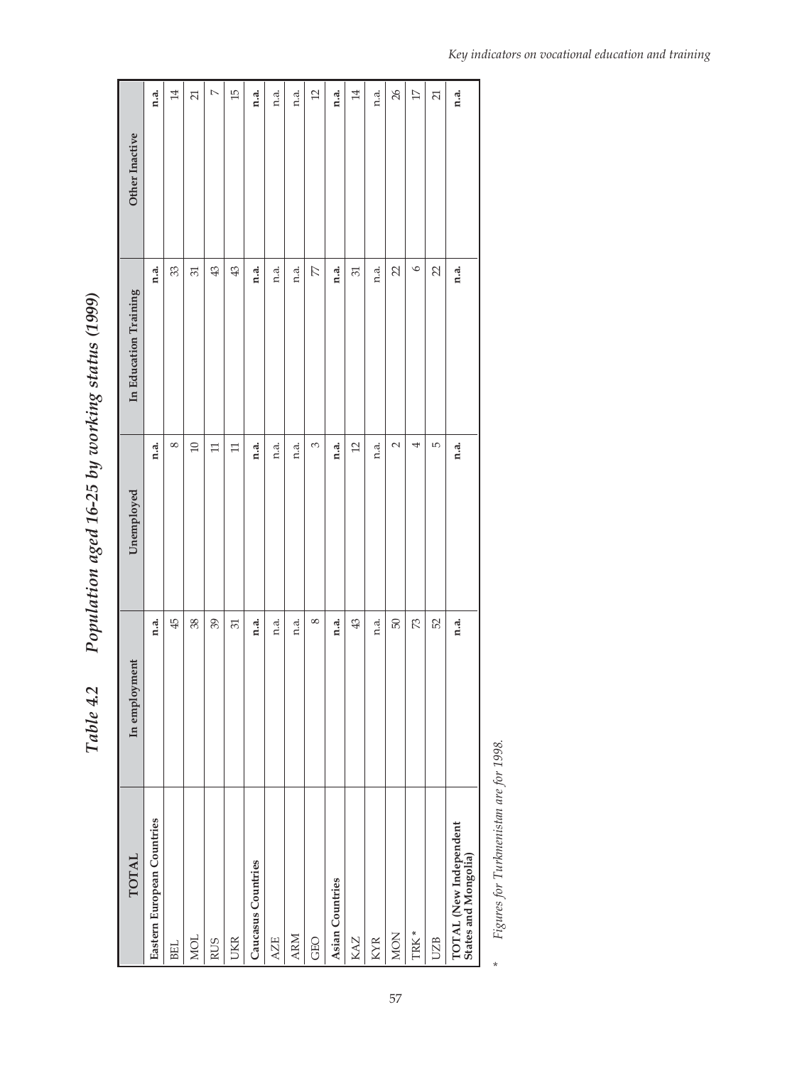# Table 4.2 Population aged 16-25 by working status (1999)

| TOTAL | In employment | Unemployed | In Education Training | Other Inactive |
|---|---|---|---|---|
| **Eastern European Countries** | **n.a.** | **n.a.** | **n.a.** | **n.a.** |
| BEL | 45 | 8 | 33 | 14 |
| MOL | 38 | 10 | 31 | 21 |
| RUS | 39 | 11 | 43 | 7 |
| UKR | 31 | 11 | 43 | 15 |
| **Caucasus Countries** | **n.a.** | **n.a.** | **n.a.** | **n.a.** |
| AZE | n.a. | n.a. | n.a. | n.a. |
| ARM | n.a. | n.a. | n.a. | n.a. |
| GEO | 8 | 3 | 77 | 12 |
| **Asian Countries** | **n.a.** | **n.a.** | **n.a.** | **n.a.** |
| KAZ | 43 | 12 | 31 | 14 |
| KYR | n.a. | n.a. | n.a. | n.a. |
| MON | 50 | 2 | 22 | 26 |
| TRK * | 73 | 4 | 6 | 17 |
| UZB | 52 | 5 | 22 | 21 |
| **TOTAL (New Independent States and Mongolia)** | **n.a.** | **n.a.** | **n.a.** | **n.a.** |

\* *Figures for Turkmenistan are for 1998.*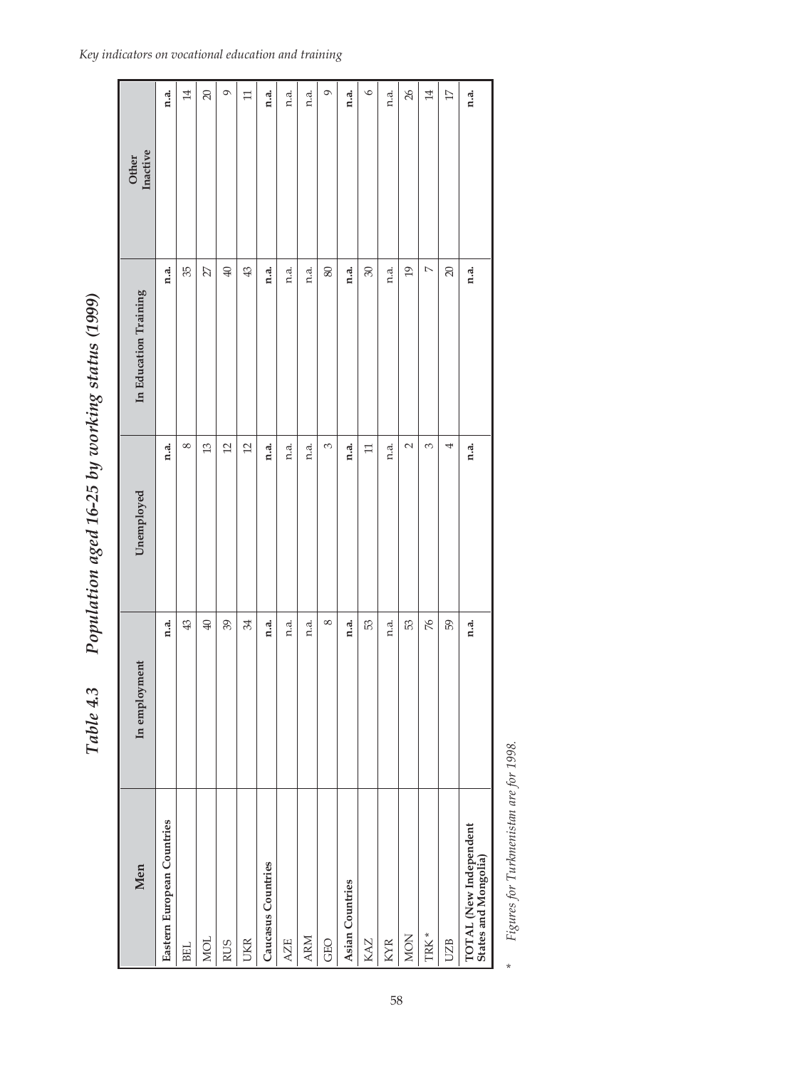## Table 4.3 Population aged 16-25 by working status (1999)

| Men | In employment | Unemployed | In Education Training | Other Inactive |
|---|---|---|---|---|
| **Eastern European Countries** | **n.a.** | **n.a.** | **n.a.** | **n.a.** |
| BEL | 43 | 8 | 35 | 14 |
| MOL | 40 | 13 | 27 | 20 |
| RUS | 39 | 12 | 40 | 9 |
| UKR | 34 | 12 | 43 | 11 |
| **Caucasus Countries** | **n.a.** | **n.a.** | **n.a.** | **n.a.** |
| AZE | n.a. | n.a. | n.a. | n.a. |
| ARM | n.a. | n.a. | n.a. | n.a. |
| GEO | 8 | 3 | 80 | 9 |
| **Asian Countries** | **n.a.** | **n.a.** | **n.a.** | **n.a.** |
| KAZ | 53 | 11 | 30 | 6 |
| KYR | n.a. | n.a. | n.a. | n.a. |
| MON | 53 | 2 | 19 | 26 |
| TRK * | 76 | 3 | 7 | 14 |
| UZB | 59 | 4 | 20 | 17 |
| **TOTAL (New Independent States and Mongolia)** | **n.a.** | **n.a.** | **n.a.** | **n.a.** |

\* *Figures for Turkmenistan are for 1998.*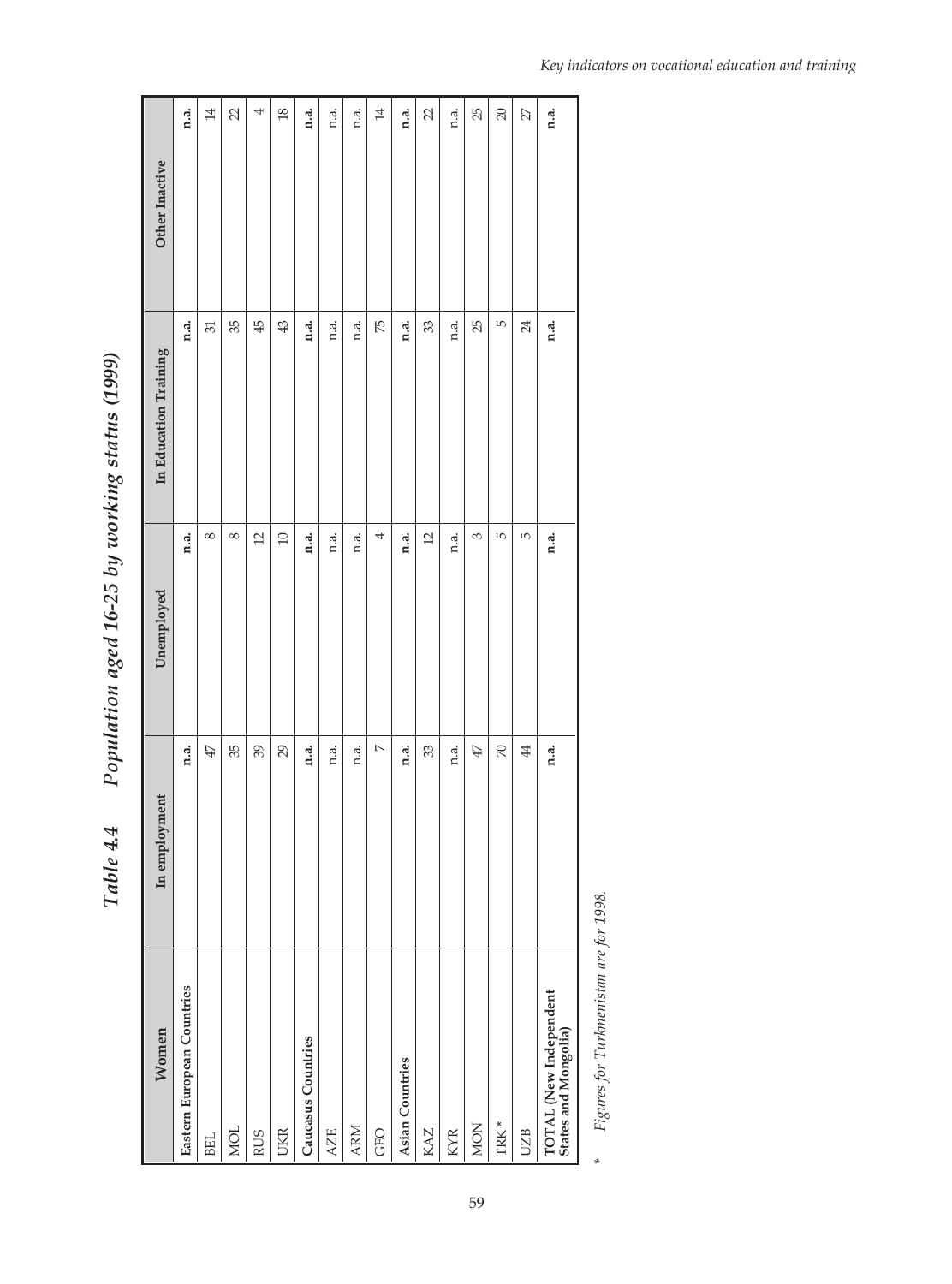# Table 4.4 Population aged 16-25 by working status (1999)

| Women | In employment | Unemployed | In Education Training | Other Inactive |
|---|---|---|---|---|
| **Eastern European Countries** | **n.a.** | **n.a.** | **n.a.** | **n.a.** |
| BEL | 47 | 8 | 31 | 14 |
| MOL | 35 | 8 | 35 | 22 |
| RUS | 39 | 12 | 45 | 4 |
| UKR | 29 | 10 | 43 | 18 |
| **Caucasus Countries** | **n.a.** | **n.a.** | **n.a.** | **n.a.** |
| AZE | n.a. | n.a. | n.a. | n.a. |
| ARM | n.a. | n.a. | n.a. | n.a. |
| GEO | 7 | 4 | 75 | 14 |
| **Asian Countries** | **n.a.** | **n.a.** | **n.a.** | **n.a.** |
| KAZ | 33 | 12 | 33 | 22 |
| KYR | n.a. | n.a. | n.a. | n.a. |
| MON | 47 | 3 | 25 | 25 |
| TRK * | 70 | 5 | 5 | 20 |
| UZB | 44 | 5 | 24 | 27 |
| **TOTAL (New Independent States and Mongolia)** | **n.a.** | **n.a.** | **n.a.** | **n.a.** |

\* *Figures for Turkmenistan are for 1998.*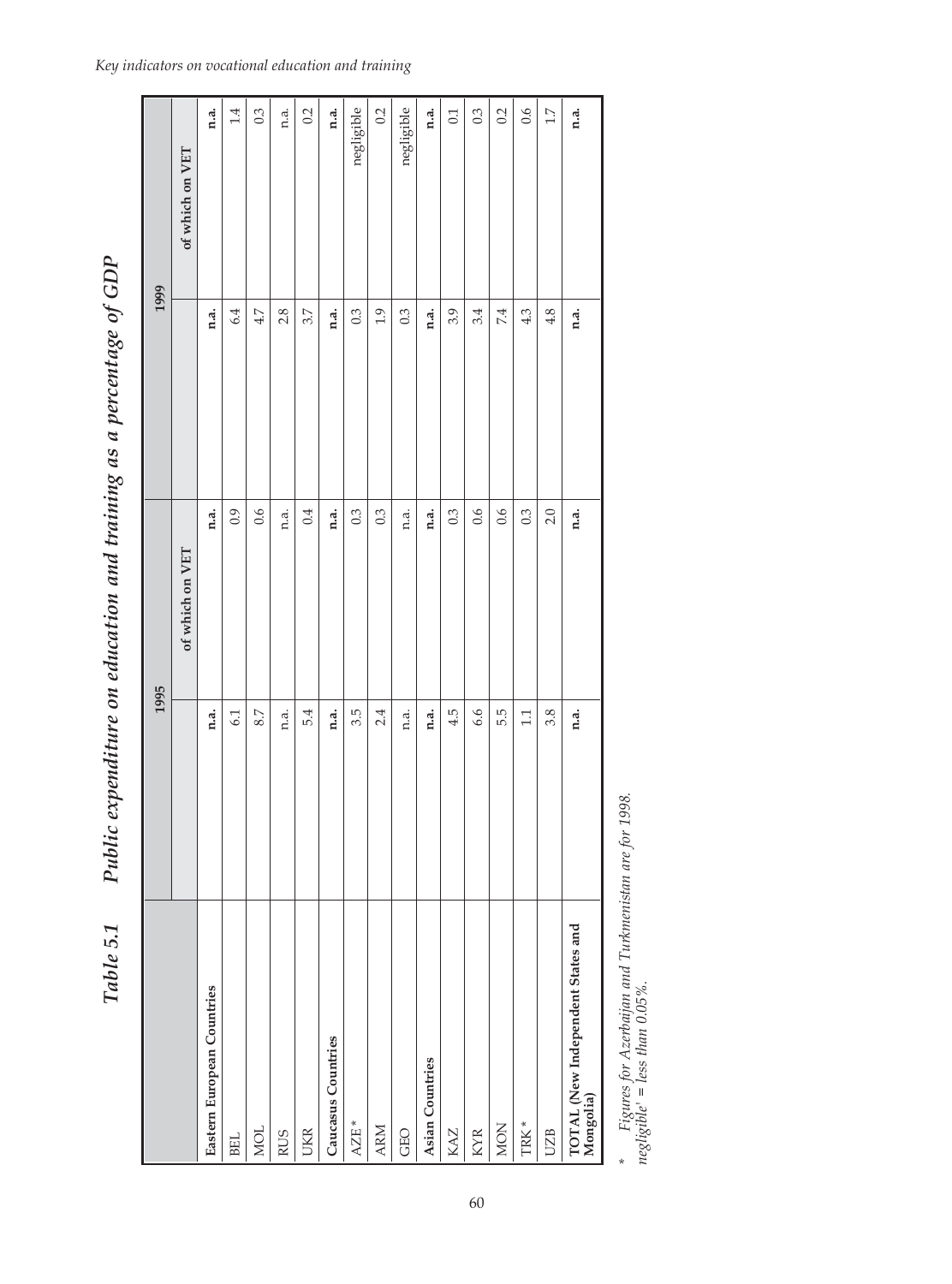# Table 5.1 Public expenditure on education and training as a percentage of GDP

| | 1995 | | 1999 | |
|---|---|---|---|---|
| | | of which on VET | | of which on VET |
| **Eastern European Countries** | **n.a.** | **n.a.** | **n.a.** | **n.a.** |
| BEL | 6.1 | 0.9 | 6.4 | 1.4 |
| MOL | 8.7 | 0.6 | 4.7 | 0.3 |
| RUS | n.a. | n.a. | 2.8 | n.a. |
| UKR | 5.4 | 0.4 | 3.7 | 0.2 |
| **Caucasus Countries** | **n.a.** | **n.a.** | **n.a.** | **n.a.** |
| AZE * | 3.5 | 0.3 | 0.3 | negligible |
| ARM | 2.4 | 0.3 | 1.9 | 0.2 |
| GEO | n.a. | n.a. | 0.3 | negligible |
| **Asian Countries** | **n.a.** | **n.a.** | **n.a.** | **n.a.** |
| KAZ | 4.5 | 0.3 | 3.9 | 0.1 |
| KYR | 6.6 | 0.6 | 3.4 | 0.3 |
| MON | 5.5 | 0.6 | 7.4 | 0.2 |
| TRK * | 1.1 | 0.3 | 4.3 | 0.6 |
| UZB | 3.8 | 2.0 | 4.8 | 1.7 |
| **TOTAL (New Independent States and Mongolia)** | **n.a.** | **n.a.** | **n.a.** | **n.a.** |

*\* Figures for Azerbaijan and Turkmenistan are for 1998.*
*'negligible' = less than 0.05%.*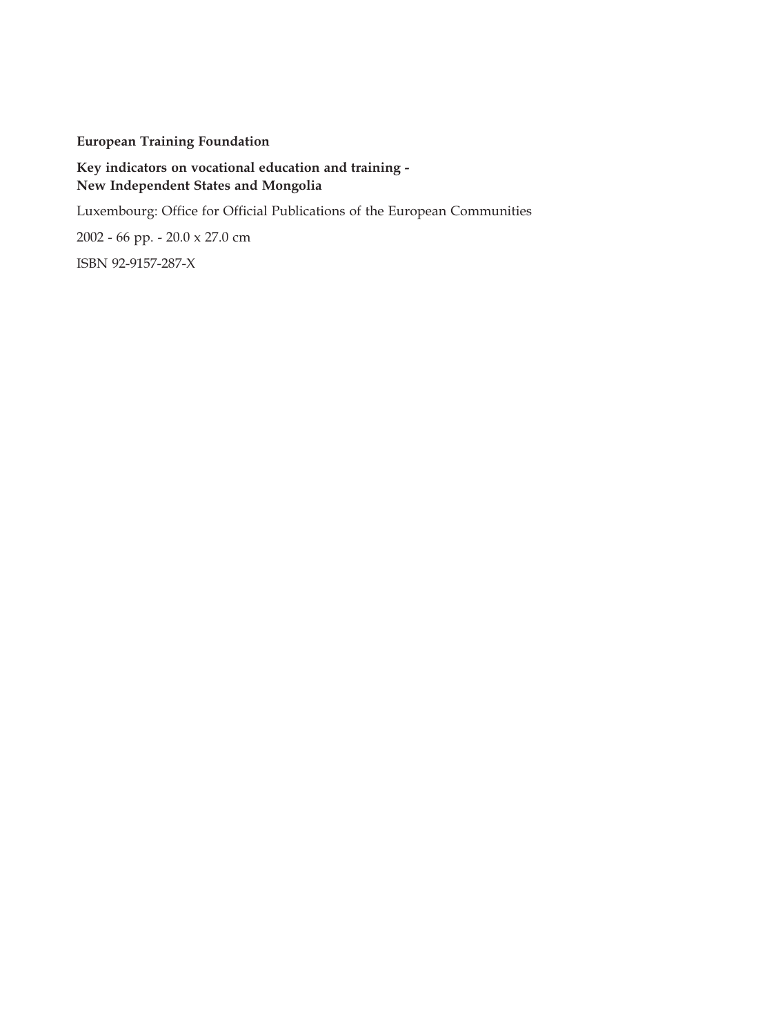**European Training Foundation**

**Key indicators on vocational education and training -**
**New Independent States and Mongolia**

Luxembourg: Office for Official Publications of the European Communities

2002 - 66 pp. - 20.0 x 27.0 cm

ISBN 92-9157-287-X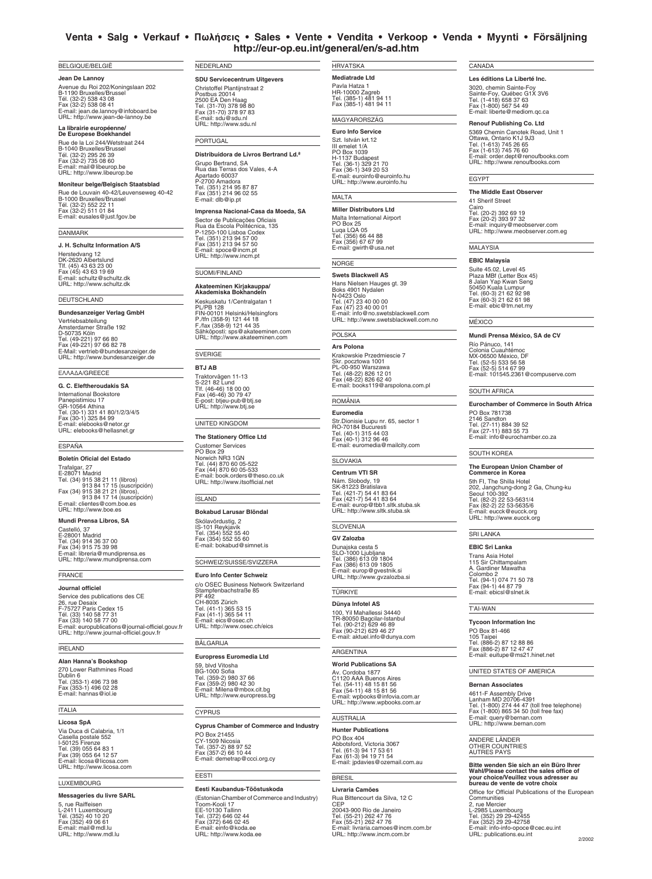# Venta • Salg • Verkauf • Πωλήσεις • Sales • Vente • Vendita • Verkoop • Venda • Myynti • Försäljning

**http://eur-op.eu.int/general/en/s-ad.htm**

## BELGIQUE/BELGIË

**Jean De Lannoy**
Avenue du Roi 202/Koningslaan 202
B-1190 Bruxelles/Brussel
Tél. (32-2) 538 43 08
Fax (32-2) 538 08 41
E-mail: jean.de.lannoy@infoboard.be
URL: http://www.jean-de-lannoy.be

**La librairie européenne/ De Europese Boekhandel**
Rue de la Loi 244/Wetstraat 244
B-1040 Bruxelles/Brussel
Tél. (32-2) 295 26 39
Fax (32-2) 735 08 60
E-mail: mail@libeurop.be
URL: http://www.libeurop.be

**Moniteur belge/Belgisch Staatsblad**
Rue de Louvain 40-42/Leuvenseweg 40-42
B-1000 Bruxelles/Brussel
Tél. (32-2) 552 22 11
Fax (32-2) 511 01 84
E-mail: eusales@just.fgov.be

## DANMARK

**J. H. Schultz Information A/S**
Herstedvang 12
DK-2620 Albertslund
Tlf. (45) 43 63 23 00
Fax (45) 43 63 19 69
E-mail: schultz@schultz.dk
URL: http://www.schultz.dk

## DEUTSCHLAND

**Bundesanzeiger Verlag GmbH**
Vertriebsabteilung
Amsterdamer Straße 192
D-50735 Köln
Tel. (49-221) 97 66 80
Fax (49-221) 97 66 82 78
E-Mail: vertrieb@bundesanzeiger.de
URL: http://www.bundesanzeiger.de

## ΕΛΛΑΔΑ/GREECE

**G. C. Eleftheroudakis SA**
International Bookstore
Panepistimiou 17
GR-10564 Athina
Tel. (30-1) 331 41 80/1/2/3/4/5
Fax (30-1) 325 84 99
E-mail: elebooks@netor.gr
URL: elebooks@hellasnet.gr

## ESPAÑA

**Boletín Oficial del Estado**
Trafalgar, 27
E-28071 Madrid
Tel. (34) 915 38 21 11 (libros)
913 84 17 15 (suscripción)
Fax (34) 915 38 21 21 (libros),
913 84 17 14 (suscripción)
E-mail: clientes@com.boe.es
URL: http://www.boe.es

**Mundi Prensa Libros, SA**
Castelló, 37
E-28001 Madrid
Tel. (34) 914 36 37 00
Fax (34) 915 75 39 98
E-mail: libreria@mundiprensa.es
URL: http://www.mundiprensa.com

## FRANCE

**Journal officiel**
Service des publications des CE
26, rue Desaix
F-75727 Paris Cedex 15
Tél. (33) 140 58 77 31
Fax (33) 140 58 77 00
E-mail: europublications@journal-officiel.gouv.fr
URL: http://www.journal-officiel.gouv.fr

## IRELAND

**Alan Hanna's Bookshop**
270 Lower Rathmines Road
Dublin 6
Tel. (353-1) 496 73 98
Fax (353-1) 496 02 28
E-mail: hannas@iol.ie

## ITALIA

**Licosa SpA**
Via Duca di Calabria, 1/1
Casella postale 552
I-50125 Firenze
Tel. (39) 055 64 83 1
Fax (39) 055 64 12 57
E-mail: licosa@licosa.com
URL: http://www.licosa.com

## LUXEMBOURG

**Messageries du livre SARL**
5, rue Raiffeisen
L-2411 Luxembourg
Tél. (352) 40 10 20
Fax (352) 49 06 61
E-mail: mail@mdl.lu
URL: http://www.mdl.lu

## NEDERLAND

**SDU Servicecentrum Uitgevers**
Christoffel Plantijnstraat 2
Postbus 20014
2500 EA Den Haag
Tel. (31-70) 378 98 80
Fax (31-70) 378 97 83
E-mail: sdu@sdu.nl
URL: http://www.sdu.nl

## PORTUGAL

**Distribuidora de Livros Bertrand Ld.ª**
Grupo Bertrand, SA
Rua das Terras dos Vales, 4-A
Apartado 60037
P-2700 Amadora
Tel. (351) 214 95 87 87
Fax (351) 214 96 02 55
E-mail: dlb@ip.pt

**Imprensa Nacional-Casa da Moeda, SA**
Sector de Publicações Oficiais
Rua da Escola Politécnica, 135
P-1250-100 Lisboa Codex
Tel. (351) 213 94 57 00
Fax (351) 213 94 57 50
E-mail: spoce@incm.pt
URL: http://www.incm.pt

## SUOMI/FINLAND

**Akateeminen Kirjakauppa/ Akademiska Bokhandeln**
Keskuskatu 1/Centralgatan 1
PL/PB 128
FIN-00101 Helsinki/Helsingfors
P./tfn (358-9) 121 44 18
F./fax (358-9) 121 44 35
Sähköposti: sps@akateeminen.com
URL: http://www.akateeminen.com

## SVERIGE

**BTJ AB**
Traktorvägen 11-13
S-221 82 Lund
Tlf. (46-46) 18 00 00
Fax (46-46) 30 79 47
E-post: btjeu-pub@btj.se
URL: http://www.btj.se

## UNITED KINGDOM

**The Stationery Office Ltd**
Customer Services
PO Box 29
Norwich NR3 1GN
Tel. (44) 870 60 05-522
Fax (44) 870 60 05-533
E-mail: book.orders@theso.co.uk
URL: http://www.itsofficial.net

## ÍSLAND

**Bokabud Larusar Blöndal**
Skólavördustig, 2
IS-101 Reykjavik
Tel. (354) 552 55 40
Fax (354) 552 55 60
E-mail: bokabud@simnet.is

## SCHWEIZ/SUISSE/SVIZZERA

**Euro Info Center Schweiz**
c/o OSEC Business Network Switzerland
Stampfenbachstraße 85
PF 492
CH-8035 Zürich
Tel. (41-1) 365 53 15
Fax (41-1) 365 54 11
E-mail: eics@osec.ch
URL: http://www.osec.ch/eics

## BĂLGARIJA

**Europress Euromedia Ltd**
59, blvd Vitosha
BG-1000 Sofia
Tel. (359-2) 980 37 66
Fax (359-2) 980 42 30
E-mail: Milena@mbox.cit.bg
URL: http://www.europress.bg

## CYPRUS

**Cyprus Chamber of Commerce and Industry**
PO Box 21455
CY-1509 Nicosia
Tel. (357-2) 88 97 52
Fax (357-2) 66 10 44
E-mail: demetrap@ccci.org.cy

## EESTI

**Eesti Kaubandus-Tööstuskoda**
(Estonian Chamber of Commerce and Industry)
Toom-Kooli 17
EE-10130 Tallinn
Tel. (372) 646 02 44
Fax (372) 646 02 45
E-mail: einfo@koda.ee
URL: http://www.koda.ee

## HRVATSKA

**Mediatrade Ltd**
Pavla Hatza 1
HR-10000 Zagreb
Tel. (385-1) 481 94 11
Fax (385-1) 481 94 11

## MAGYARORSZÁG

**Euro Info Service**
Szt. István krt.12
III emelet 1/A
PO Box 1039
H-1137 Budapest
Tel. (36-1) 329 21 70
Fax (36-1) 349 20 53
E-mail: euroinfo@euroinfo.hu
URL: http://www.euroinfo.hu

## MALTA

**Miller Distributors Ltd**
Malta International Airport
PO Box 25
Luqa LQA 05
Tel. (356) 66 44 88
Fax (356) 67 67 99
E-mail: gwirth@usa.net

## NORGE

**Swets Blackwell AS**
Hans Nielsen Hauges gt. 39
Boks 4901 Nydalen
N-0423 Oslo
Tel. (47) 23 40 00 00
Fax (47) 23 40 00 01
E-mail: info@no.swetsblackwell.com
URL: http://www.swetsblackwell.com.no

## POLSKA

**Ars Polona**
Krakowskie Przedmiescie 7
Skr. pocztowa 1001
PL-00-950 Warszawa
Tel. (48-22) 826 12 01
Fax (48-22) 826 62 40
E-mail: books119@arspolona.com.pl

## ROMÂNIA

**Euromedia**
Str.Dionisie Lupu nr. 65, sector 1
RO-70184 Bucuresti
Tel. (40-1) 315 44 03
Fax (40-1) 312 96 46
E-mail: euromedia@mailcity.com

## SLOVAKIA

**Centrum VTI SR**
Nám. Slobody, 19
SK-81223 Bratislava
Tel. (421-7) 54 41 83 64
Fax (421-7) 54 41 83 64
E-mail: europ@tbb1.sltk.stuba.sk
URL: http://www.sltk.stuba.sk

## SLOVENIJA

**GV Zalozba**
Dunajska cesta 5
SLO-1000 Ljubljana
Tel. (386) 613 09 1804
Fax (386) 613 09 1805
E-mail: europ@gvestnik.si
URL: http://www.gvzalozba.si

## TÜRKIYE

**Dünya Infotel AS**
100, Yil Mahallessi 34440
TR-80050 Bagcilar-Istanbul
Tel. (90-212) 629 46 89
Fax (90-212) 629 46 27
E-mail: aktuel.info@dunya.com

## ARGENTINA

**World Publications SA**
Av. Cordoba 1877
C1120 AAA Buenos Aires
Tel. (54-11) 48 15 81 56
Fax (54-11) 48 15 81 56
E-mail: wpbooks@infovia.com.ar
URL: http://www.wpbooks.com.ar

## AUSTRALIA

**Hunter Publications**
PO Box 404
Abbotsford, Victoria 3067
Tel. (61-3) 94 17 53 61
Fax (61-3) 94 19 71 54
E-mail: jpdavies@ozemail.com.au

## BRESIL

**Livraria Camões**
Rua Bittencourt da Silva, 12 C
CEP
20043-900 Rio de Janeiro
Tel. (55-21) 262 47 76
Fax (55-21) 262 47 76
E-mail: livraria.camoes@incm.com.br
URL: http://www.incm.com.br

## CANADA

**Les éditions La Liberté Inc.**
3020, chemin Sainte-Foy
Sainte-Foy, Québec G1X 3V6
Tel. (1-418) 658 37 63
Fax (1-800) 567 54 49
E-mail: liberte@mediom.qc.ca

**Renouf Publishing Co. Ltd**
5369 Chemin Canotek Road, Unit 1
Ottawa, Ontario K1J 9J3
Tel. (1-613) 745 26 65
Fax (1-613) 745 76 60
E-mail: order.dept@renoufbooks.com
URL: http://www.renoufbooks.com

## EGYPT

**The Middle East Observer**
41 Sherif Street
Cairo
Tel. (20-2) 392 69 19
Fax (20-2) 393 97 32
E-mail: inquiry@meobserver.com
URL: http://www.meobserver.com.eg

## MALAYSIA

**EBIC Malaysia**
Suite 45.02, Level 45
Plaza MBf (Letter Box 45)
8 Jalan Yap Kwan Seng
50450 Kuala Lumpur
Tel. (60-3) 21 62 92 98
Fax (60-3) 21 62 61 98
E-mail: ebic@tm.net.my

## MÉXICO

**Mundi Prensa México, SA de CV**
Río Pánuco, 141
Colonia Cuauhtémoc
MX-06500 México, DF
Tel. (52-5) 533 56 58
Fax (52-5) 514 67 99
E-mail: 101545.2361@compuserve.com

## SOUTH AFRICA

**Eurochamber of Commerce in South Africa**
PO Box 781738
2146 Sandton
Tel. (27-11) 884 39 52
Fax (27-11) 883 55 73
E-mail: info@eurochamber.co.za

## SOUTH KOREA

**The European Union Chamber of Commerce in Korea**
5th Fl, The Shilla Hotel
202, Jangchung-dong 2 Ga, Chung-ku
Seoul 100-392
Tel. (82-2) 22 53-5631/4
Fax (82-2) 22 53-5635/6
E-mail: eucck@eucck.org
URL: http://www.eucck.org

## SRI LANKA

**EBIC Sri Lanka**
Trans Asia Hotel
115 Sir Chittampalam
A. Gardiner Mawatha
Colombo 2
Tel. (94-1) 074 71 50 78
Fax (94-1) 44 87 79
E-mail: ebicsl@slnet.ik

## T'AI-WAN

**Tycoon Information Inc**
PO Box 81-466
105 Taipei
Tel. (886-2) 87 12 88 86
Fax (886-2) 87 12 47 47
E-mail: euitupe@ms21.hinet.net

## UNITED STATES OF AMERICA

**Bernan Associates**
4611-F Assembly Drive
Lanham MD 20706-4391
Tel. (1-800) 274 44 47 (toll free telephone)
Fax (1-800) 865 34 50 (toll free fax)
E-mail: query@bernan.com
URL: http://www.bernan.com

## ANDERE LÄNDER / OTHER COUNTRIES / AUTRES PAYS

**Bitte wenden Sie sich an ein Büro Ihrer Wahl/Please contact the sales office of your choice/Veuillez vous adresser au bureau de vente de votre choix**

Office for Official Publications of the European Communities
2, rue Mercier
L-2985 Luxembourg
Tel. (352) 29 29-42455
Fax (352) 29 29-42758
E-mail: info-info-opoce@cec.eu.int
URL: publications.eu.int

2/2002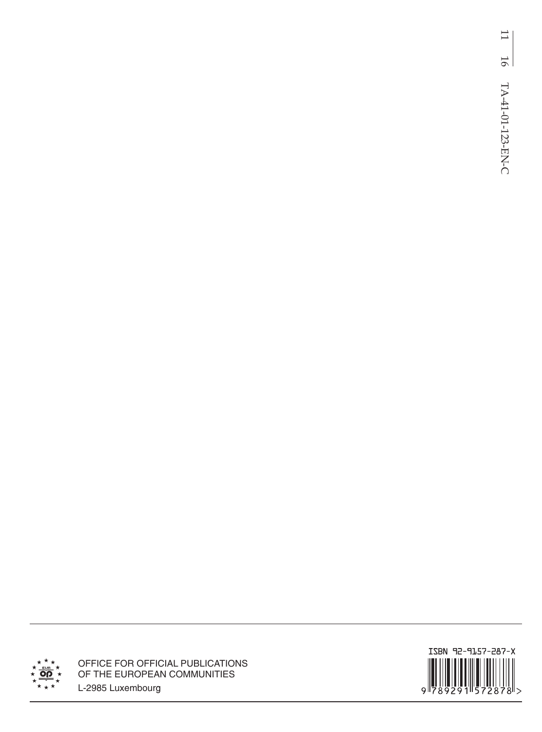11
16
TA-41-01-123-EN-C

OFFICE FOR OFFICIAL PUBLICATIONS
OF THE EUROPEAN COMMUNITIES

L-2985 Luxembourg

ISBN 92-9157-287-X

9 789291 572878